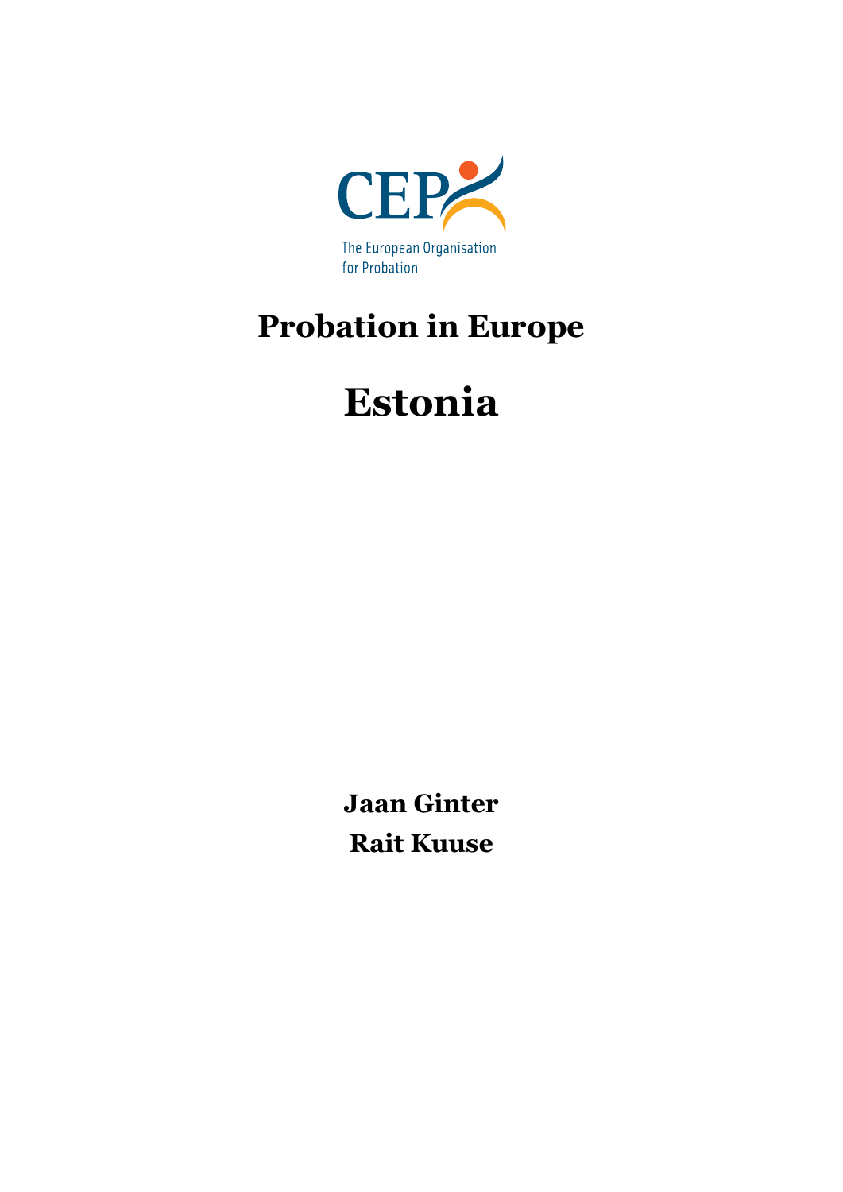CEP

The European Organisation for Probation

# Probation in Europe

# Estonia

**Jaan Ginter**

**Rait Kuuse**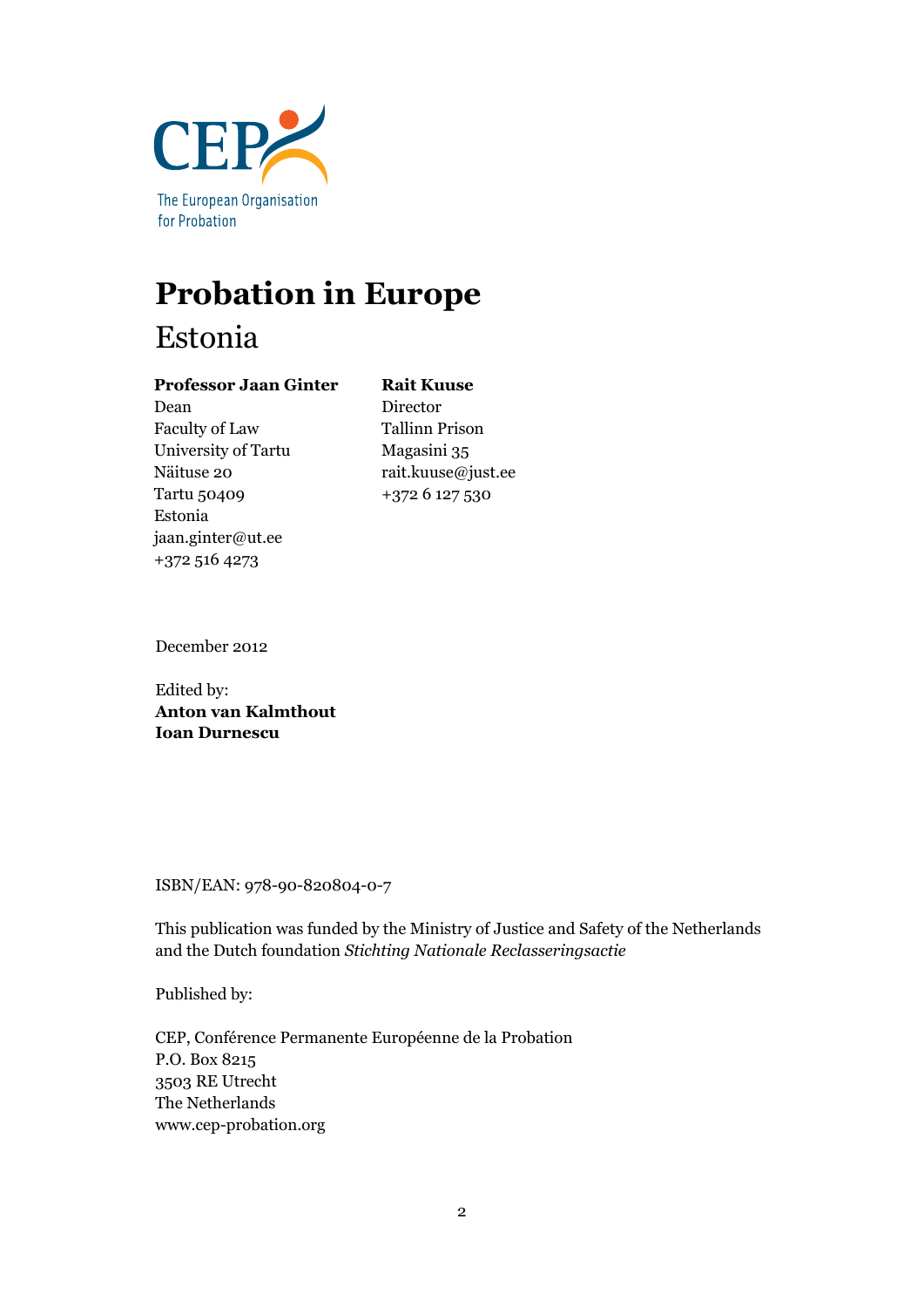CEP

The European Organisation for Probation

# Probation in Europe

## Estonia

**Professor Jaan Ginter**
Dean
Faculty of Law
University of Tartu
Näituse 20
Tartu 50409
Estonia
jaan.ginter@ut.ee
+372 516 4273

**Rait Kuuse**
Director
Tallinn Prison
Magasini 35
rait.kuuse@just.ee
+372 6 127 530

December 2012

Edited by:
**Anton van Kalmthout**
**Ioan Durnescu**

ISBN/EAN: 978-90-820804-0-7

This publication was funded by the Ministry of Justice and Safety of the Netherlands and the Dutch foundation *Stichting Nationale Reclasseringsactie*

Published by:

CEP, Conférence Permanente Européenne de la Probation
P.O. Box 8215
3503 RE Utrecht
The Netherlands
www.cep-probation.org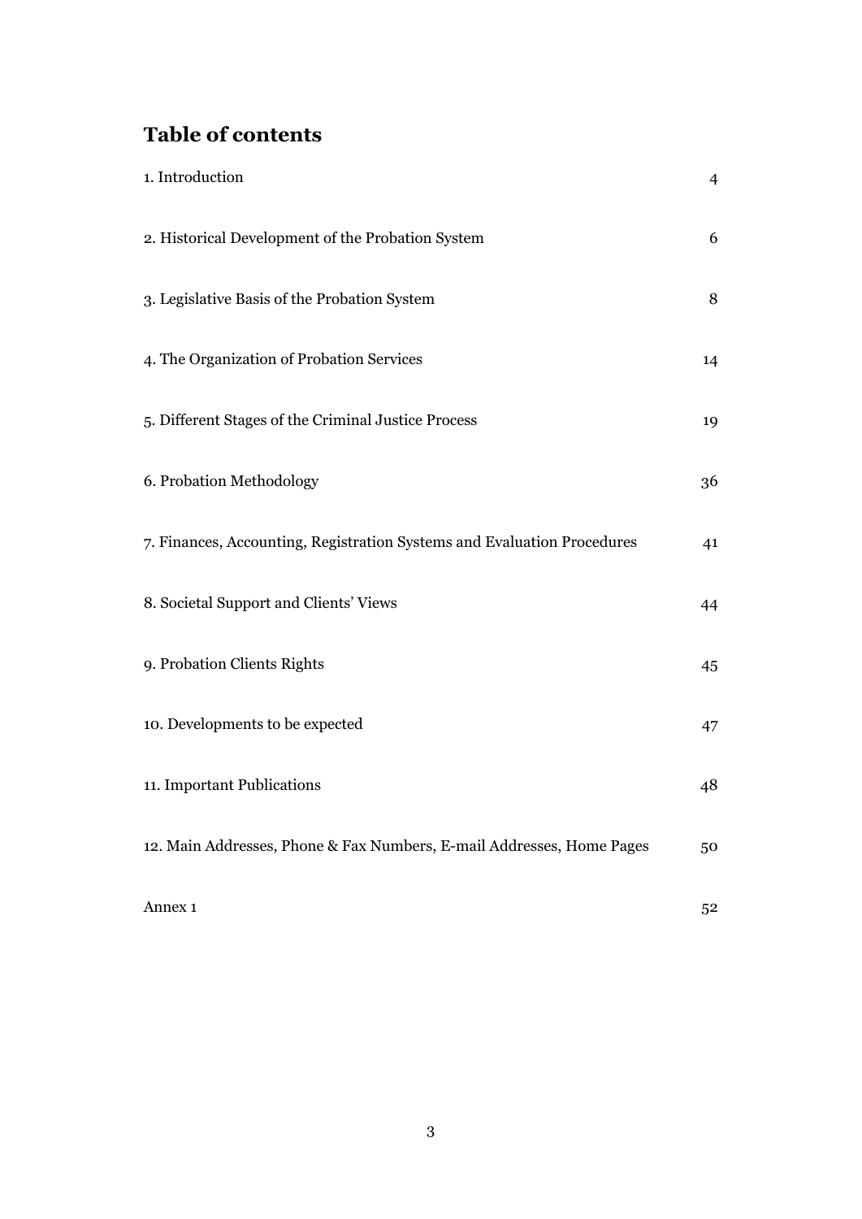## Table of contents

| | |
|---|---|
| 1. Introduction | 4 |
| 2. Historical Development of the Probation System | 6 |
| 3. Legislative Basis of the Probation System | 8 |
| 4. The Organization of Probation Services | 14 |
| 5. Different Stages of the Criminal Justice Process | 19 |
| 6. Probation Methodology | 36 |
| 7. Finances, Accounting, Registration Systems and Evaluation Procedures | 41 |
| 8. Societal Support and Clients' Views | 44 |
| 9. Probation Clients Rights | 45 |
| 10. Developments to be expected | 47 |
| 11. Important Publications | 48 |
| 12. Main Addresses, Phone & Fax Numbers, E-mail Addresses, Home Pages | 50 |
| Annex 1 | 52 |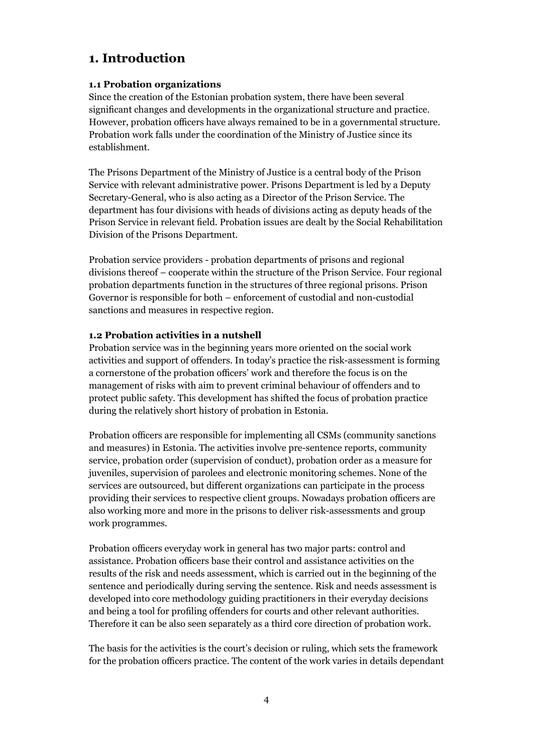# 1. Introduction

### 1.1 Probation organizations

Since the creation of the Estonian probation system, there have been several significant changes and developments in the organizational structure and practice. However, probation officers have always remained to be in a governmental structure. Probation work falls under the coordination of the Ministry of Justice since its establishment.

The Prisons Department of the Ministry of Justice is a central body of the Prison Service with relevant administrative power. Prisons Department is led by a Deputy Secretary-General, who is also acting as a Director of the Prison Service. The department has four divisions with heads of divisions acting as deputy heads of the Prison Service in relevant field. Probation issues are dealt by the Social Rehabilitation Division of the Prisons Department.

Probation service providers - probation departments of prisons and regional divisions thereof – cooperate within the structure of the Prison Service. Four regional probation departments function in the structures of three regional prisons. Prison Governor is responsible for both – enforcement of custodial and non-custodial sanctions and measures in respective region.

### 1.2 Probation activities in a nutshell

Probation service was in the beginning years more oriented on the social work activities and support of offenders. In today's practice the risk-assessment is forming a cornerstone of the probation officers' work and therefore the focus is on the management of risks with aim to prevent criminal behaviour of offenders and to protect public safety. This development has shifted the focus of probation practice during the relatively short history of probation in Estonia.

Probation officers are responsible for implementing all CSMs (community sanctions and measures) in Estonia. The activities involve pre-sentence reports, community service, probation order (supervision of conduct), probation order as a measure for juveniles, supervision of parolees and electronic monitoring schemes. None of the services are outsourced, but different organizations can participate in the process providing their services to respective client groups. Nowadays probation officers are also working more and more in the prisons to deliver risk-assessments and group work programmes.

Probation officers everyday work in general has two major parts: control and assistance. Probation officers base their control and assistance activities on the results of the risk and needs assessment, which is carried out in the beginning of the sentence and periodically during serving the sentence. Risk and needs assessment is developed into core methodology guiding practitioners in their everyday decisions and being a tool for profiling offenders for courts and other relevant authorities. Therefore it can be also seen separately as a third core direction of probation work.

The basis for the activities is the court's decision or ruling, which sets the framework for the probation officers practice. The content of the work varies in details dependant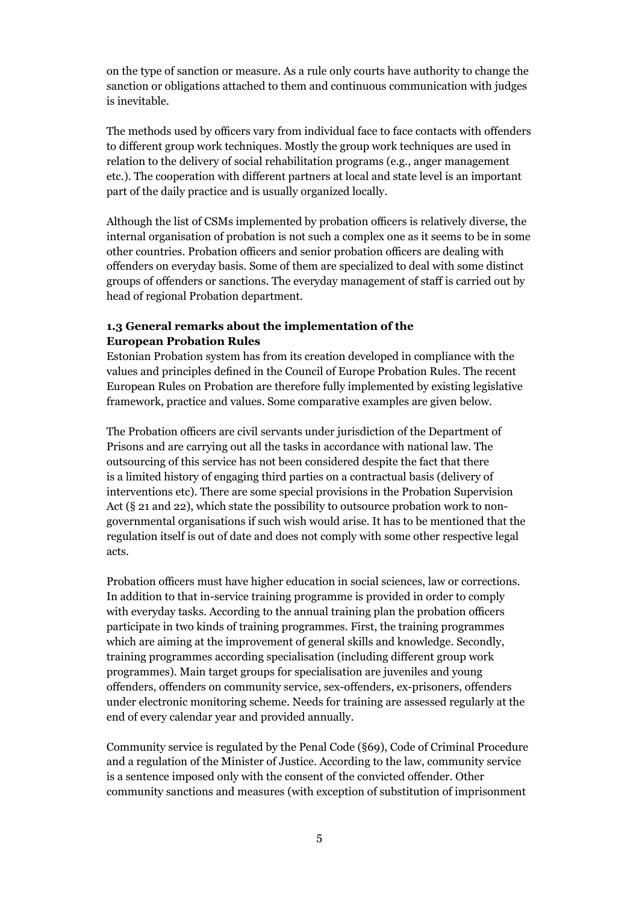on the type of sanction or measure. As a rule only courts have authority to change the sanction or obligations attached to them and continuous communication with judges is inevitable.

The methods used by officers vary from individual face to face contacts with offenders to different group work techniques. Mostly the group work techniques are used in relation to the delivery of social rehabilitation programs (e.g., anger management etc.). The cooperation with different partners at local and state level is an important part of the daily practice and is usually organized locally.

Although the list of CSMs implemented by probation officers is relatively diverse, the internal organisation of probation is not such a complex one as it seems to be in some other countries. Probation officers and senior probation officers are dealing with offenders on everyday basis. Some of them are specialized to deal with some distinct groups of offenders or sanctions. The everyday management of staff is carried out by head of regional Probation department.

### 1.3 General remarks about the implementation of the European Probation Rules

Estonian Probation system has from its creation developed in compliance with the values and principles defined in the Council of Europe Probation Rules. The recent European Rules on Probation are therefore fully implemented by existing legislative framework, practice and values. Some comparative examples are given below.

The Probation officers are civil servants under jurisdiction of the Department of Prisons and are carrying out all the tasks in accordance with national law. The outsourcing of this service has not been considered despite the fact that there is a limited history of engaging third parties on a contractual basis (delivery of interventions etc). There are some special provisions in the Probation Supervision Act (§ 21 and 22), which state the possibility to outsource probation work to non-governmental organisations if such wish would arise. It has to be mentioned that the regulation itself is out of date and does not comply with some other respective legal acts.

Probation officers must have higher education in social sciences, law or corrections. In addition to that in-service training programme is provided in order to comply with everyday tasks. According to the annual training plan the probation officers participate in two kinds of training programmes. First, the training programmes which are aiming at the improvement of general skills and knowledge. Secondly, training programmes according specialisation (including different group work programmes). Main target groups for specialisation are juveniles and young offenders, offenders on community service, sex-offenders, ex-prisoners, offenders under electronic monitoring scheme. Needs for training are assessed regularly at the end of every calendar year and provided annually.

Community service is regulated by the Penal Code (§69), Code of Criminal Procedure and a regulation of the Minister of Justice. According to the law, community service is a sentence imposed only with the consent of the convicted offender. Other community sanctions and measures (with exception of substitution of imprisonment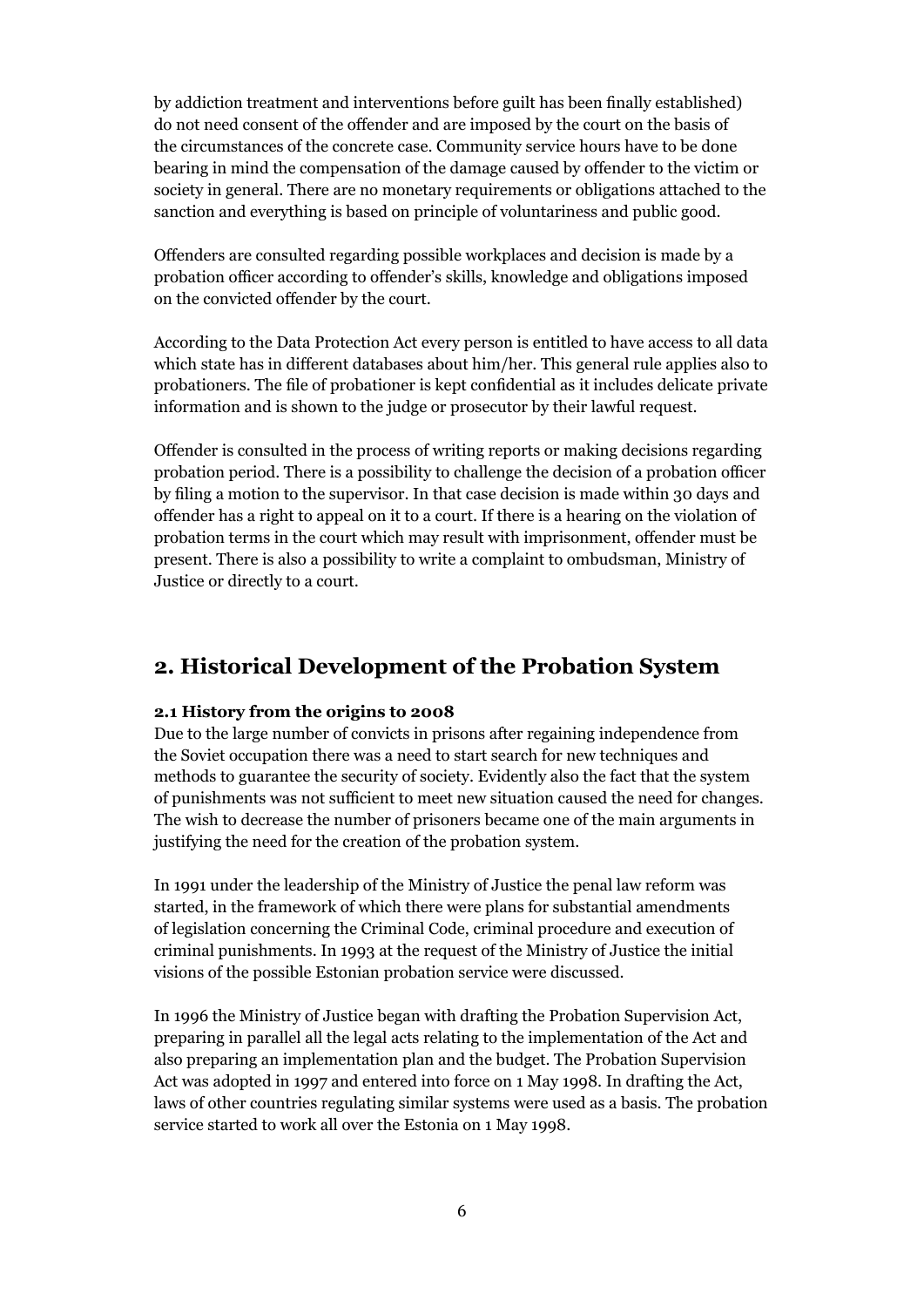by addiction treatment and interventions before guilt has been finally established) do not need consent of the offender and are imposed by the court on the basis of the circumstances of the concrete case. Community service hours have to be done bearing in mind the compensation of the damage caused by offender to the victim or society in general. There are no monetary requirements or obligations attached to the sanction and everything is based on principle of voluntariness and public good.

Offenders are consulted regarding possible workplaces and decision is made by a probation officer according to offender's skills, knowledge and obligations imposed on the convicted offender by the court.

According to the Data Protection Act every person is entitled to have access to all data which state has in different databases about him/her. This general rule applies also to probationers. The file of probationer is kept confidential as it includes delicate private information and is shown to the judge or prosecutor by their lawful request.

Offender is consulted in the process of writing reports or making decisions regarding probation period. There is a possibility to challenge the decision of a probation officer by filing a motion to the supervisor. In that case decision is made within 30 days and offender has a right to appeal on it to a court. If there is a hearing on the violation of probation terms in the court which may result with imprisonment, offender must be present. There is also a possibility to write a complaint to ombudsman, Ministry of Justice or directly to a court.

## 2. Historical Development of the Probation System

### 2.1 History from the origins to 2008

Due to the large number of convicts in prisons after regaining independence from the Soviet occupation there was a need to start search for new techniques and methods to guarantee the security of society. Evidently also the fact that the system of punishments was not sufficient to meet new situation caused the need for changes. The wish to decrease the number of prisoners became one of the main arguments in justifying the need for the creation of the probation system.

In 1991 under the leadership of the Ministry of Justice the penal law reform was started, in the framework of which there were plans for substantial amendments of legislation concerning the Criminal Code, criminal procedure and execution of criminal punishments. In 1993 at the request of the Ministry of Justice the initial visions of the possible Estonian probation service were discussed.

In 1996 the Ministry of Justice began with drafting the Probation Supervision Act, preparing in parallel all the legal acts relating to the implementation of the Act and also preparing an implementation plan and the budget. The Probation Supervision Act was adopted in 1997 and entered into force on 1 May 1998. In drafting the Act, laws of other countries regulating similar systems were used as a basis. The probation service started to work all over the Estonia on 1 May 1998.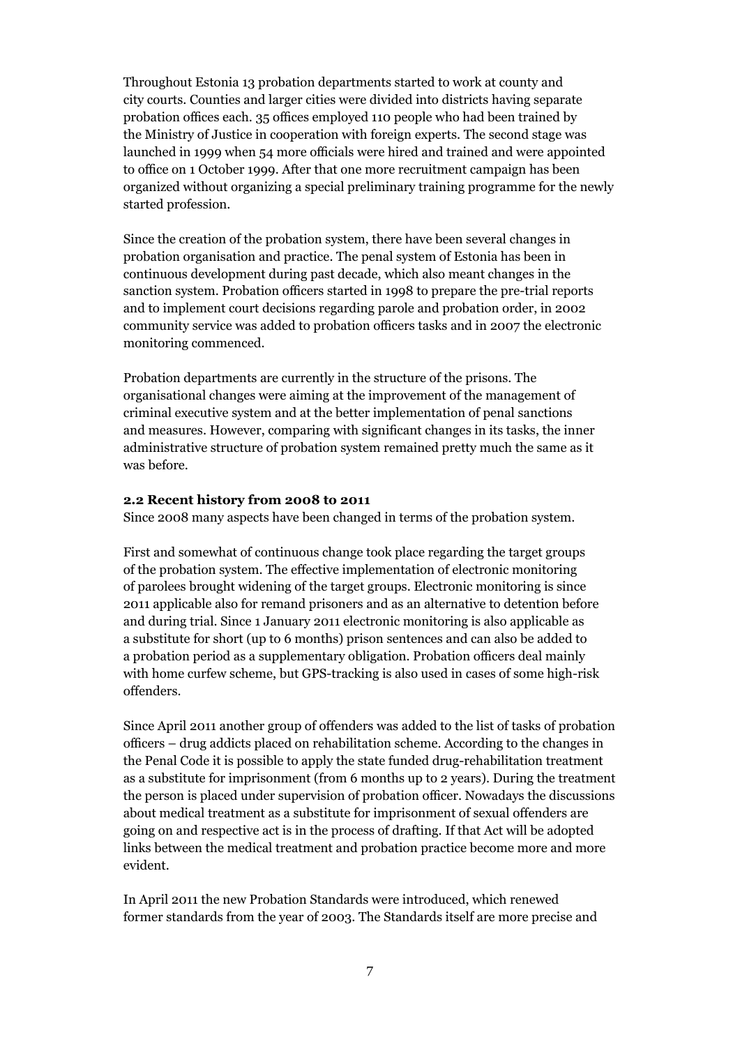Throughout Estonia 13 probation departments started to work at county and city courts. Counties and larger cities were divided into districts having separate probation offices each. 35 offices employed 110 people who had been trained by the Ministry of Justice in cooperation with foreign experts. The second stage was launched in 1999 when 54 more officials were hired and trained and were appointed to office on 1 October 1999. After that one more recruitment campaign has been organized without organizing a special preliminary training programme for the newly started profession.

Since the creation of the probation system, there have been several changes in probation organisation and practice. The penal system of Estonia has been in continuous development during past decade, which also meant changes in the sanction system. Probation officers started in 1998 to prepare the pre-trial reports and to implement court decisions regarding parole and probation order, in 2002 community service was added to probation officers tasks and in 2007 the electronic monitoring commenced.

Probation departments are currently in the structure of the prisons. The organisational changes were aiming at the improvement of the management of criminal executive system and at the better implementation of penal sanctions and measures. However, comparing with significant changes in its tasks, the inner administrative structure of probation system remained pretty much the same as it was before.

### 2.2 Recent history from 2008 to 2011

Since 2008 many aspects have been changed in terms of the probation system.

First and somewhat of continuous change took place regarding the target groups of the probation system. The effective implementation of electronic monitoring of parolees brought widening of the target groups. Electronic monitoring is since 2011 applicable also for remand prisoners and as an alternative to detention before and during trial. Since 1 January 2011 electronic monitoring is also applicable as a substitute for short (up to 6 months) prison sentences and can also be added to a probation period as a supplementary obligation. Probation officers deal mainly with home curfew scheme, but GPS-tracking is also used in cases of some high-risk offenders.

Since April 2011 another group of offenders was added to the list of tasks of probation officers – drug addicts placed on rehabilitation scheme. According to the changes in the Penal Code it is possible to apply the state funded drug-rehabilitation treatment as a substitute for imprisonment (from 6 months up to 2 years). During the treatment the person is placed under supervision of probation officer. Nowadays the discussions about medical treatment as a substitute for imprisonment of sexual offenders are going on and respective act is in the process of drafting. If that Act will be adopted links between the medical treatment and probation practice become more and more evident.

In April 2011 the new Probation Standards were introduced, which renewed former standards from the year of 2003. The Standards itself are more precise and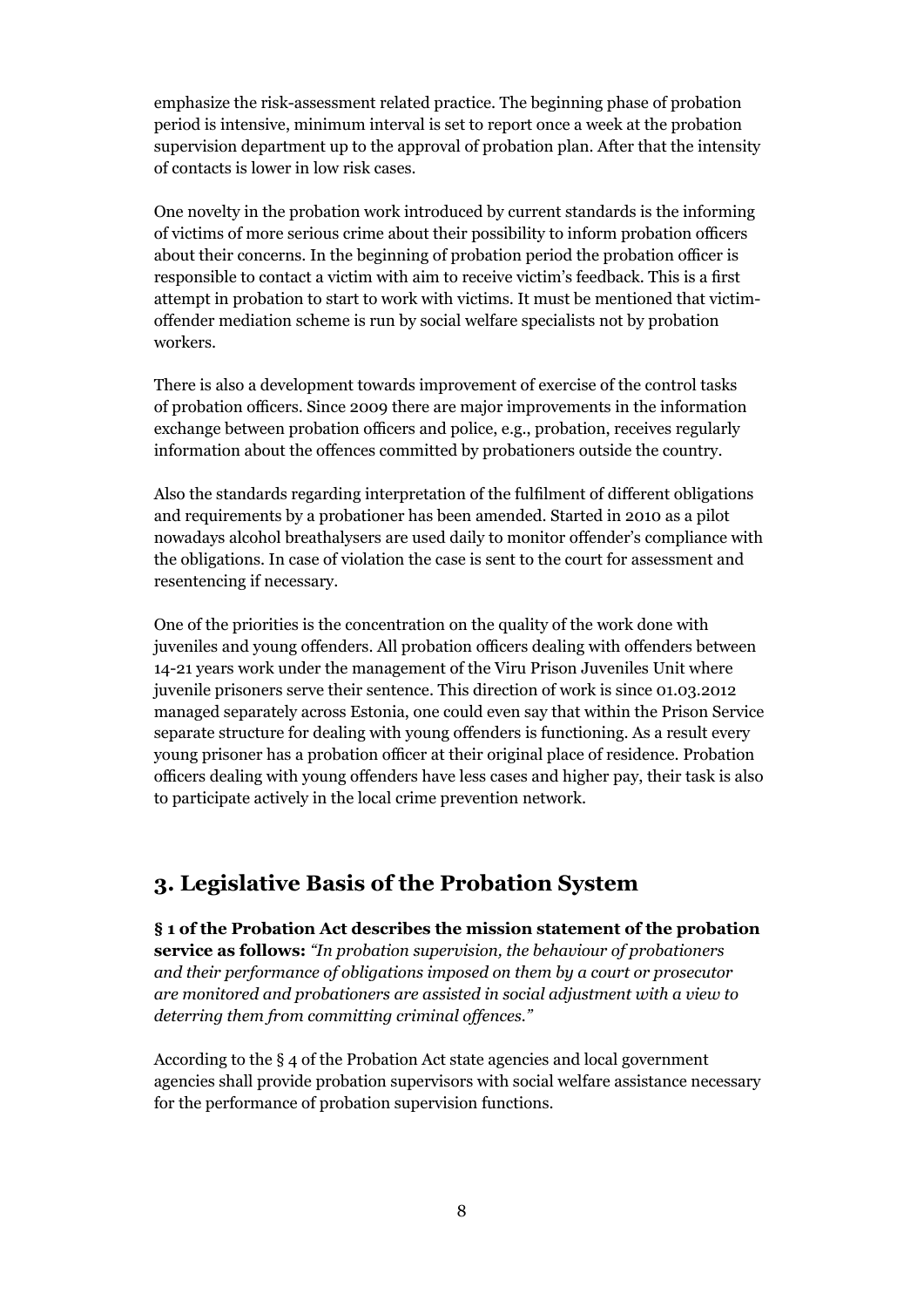emphasize the risk-assessment related practice. The beginning phase of probation period is intensive, minimum interval is set to report once a week at the probation supervision department up to the approval of probation plan. After that the intensity of contacts is lower in low risk cases.

One novelty in the probation work introduced by current standards is the informing of victims of more serious crime about their possibility to inform probation officers about their concerns. In the beginning of probation period the probation officer is responsible to contact a victim with aim to receive victim's feedback. This is a first attempt in probation to start to work with victims. It must be mentioned that victim-offender mediation scheme is run by social welfare specialists not by probation workers.

There is also a development towards improvement of exercise of the control tasks of probation officers. Since 2009 there are major improvements in the information exchange between probation officers and police, e.g., probation, receives regularly information about the offences committed by probationers outside the country.

Also the standards regarding interpretation of the fulfilment of different obligations and requirements by a probationer has been amended. Started in 2010 as a pilot nowadays alcohol breathalysers are used daily to monitor offender's compliance with the obligations. In case of violation the case is sent to the court for assessment and resentencing if necessary.

One of the priorities is the concentration on the quality of the work done with juveniles and young offenders. All probation officers dealing with offenders between 14-21 years work under the management of the Viru Prison Juveniles Unit where juvenile prisoners serve their sentence. This direction of work is since 01.03.2012 managed separately across Estonia, one could even say that within the Prison Service separate structure for dealing with young offenders is functioning. As a result every young prisoner has a probation officer at their original place of residence. Probation officers dealing with young offenders have less cases and higher pay, their task is also to participate actively in the local crime prevention network.

## 3. Legislative Basis of the Probation System

**§ 1 of the Probation Act describes the mission statement of the probation service as follows:** *"In probation supervision, the behaviour of probationers and their performance of obligations imposed on them by a court or prosecutor are monitored and probationers are assisted in social adjustment with a view to deterring them from committing criminal offences."*

According to the § 4 of the Probation Act state agencies and local government agencies shall provide probation supervisors with social welfare assistance necessary for the performance of probation supervision functions.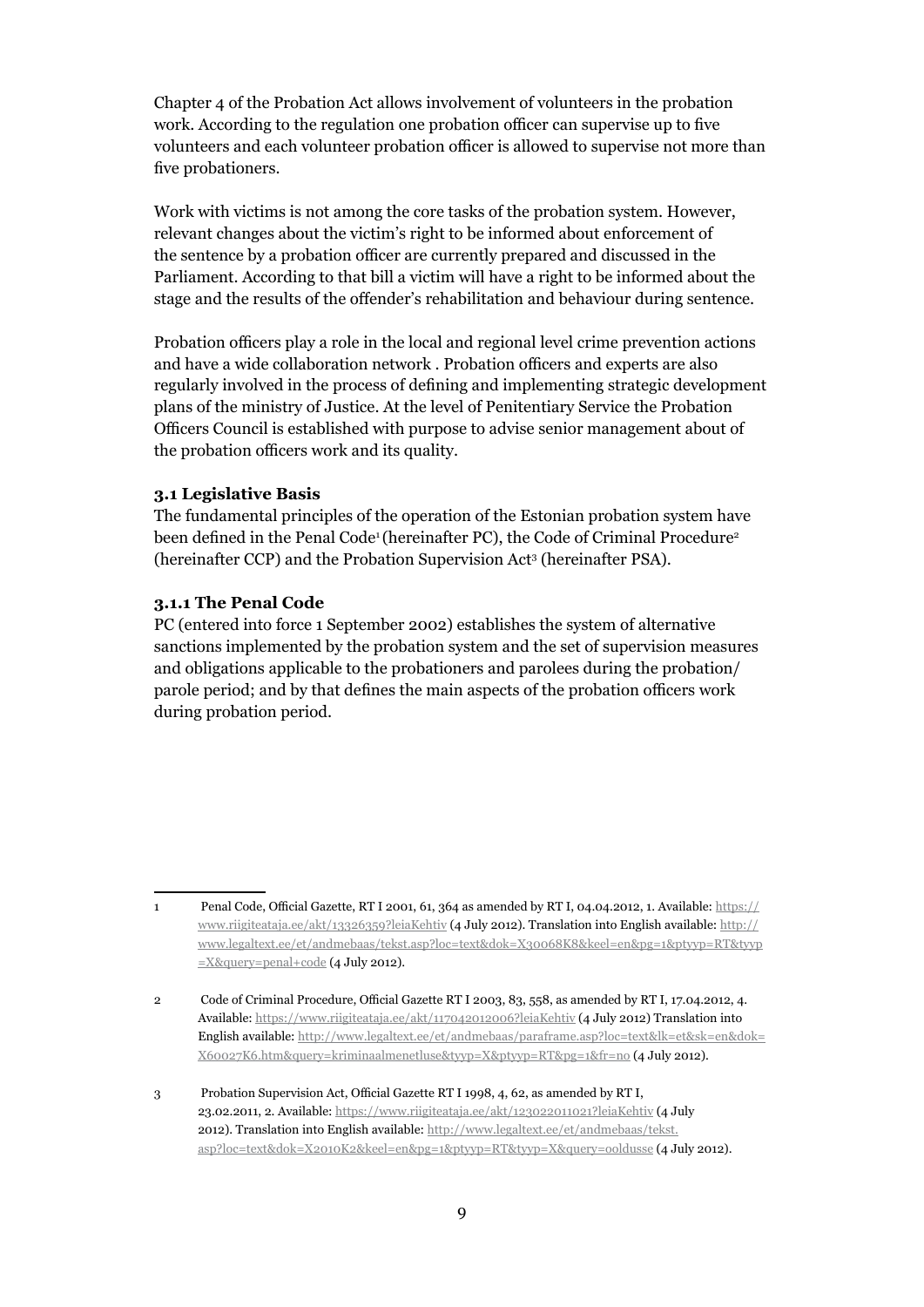Chapter 4 of the Probation Act allows involvement of volunteers in the probation work. According to the regulation one probation officer can supervise up to five volunteers and each volunteer probation officer is allowed to supervise not more than five probationers.

Work with victims is not among the core tasks of the probation system. However, relevant changes about the victim's right to be informed about enforcement of the sentence by a probation officer are currently prepared and discussed in the Parliament. According to that bill a victim will have a right to be informed about the stage and the results of the offender's rehabilitation and behaviour during sentence.

Probation officers play a role in the local and regional level crime prevention actions and have a wide collaboration network . Probation officers and experts are also regularly involved in the process of defining and implementing strategic development plans of the ministry of Justice. At the level of Penitentiary Service the Probation Officers Council is established with purpose to advise senior management about of the probation officers work and its quality.

### 3.1 Legislative Basis

The fundamental principles of the operation of the Estonian probation system have been defined in the Penal Code[1] (hereinafter PC), the Code of Criminal Procedure[2] (hereinafter CCP) and the Probation Supervision Act[3] (hereinafter PSA).

#### 3.1.1 The Penal Code

PC (entered into force 1 September 2002) establishes the system of alternative sanctions implemented by the probation system and the set of supervision measures and obligations applicable to the probationers and parolees during the probation/ parole period; and by that defines the main aspects of the probation officers work during probation period.

---

1 Penal Code, Official Gazette, RT I 2001, 61, 364 as amended by RT I, 04.04.2012, 1. Available: https://www.riigiteataja.ee/akt/13326359?leiaKehtiv (4 July 2012). Translation into English available: http://www.legaltext.ee/et/andmebaas/tekst.asp?loc=text&dok=X30068K8&keel=en&pg=1&ptyyp=RT&tyyp=X&query=penal+code (4 July 2012).

2 Code of Criminal Procedure, Official Gazette RT I 2003, 83, 558, as amended by RT I, 17.04.2012, 4. Available: https://www.riigiteataja.ee/akt/117042012006?leiaKehtiv (4 July 2012) Translation into English available: http://www.legaltext.ee/et/andmebaas/paraframe.asp?loc=text&lk=et&sk=en&dok=X60027K6.htm&query=kriminaalmenetluse&tyyp=X&ptyyp=RT&pg=1&fr=no (4 July 2012).

3 Probation Supervision Act, Official Gazette RT I 1998, 4, 62, as amended by RT I, 23.02.2011, 2. Available: https://www.riigiteataja.ee/akt/123022011021?leiaKehtiv (4 July 2012). Translation into English available: http://www.legaltext.ee/et/andmebaas/tekst.asp?loc=text&dok=X2010K2&keel=en&pg=1&ptyyp=RT&tyyp=X&query=ooldusse (4 July 2012).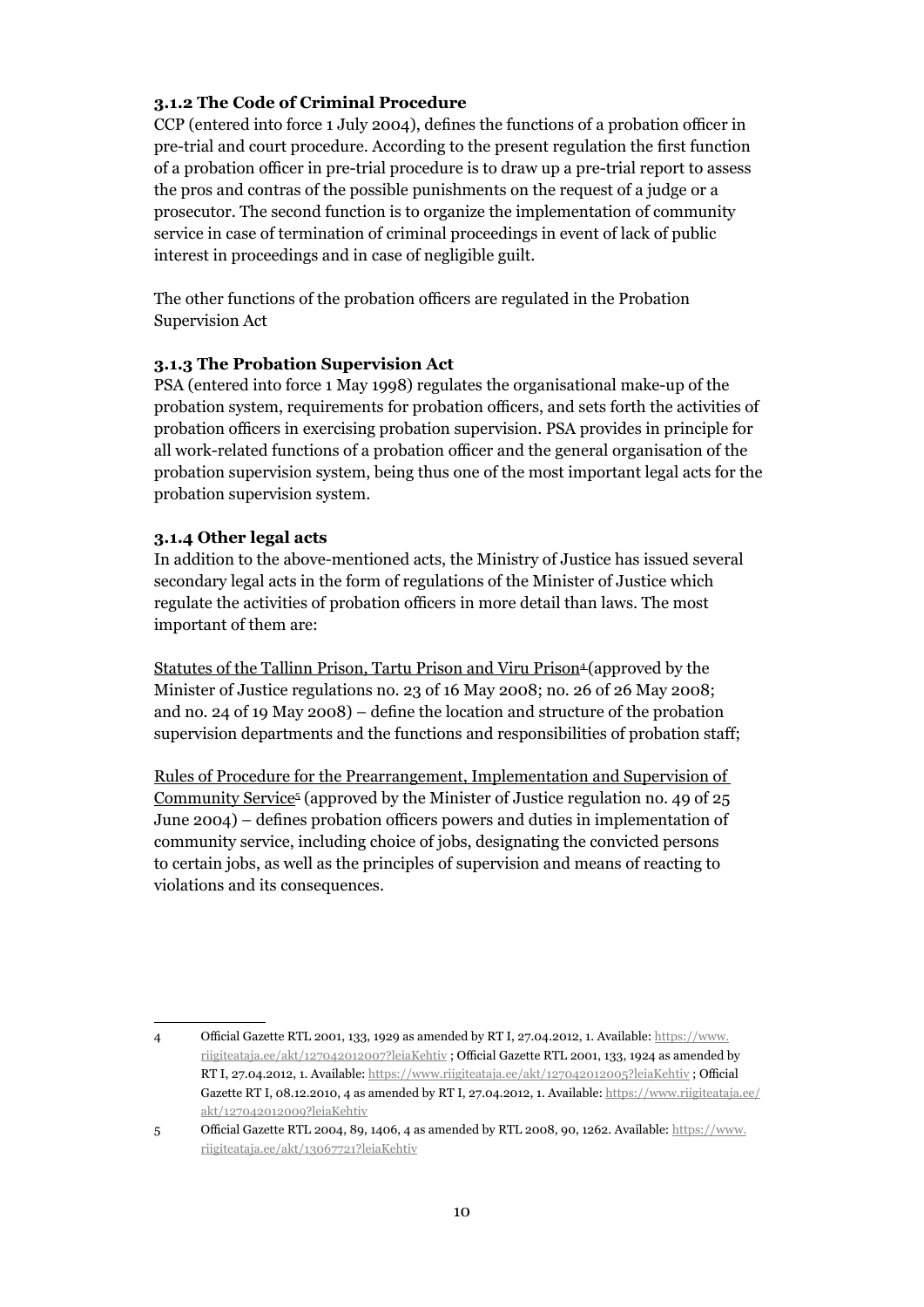### 3.1.2 The Code of Criminal Procedure

CCP (entered into force 1 July 2004), defines the functions of a probation officer in pre-trial and court procedure. According to the present regulation the first function of a probation officer in pre-trial procedure is to draw up a pre-trial report to assess the pros and contras of the possible punishments on the request of a judge or a prosecutor. The second function is to organize the implementation of community service in case of termination of criminal proceedings in event of lack of public interest in proceedings and in case of negligible guilt.

The other functions of the probation officers are regulated in the Probation Supervision Act

### 3.1.3 The Probation Supervision Act

PSA (entered into force 1 May 1998) regulates the organisational make-up of the probation system, requirements for probation officers, and sets forth the activities of probation officers in exercising probation supervision. PSA provides in principle for all work-related functions of a probation officer and the general organisation of the probation supervision system, being thus one of the most important legal acts for the probation supervision system.

### 3.1.4 Other legal acts

In addition to the above-mentioned acts, the Ministry of Justice has issued several secondary legal acts in the form of regulations of the Minister of Justice which regulate the activities of probation officers in more detail than laws. The most important of them are:

<u>Statutes of the Tallinn Prison, Tartu Prison and Viru Prison</u>[4] (approved by the Minister of Justice regulations no. 23 of 16 May 2008; no. 26 of 26 May 2008; and no. 24 of 19 May 2008) – define the location and structure of the probation supervision departments and the functions and responsibilities of probation staff;

<u>Rules of Procedure for the Prearrangement, Implementation and Supervision of Community Service</u>[5] (approved by the Minister of Justice regulation no. 49 of 25 June 2004) – defines probation officers powers and duties in implementation of community service, including choice of jobs, designating the convicted persons to certain jobs, as well as the principles of supervision and means of reacting to violations and its consequences.

---

4 Official Gazette RTL 2001, 133, 1929 as amended by RT I, 27.04.2012, 1. Available: https://www.riigiteataja.ee/akt/127042012007?leiaKehtiv ; Official Gazette RTL 2001, 133, 1924 as amended by RT I, 27.04.2012, 1. Available: https://www.riigiteataja.ee/akt/127042012005?leiaKehtiv ; Official Gazette RT I, 08.12.2010, 4 as amended by RT I, 27.04.2012, 1. Available: https://www.riigiteataja.ee/akt/127042012009?leiaKehtiv

5 Official Gazette RTL 2004, 89, 1406, 4 as amended by RTL 2008, 90, 1262. Available: https://www.riigiteataja.ee/akt/13067721?leiaKehtiv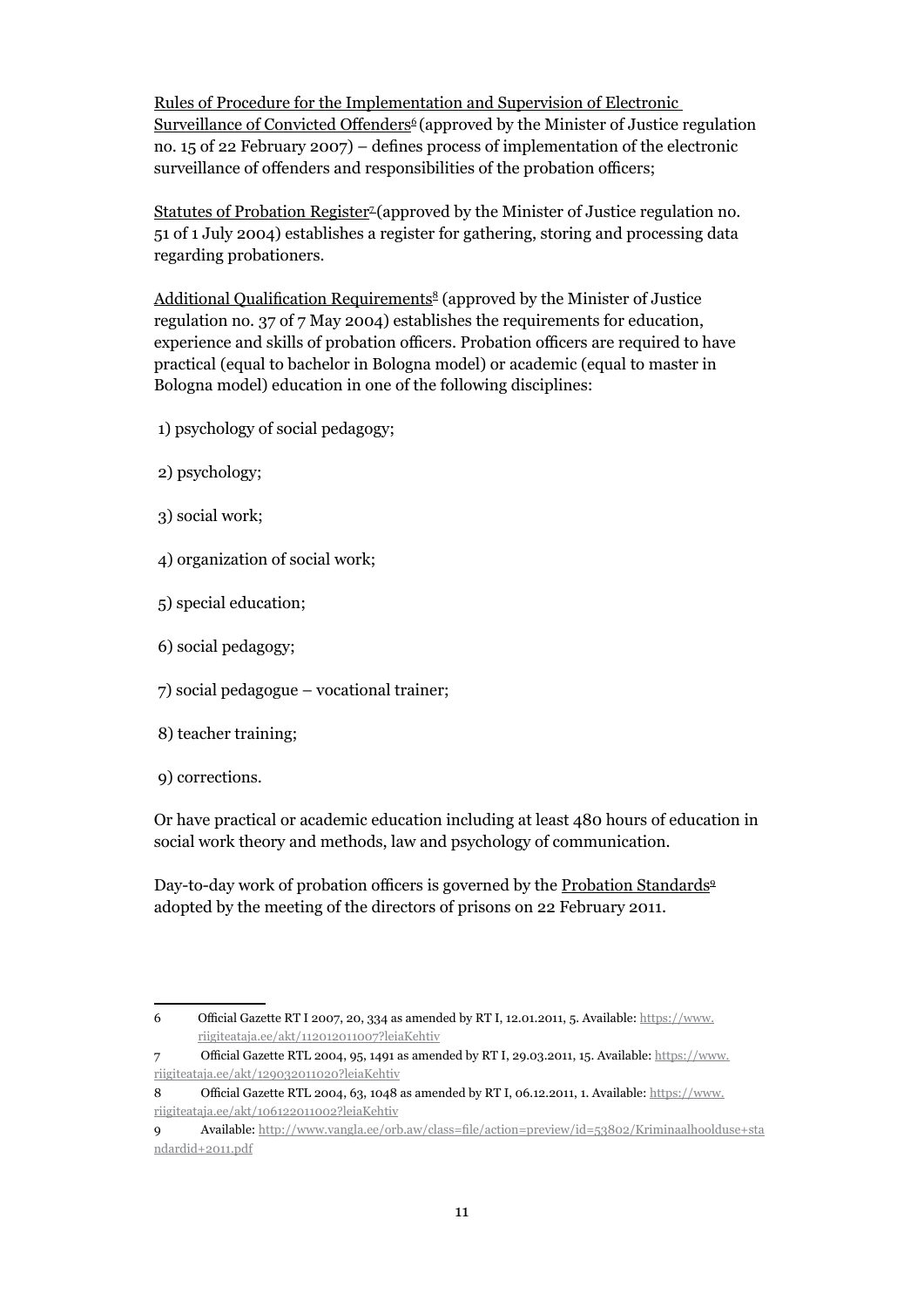Rules of Procedure for the Implementation and Supervision of Electronic Surveillance of Convicted Offenders[6] (approved by the Minister of Justice regulation no. 15 of 22 February 2007) – defines process of implementation of the electronic surveillance of offenders and responsibilities of the probation officers;

Statutes of Probation Register[7] (approved by the Minister of Justice regulation no. 51 of 1 July 2004) establishes a register for gathering, storing and processing data regarding probationers.

Additional Qualification Requirements[8] (approved by the Minister of Justice regulation no. 37 of 7 May 2004) establishes the requirements for education, experience and skills of probation officers. Probation officers are required to have practical (equal to bachelor in Bologna model) or academic (equal to master in Bologna model) education in one of the following disciplines:

1) psychology of social pedagogy;

2) psychology;

3) social work;

4) organization of social work;

5) special education;

6) social pedagogy;

7) social pedagogue – vocational trainer;

8) teacher training;

9) corrections.

Or have practical or academic education including at least 480 hours of education in social work theory and methods, law and psychology of communication.

Day-to-day work of probation officers is governed by the Probation Standards[9] adopted by the meeting of the directors of prisons on 22 February 2011.

---

6 Official Gazette RT I 2007, 20, 334 as amended by RT I, 12.01.2011, 5. Available: https://www.riigiteataja.ee/akt/112012011007?leiaKehtiv

7 Official Gazette RTL 2004, 95, 1491 as amended by RT I, 29.03.2011, 15. Available: https://www.riigiteataja.ee/akt/129032011020?leiaKehtiv

8 Official Gazette RTL 2004, 63, 1048 as amended by RT I, 06.12.2011, 1. Available: https://www.riigiteataja.ee/akt/106122011002?leiaKehtiv

9 Available: http://www.vangla.ee/orb.aw/class=file/action=preview/id=53802/Kriminaalhoolduse+standardid+2011.pdf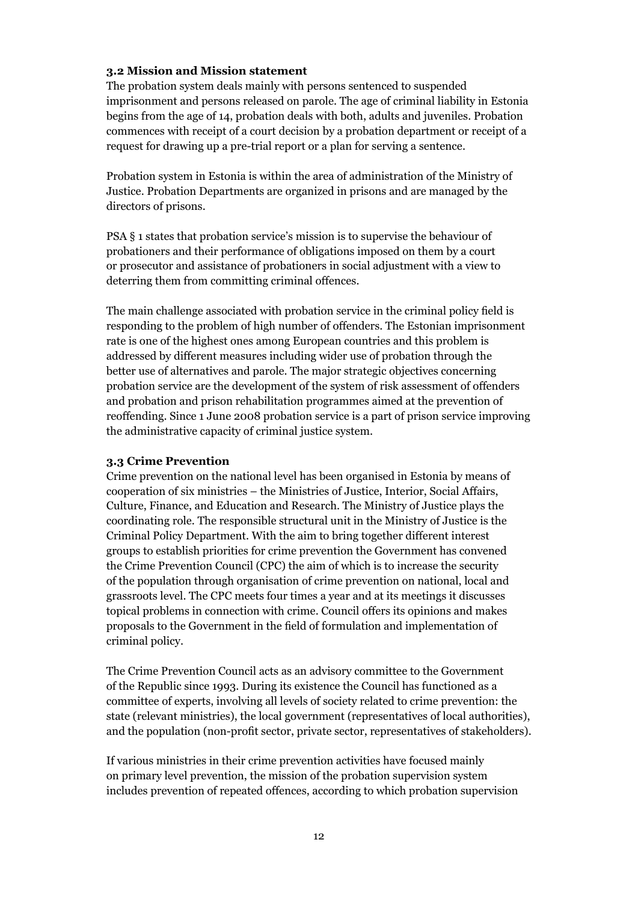### 3.2 Mission and Mission statement

The probation system deals mainly with persons sentenced to suspended imprisonment and persons released on parole. The age of criminal liability in Estonia begins from the age of 14, probation deals with both, adults and juveniles. Probation commences with receipt of a court decision by a probation department or receipt of a request for drawing up a pre-trial report or a plan for serving a sentence.

Probation system in Estonia is within the area of administration of the Ministry of Justice. Probation Departments are organized in prisons and are managed by the directors of prisons.

PSA § 1 states that probation service's mission is to supervise the behaviour of probationers and their performance of obligations imposed on them by a court or prosecutor and assistance of probationers in social adjustment with a view to deterring them from committing criminal offences.

The main challenge associated with probation service in the criminal policy field is responding to the problem of high number of offenders. The Estonian imprisonment rate is one of the highest ones among European countries and this problem is addressed by different measures including wider use of probation through the better use of alternatives and parole. The major strategic objectives concerning probation service are the development of the system of risk assessment of offenders and probation and prison rehabilitation programmes aimed at the prevention of reoffending. Since 1 June 2008 probation service is a part of prison service improving the administrative capacity of criminal justice system.

### 3.3 Crime Prevention

Crime prevention on the national level has been organised in Estonia by means of cooperation of six ministries – the Ministries of Justice, Interior, Social Affairs, Culture, Finance, and Education and Research. The Ministry of Justice plays the coordinating role. The responsible structural unit in the Ministry of Justice is the Criminal Policy Department. With the aim to bring together different interest groups to establish priorities for crime prevention the Government has convened the Crime Prevention Council (CPC) the aim of which is to increase the security of the population through organisation of crime prevention on national, local and grassroots level. The CPC meets four times a year and at its meetings it discusses topical problems in connection with crime. Council offers its opinions and makes proposals to the Government in the field of formulation and implementation of criminal policy.

The Crime Prevention Council acts as an advisory committee to the Government of the Republic since 1993. During its existence the Council has functioned as a committee of experts, involving all levels of society related to crime prevention: the state (relevant ministries), the local government (representatives of local authorities), and the population (non-profit sector, private sector, representatives of stakeholders).

If various ministries in their crime prevention activities have focused mainly on primary level prevention, the mission of the probation supervision system includes prevention of repeated offences, according to which probation supervision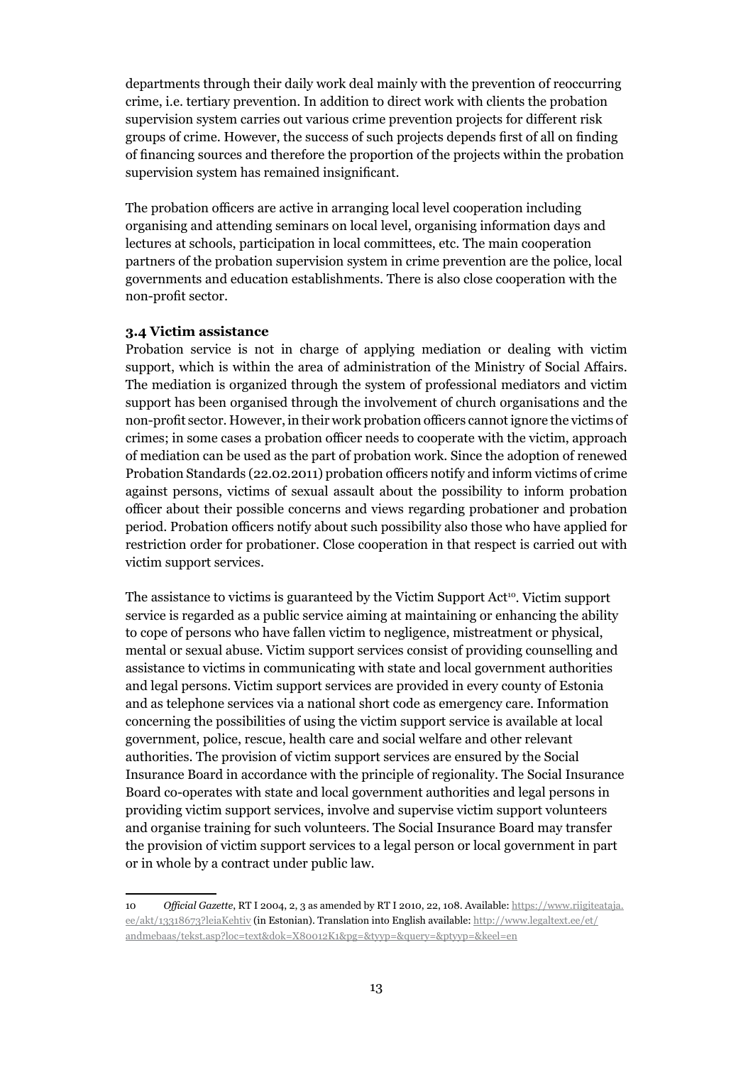departments through their daily work deal mainly with the prevention of reoccurring crime, i.e. tertiary prevention. In addition to direct work with clients the probation supervision system carries out various crime prevention projects for different risk groups of crime. However, the success of such projects depends first of all on finding of financing sources and therefore the proportion of the projects within the probation supervision system has remained insignificant.

The probation officers are active in arranging local level cooperation including organising and attending seminars on local level, organising information days and lectures at schools, participation in local committees, etc. The main cooperation partners of the probation supervision system in crime prevention are the police, local governments and education establishments. There is also close cooperation with the non-profit sector.

### 3.4 Victim assistance

Probation service is not in charge of applying mediation or dealing with victim support, which is within the area of administration of the Ministry of Social Affairs. The mediation is organized through the system of professional mediators and victim support has been organised through the involvement of church organisations and the non-profit sector. However, in their work probation officers cannot ignore the victims of crimes; in some cases a probation officer needs to cooperate with the victim, approach of mediation can be used as the part of probation work. Since the adoption of renewed Probation Standards (22.02.2011) probation officers notify and inform victims of crime against persons, victims of sexual assault about the possibility to inform probation officer about their possible concerns and views regarding probationer and probation period. Probation officers notify about such possibility also those who have applied for restriction order for probationer. Close cooperation in that respect is carried out with victim support services.

The assistance to victims is guaranteed by the Victim Support Act[10]. Victim support service is regarded as a public service aiming at maintaining or enhancing the ability to cope of persons who have fallen victim to negligence, mistreatment or physical, mental or sexual abuse. Victim support services consist of providing counselling and assistance to victims in communicating with state and local government authorities and legal persons. Victim support services are provided in every county of Estonia and as telephone services via a national short code as emergency care. Information concerning the possibilities of using the victim support service is available at local government, police, rescue, health care and social welfare and other relevant authorities. The provision of victim support services are ensured by the Social Insurance Board in accordance with the principle of regionality. The Social Insurance Board co-operates with state and local government authorities and legal persons in providing victim support services, involve and supervise victim support volunteers and organise training for such volunteers. The Social Insurance Board may transfer the provision of victim support services to a legal person or local government in part or in whole by a contract under public law.

---

10 *Official Gazette*, RT I 2004, 2, 3 as amended by RT I 2010, 22, 108. Available: https://www.riigiteataja.ee/akt/13318673?leiaKehtiv (in Estonian). Translation into English available: http://www.legaltext.ee/et/andmebaas/tekst.asp?loc=text&dok=X80012K1&pg=&tyyp=&query=&ptyyp=&keel=en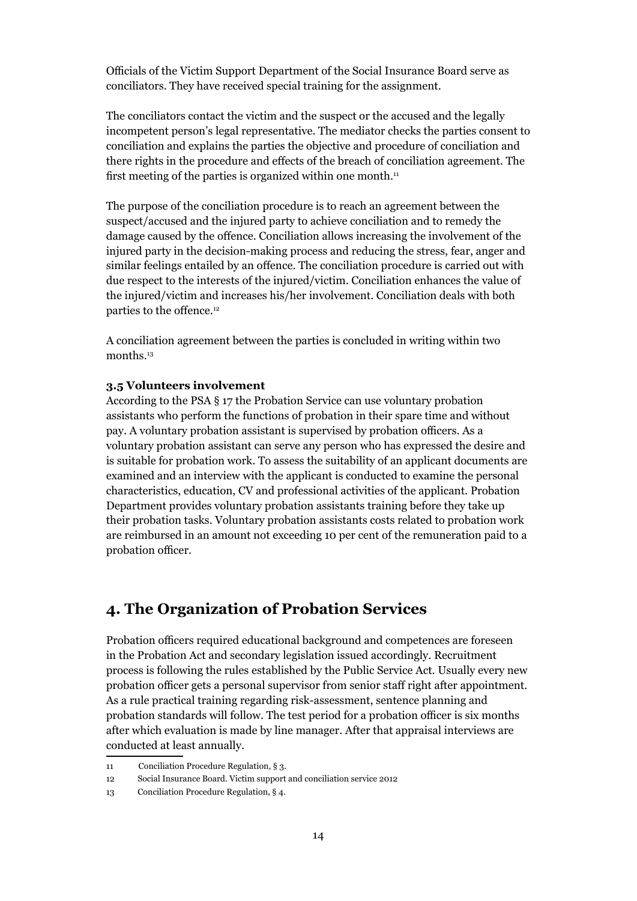Officials of the Victim Support Department of the Social Insurance Board serve as conciliators. They have received special training for the assignment.

The conciliators contact the victim and the suspect or the accused and the legally incompetent person's legal representative. The mediator checks the parties consent to conciliation and explains the parties the objective and procedure of conciliation and there rights in the procedure and effects of the breach of conciliation agreement. The first meeting of the parties is organized within one month.[11]

The purpose of the conciliation procedure is to reach an agreement between the suspect/accused and the injured party to achieve conciliation and to remedy the damage caused by the offence. Conciliation allows increasing the involvement of the injured party in the decision-making process and reducing the stress, fear, anger and similar feelings entailed by an offence. The conciliation procedure is carried out with due respect to the interests of the injured/victim. Conciliation enhances the value of the injured/victim and increases his/her involvement. Conciliation deals with both parties to the offence.[12]

A conciliation agreement between the parties is concluded in writing within two months.[13]

### 3.5 Volunteers involvement

According to the PSA § 17 the Probation Service can use voluntary probation assistants who perform the functions of probation in their spare time and without pay. A voluntary probation assistant is supervised by probation officers. As a voluntary probation assistant can serve any person who has expressed the desire and is suitable for probation work. To assess the suitability of an applicant documents are examined and an interview with the applicant is conducted to examine the personal characteristics, education, CV and professional activities of the applicant. Probation Department provides voluntary probation assistants training before they take up their probation tasks. Voluntary probation assistants costs related to probation work are reimbursed in an amount not exceeding 10 per cent of the remuneration paid to a probation officer.

## 4. The Organization of Probation Services

Probation officers required educational background and competences are foreseen in the Probation Act and secondary legislation issued accordingly. Recruitment process is following the rules established by the Public Service Act. Usually every new probation officer gets a personal supervisor from senior staff right after appointment. As a rule practical training regarding risk-assessment, sentence planning and probation standards will follow. The test period for a probation officer is six months after which evaluation is made by line manager. After that appraisal interviews are conducted at least annually.

---

11 Conciliation Procedure Regulation, § 3.

12 Social Insurance Board. Victim support and conciliation service 2012

13 Conciliation Procedure Regulation, § 4.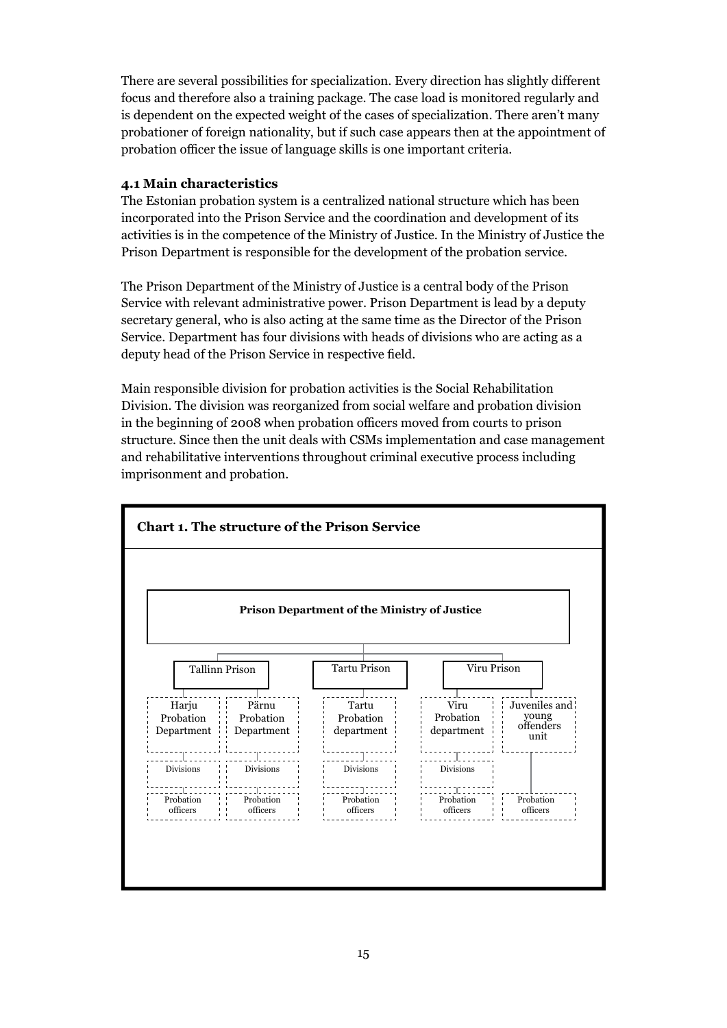There are several possibilities for specialization. Every direction has slightly different focus and therefore also a training package. The case load is monitored regularly and is dependent on the expected weight of the cases of specialization. There aren't many probationer of foreign nationality, but if such case appears then at the appointment of probation officer the issue of language skills is one important criteria.

### 4.1 Main characteristics

The Estonian probation system is a centralized national structure which has been incorporated into the Prison Service and the coordination and development of its activities is in the competence of the Ministry of Justice. In the Ministry of Justice the Prison Department is responsible for the development of the probation service.

The Prison Department of the Ministry of Justice is a central body of the Prison Service with relevant administrative power. Prison Department is lead by a deputy secretary general, who is also acting at the same time as the Director of the Prison Service. Department has four divisions with heads of divisions who are acting as a deputy head of the Prison Service in respective field.

Main responsible division for probation activities is the Social Rehabilitation Division. The division was reorganized from social welfare and probation division in the beginning of 2008 when probation officers moved from courts to prison structure. Since then the unit deals with CSMs implementation and case management and rehabilitative interventions throughout criminal executive process including imprisonment and probation.

**Chart 1. The structure of the Prison Service**

- **Prison Department of the Ministry of Justice**
  - Tallinn Prison
    - Harju Probation Department
      - Divisions
        - Probation officers
    - Pärnu Probation Department
      - Divisions
        - Probation officers
  - Tartu Prison
    - Tartu Probation department
      - Divisions
        - Probation officers
  - Viru Prison
    - Viru Probation department
      - Divisions
        - Probation officers
    - Juveniles and young offenders unit
      - Probation officers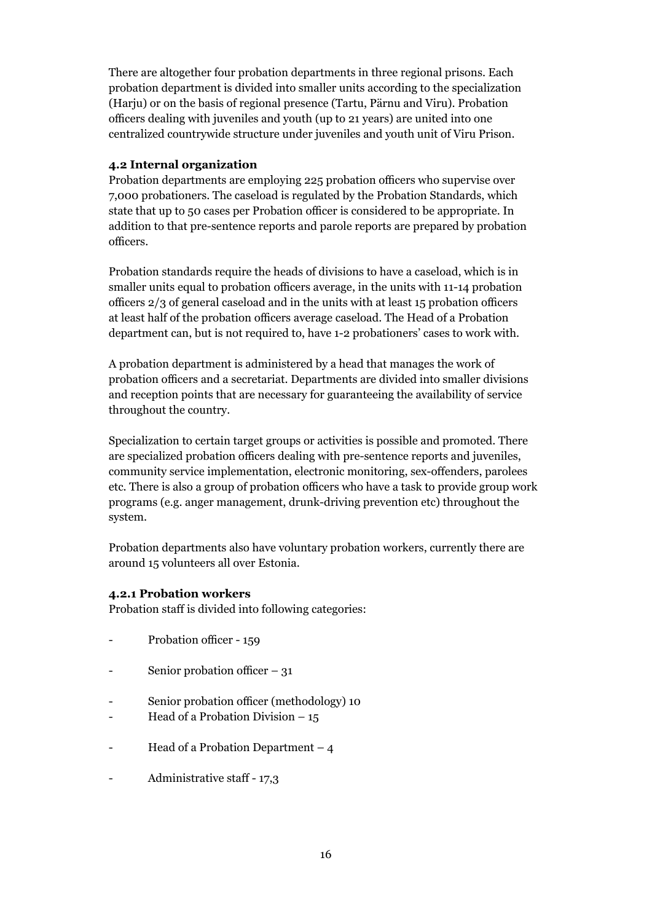There are altogether four probation departments in three regional prisons. Each probation department is divided into smaller units according to the specialization (Harju) or on the basis of regional presence (Tartu, Pärnu and Viru). Probation officers dealing with juveniles and youth (up to 21 years) are united into one centralized countrywide structure under juveniles and youth unit of Viru Prison.

### 4.2 Internal organization

Probation departments are employing 225 probation officers who supervise over 7,000 probationers. The caseload is regulated by the Probation Standards, which state that up to 50 cases per Probation officer is considered to be appropriate. In addition to that pre-sentence reports and parole reports are prepared by probation officers.

Probation standards require the heads of divisions to have a caseload, which is in smaller units equal to probation officers average, in the units with 11-14 probation officers 2/3 of general caseload and in the units with at least 15 probation officers at least half of the probation officers average caseload. The Head of a Probation department can, but is not required to, have 1-2 probationers' cases to work with.

A probation department is administered by a head that manages the work of probation officers and a secretariat. Departments are divided into smaller divisions and reception points that are necessary for guaranteeing the availability of service throughout the country.

Specialization to certain target groups or activities is possible and promoted. There are specialized probation officers dealing with pre-sentence reports and juveniles, community service implementation, electronic monitoring, sex-offenders, parolees etc. There is also a group of probation officers who have a task to provide group work programs (e.g. anger management, drunk-driving prevention etc) throughout the system.

Probation departments also have voluntary probation workers, currently there are around 15 volunteers all over Estonia.

#### 4.2.1 Probation workers

Probation staff is divided into following categories:

- Probation officer - 159
- Senior probation officer – 31
- Senior probation officer (methodology) 10
- Head of a Probation Division – 15
- Head of a Probation Department – 4
- Administrative staff - 17,3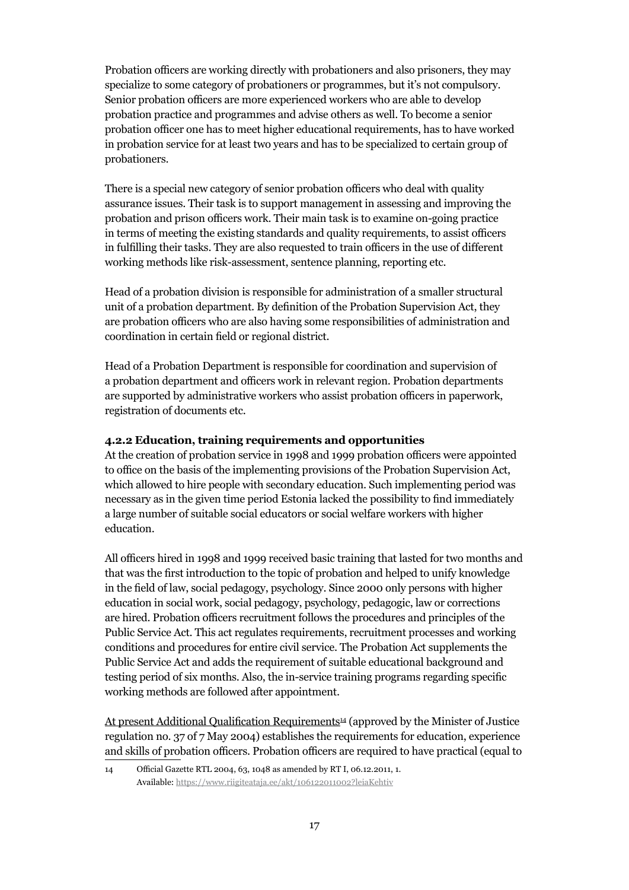Probation officers are working directly with probationers and also prisoners, they may specialize to some category of probationers or programmes, but it's not compulsory. Senior probation officers are more experienced workers who are able to develop probation practice and programmes and advise others as well. To become a senior probation officer one has to meet higher educational requirements, has to have worked in probation service for at least two years and has to be specialized to certain group of probationers.

There is a special new category of senior probation officers who deal with quality assurance issues. Their task is to support management in assessing and improving the probation and prison officers work. Their main task is to examine on-going practice in terms of meeting the existing standards and quality requirements, to assist officers in fulfilling their tasks. They are also requested to train officers in the use of different working methods like risk-assessment, sentence planning, reporting etc.

Head of a probation division is responsible for administration of a smaller structural unit of a probation department. By definition of the Probation Supervision Act, they are probation officers who are also having some responsibilities of administration and coordination in certain field or regional district.

Head of a Probation Department is responsible for coordination and supervision of a probation department and officers work in relevant region. Probation departments are supported by administrative workers who assist probation officers in paperwork, registration of documents etc.

### 4.2.2 Education, training requirements and opportunities

At the creation of probation service in 1998 and 1999 probation officers were appointed to office on the basis of the implementing provisions of the Probation Supervision Act, which allowed to hire people with secondary education. Such implementing period was necessary as in the given time period Estonia lacked the possibility to find immediately a large number of suitable social educators or social welfare workers with higher education.

All officers hired in 1998 and 1999 received basic training that lasted for two months and that was the first introduction to the topic of probation and helped to unify knowledge in the field of law, social pedagogy, psychology. Since 2000 only persons with higher education in social work, social pedagogy, psychology, pedagogic, law or corrections are hired. Probation officers recruitment follows the procedures and principles of the Public Service Act. This act regulates requirements, recruitment processes and working conditions and procedures for entire civil service. The Probation Act supplements the Public Service Act and adds the requirement of suitable educational background and testing period of six months. Also, the in-service training programs regarding specific working methods are followed after appointment.

At present Additional Qualification Requirements[14] (approved by the Minister of Justice regulation no. 37 of 7 May 2004) establishes the requirements for education, experience and skills of probation officers. Probation officers are required to have practical (equal to

14 Official Gazette RTL 2004, 63, 1048 as amended by RT I, 06.12.2011, 1. Available: https://www.riigiteataja.ee/akt/106122011002?leiaKehtiv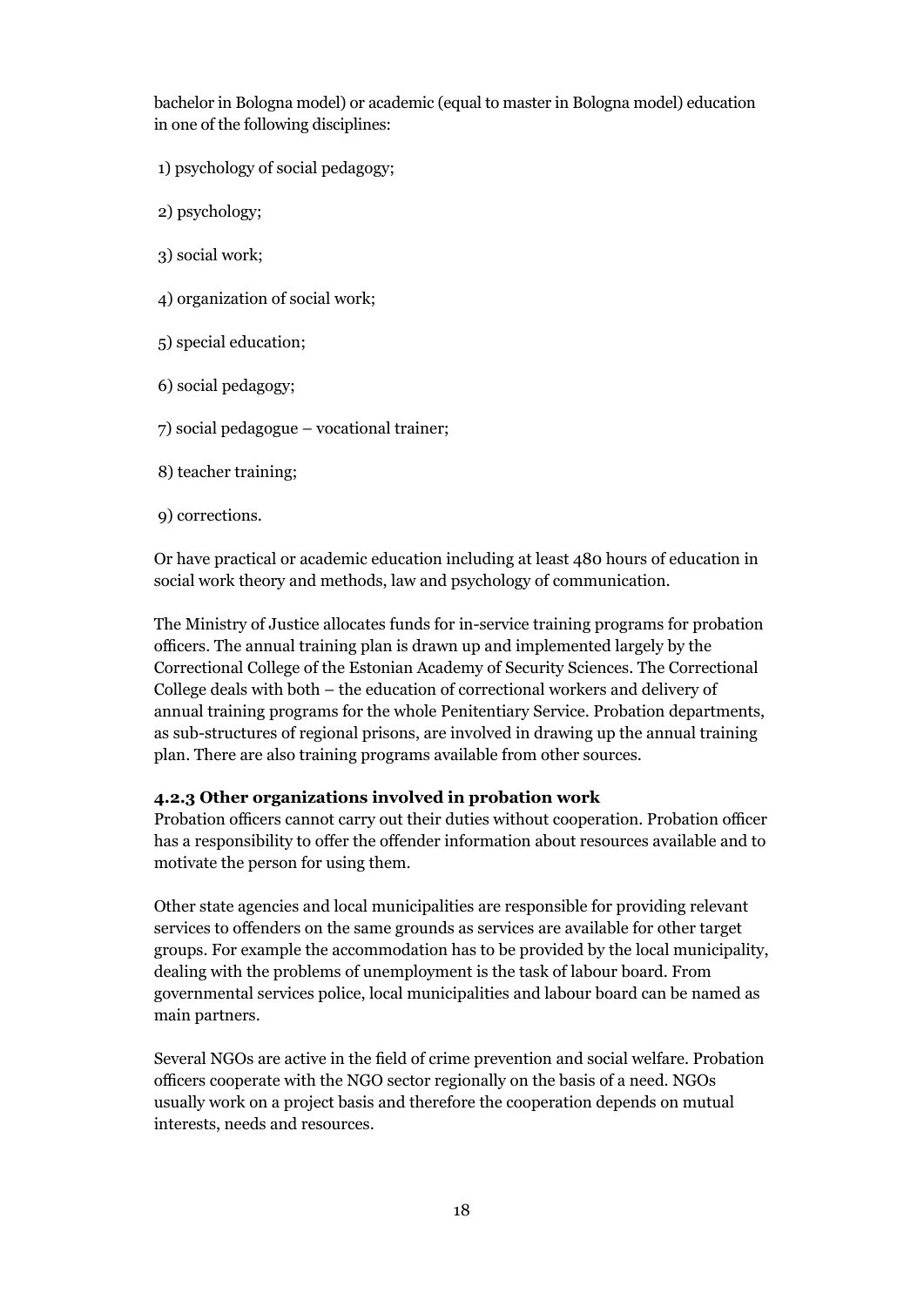bachelor in Bologna model) or academic (equal to master in Bologna model) education in one of the following disciplines:

1) psychology of social pedagogy;

2) psychology;

3) social work;

4) organization of social work;

5) special education;

6) social pedagogy;

7) social pedagogue – vocational trainer;

8) teacher training;

9) corrections.

Or have practical or academic education including at least 480 hours of education in social work theory and methods, law and psychology of communication.

The Ministry of Justice allocates funds for in-service training programs for probation officers. The annual training plan is drawn up and implemented largely by the Correctional College of the Estonian Academy of Security Sciences. The Correctional College deals with both – the education of correctional workers and delivery of annual training programs for the whole Penitentiary Service. Probation departments, as sub-structures of regional prisons, are involved in drawing up the annual training plan. There are also training programs available from other sources.

**4.2.3 Other organizations involved in probation work**

Probation officers cannot carry out their duties without cooperation. Probation officer has a responsibility to offer the offender information about resources available and to motivate the person for using them.

Other state agencies and local municipalities are responsible for providing relevant services to offenders on the same grounds as services are available for other target groups. For example the accommodation has to be provided by the local municipality, dealing with the problems of unemployment is the task of labour board. From governmental services police, local municipalities and labour board can be named as main partners.

Several NGOs are active in the field of crime prevention and social welfare. Probation officers cooperate with the NGO sector regionally on the basis of a need. NGOs usually work on a project basis and therefore the cooperation depends on mutual interests, needs and resources.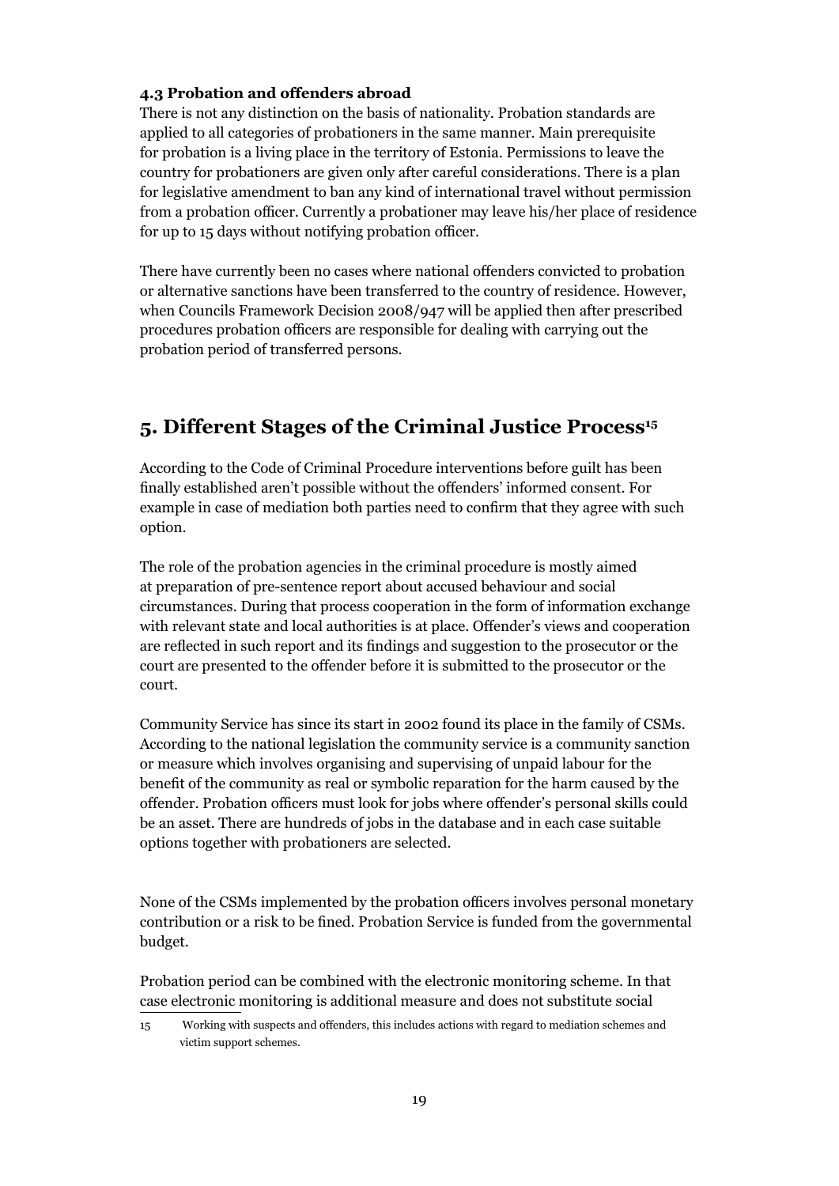#### 4.3 Probation and offenders abroad

There is not any distinction on the basis of nationality. Probation standards are applied to all categories of probationers in the same manner. Main prerequisite for probation is a living place in the territory of Estonia. Permissions to leave the country for probationers are given only after careful considerations. There is a plan for legislative amendment to ban any kind of international travel without permission from a probation officer. Currently a probationer may leave his/her place of residence for up to 15 days without notifying probation officer.

There have currently been no cases where national offenders convicted to probation or alternative sanctions have been transferred to the country of residence. However, when Councils Framework Decision 2008/947 will be applied then after prescribed procedures probation officers are responsible for dealing with carrying out the probation period of transferred persons.

## 5. Different Stages of the Criminal Justice Process[15]

According to the Code of Criminal Procedure interventions before guilt has been finally established aren't possible without the offenders' informed consent. For example in case of mediation both parties need to confirm that they agree with such option.

The role of the probation agencies in the criminal procedure is mostly aimed at preparation of pre-sentence report about accused behaviour and social circumstances. During that process cooperation in the form of information exchange with relevant state and local authorities is at place. Offender's views and cooperation are reflected in such report and its findings and suggestion to the prosecutor or the court are presented to the offender before it is submitted to the prosecutor or the court.

Community Service has since its start in 2002 found its place in the family of CSMs. According to the national legislation the community service is a community sanction or measure which involves organising and supervising of unpaid labour for the benefit of the community as real or symbolic reparation for the harm caused by the offender. Probation officers must look for jobs where offender's personal skills could be an asset. There are hundreds of jobs in the database and in each case suitable options together with probationers are selected.

None of the CSMs implemented by the probation officers involves personal monetary contribution or a risk to be fined. Probation Service is funded from the governmental budget.

Probation period can be combined with the electronic monitoring scheme. In that case electronic monitoring is additional measure and does not substitute social

15 Working with suspects and offenders, this includes actions with regard to mediation schemes and victim support schemes.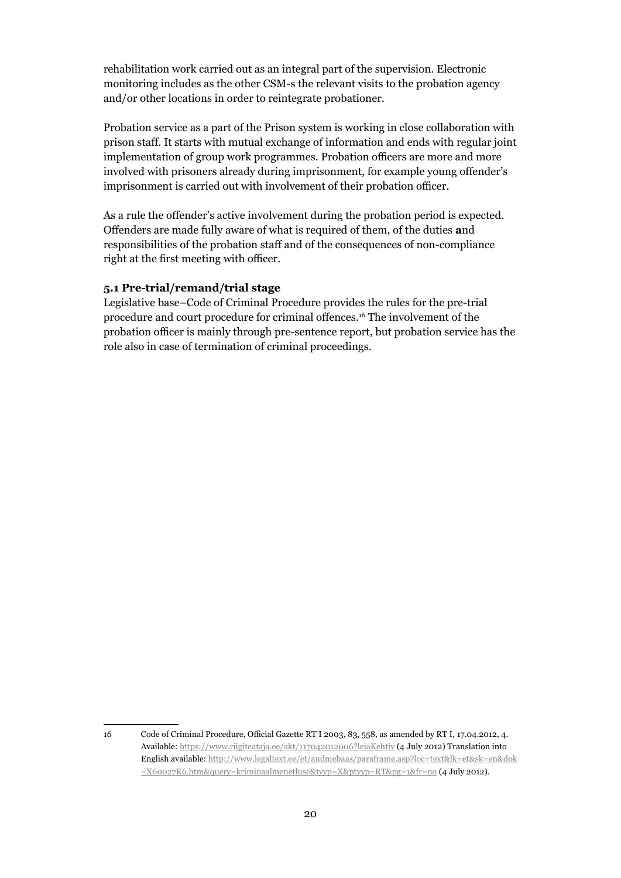rehabilitation work carried out as an integral part of the supervision. Electronic monitoring includes as the other CSM-s the relevant visits to the probation agency and/or other locations in order to reintegrate probationer.

Probation service as a part of the Prison system is working in close collaboration with prison staff. It starts with mutual exchange of information and ends with regular joint implementation of group work programmes. Probation officers are more and more involved with prisoners already during imprisonment, for example young offender's imprisonment is carried out with involvement of their probation officer.

As a rule the offender's active involvement during the probation period is expected. Offenders are made fully aware of what is required of them, of the duties and responsibilities of the probation staff and of the consequences of non-compliance right at the first meeting with officer.

### 5.1 Pre-trial/remand/trial stage

Legislative base–Code of Criminal Procedure provides the rules for the pre-trial procedure and court procedure for criminal offences.[16] The involvement of the probation officer is mainly through pre-sentence report, but probation service has the role also in case of termination of criminal proceedings.

---

16 Code of Criminal Procedure, Official Gazette RT I 2003, 83, 558, as amended by RT I, 17.04.2012, 4. Available: https://www.riigiteataja.ee/akt/117042012006?leiaKehtiv (4 July 2012) Translation into English available: http://www.legaltext.ee/et/andmebaas/paraframe.asp?loc=text&lk=et&sk=en&dok=X60027K6.htm&query=kriminaalmenetluse&tyyp=X&ptyyp=RT&pg=1&fr=no (4 July 2012).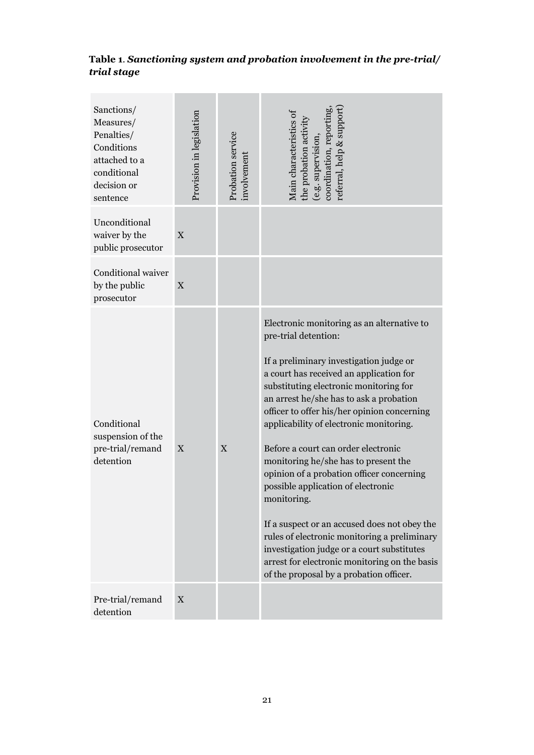**Table 1**. ***Sanctioning system and probation involvement in the pre-trial/ trial stage***

| Sanctions/ Measures/ Penalties/ Conditions attached to a conditional decision or sentence | Provision in legislation | Probation service involvement | Main characteristics of the probation activity (e.g. supervision, coordination, reporting, referral, help & support) |
|---|---|---|---|
| Unconditional waiver by the public prosecutor | X | | |
| Conditional waiver by the public prosecutor | X | | |
| Conditional suspension of the pre-trial/remand detention | X | X | Electronic monitoring as an alternative to pre-trial detention:<br><br>If a preliminary investigation judge or a court has received an application for substituting electronic monitoring for an arrest he/she has to ask a probation officer to offer his/her opinion concerning applicability of electronic monitoring.<br><br>Before a court can order electronic monitoring he/she has to present the opinion of a probation officer concerning possible application of electronic monitoring.<br><br>If a suspect or an accused does not obey the rules of electronic monitoring a preliminary investigation judge or a court substitutes arrest for electronic monitoring on the basis of the proposal by a probation officer. |
| Pre-trial/remand detention | X | | |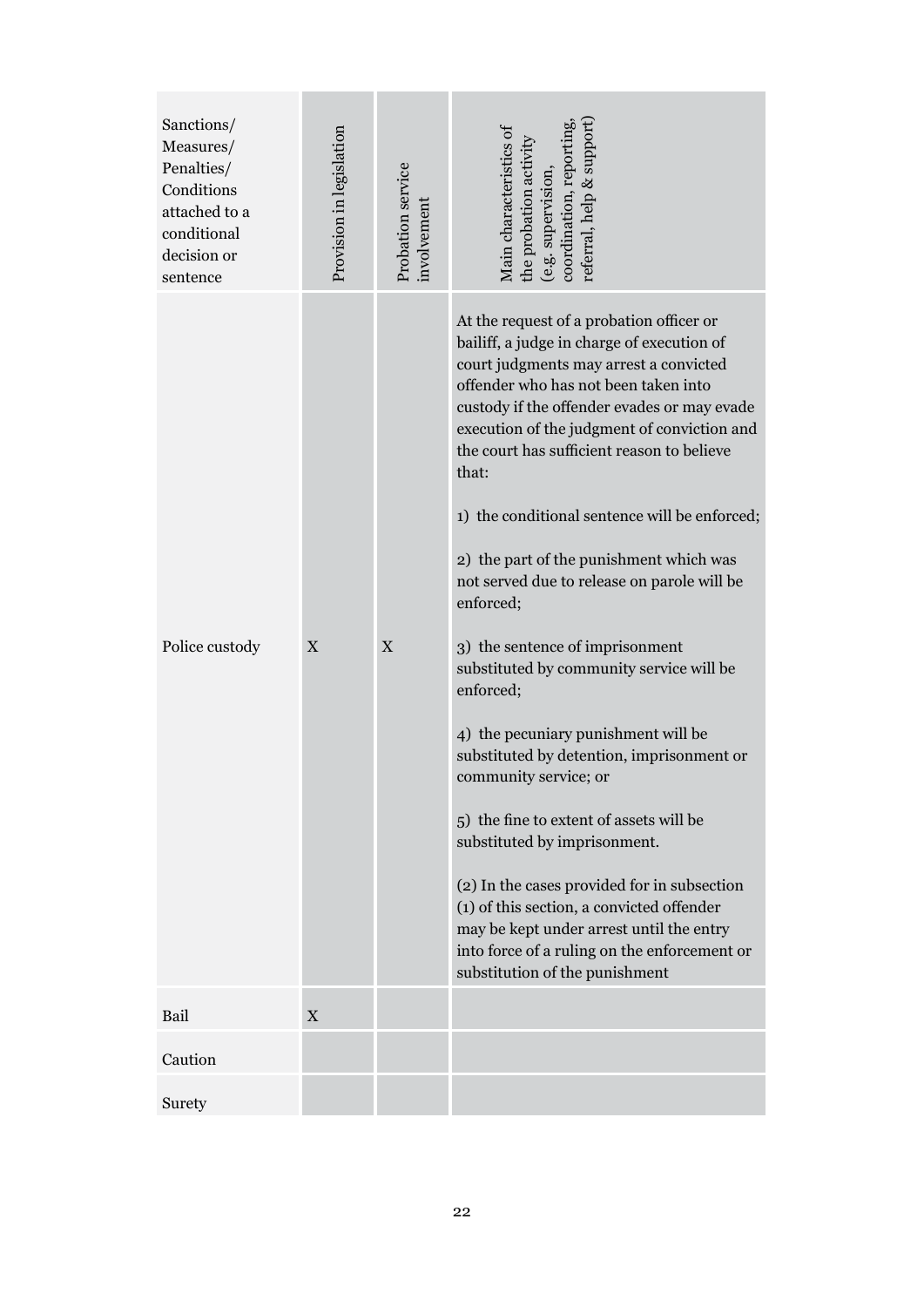| Sanctions/ Measures/ Penalties/ Conditions attached to a conditional decision or sentence | Provision in legislation | Probation service involvement | Main characteristics of the probation activity (e.g. supervision, coordination, reporting, referral, help & support) |
|---|---|---|---|
| Police custody | X | X | At the request of a probation officer or bailiff, a judge in charge of execution of court judgments may arrest a convicted offender who has not been taken into custody if the offender evades or may evade execution of the judgment of conviction and the court has sufficient reason to believe that:<br><br>1) the conditional sentence will be enforced;<br><br>2) the part of the punishment which was not served due to release on parole will be enforced;<br><br>3) the sentence of imprisonment substituted by community service will be enforced;<br><br>4) the pecuniary punishment will be substituted by detention, imprisonment or community service; or<br><br>5) the fine to extent of assets will be substituted by imprisonment.<br><br>(2) In the cases provided for in subsection (1) of this section, a convicted offender may be kept under arrest until the entry into force of a ruling on the enforcement or substitution of the punishment |
| Bail | X | | |
| Caution | | | |
| Surety | | | |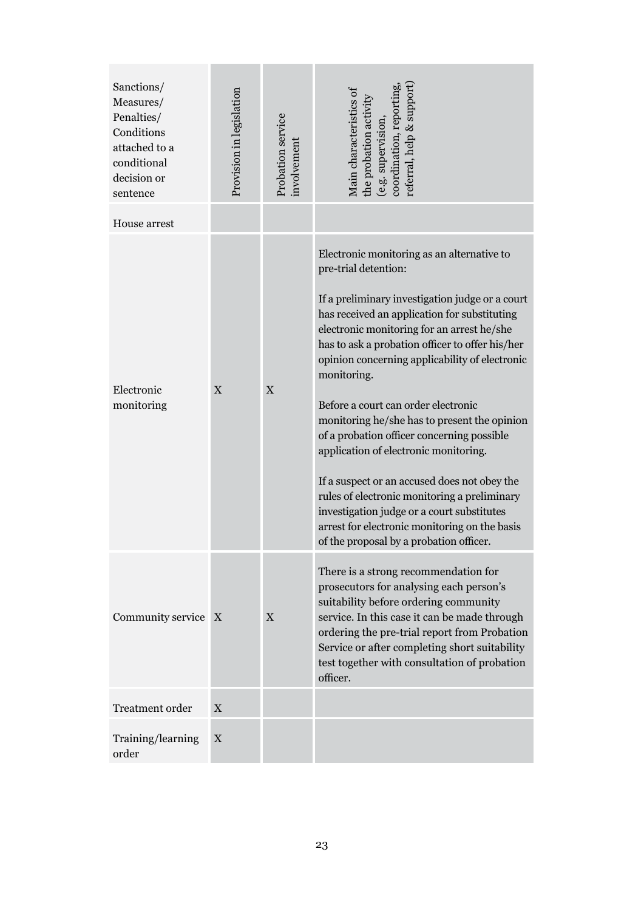| Sanctions/ Measures/ Penalties/ Conditions attached to a conditional decision or sentence | Provision in legislation | Probation service involvement | Main characteristics of the probation activity (e.g. supervision, coordination, reporting, referral, help & support) |
|---|---|---|---|
| House arrest | | | |
| Electronic monitoring | X | X | Electronic monitoring as an alternative to pre-trial detention:<br><br>If a preliminary investigation judge or a court has received an application for substituting electronic monitoring for an arrest he/she has to ask a probation officer to offer his/her opinion concerning applicability of electronic monitoring.<br><br>Before a court can order electronic monitoring he/she has to present the opinion of a probation officer concerning possible application of electronic monitoring.<br><br>If a suspect or an accused does not obey the rules of electronic monitoring a preliminary investigation judge or a court substitutes arrest for electronic monitoring on the basis of the proposal by a probation officer. |
| Community service | X | X | There is a strong recommendation for prosecutors for analysing each person's suitability before ordering community service. In this case it can be made through ordering the pre-trial report from Probation Service or after completing short suitability test together with consultation of probation officer. |
| Treatment order | X | | |
| Training/learning order | X | | |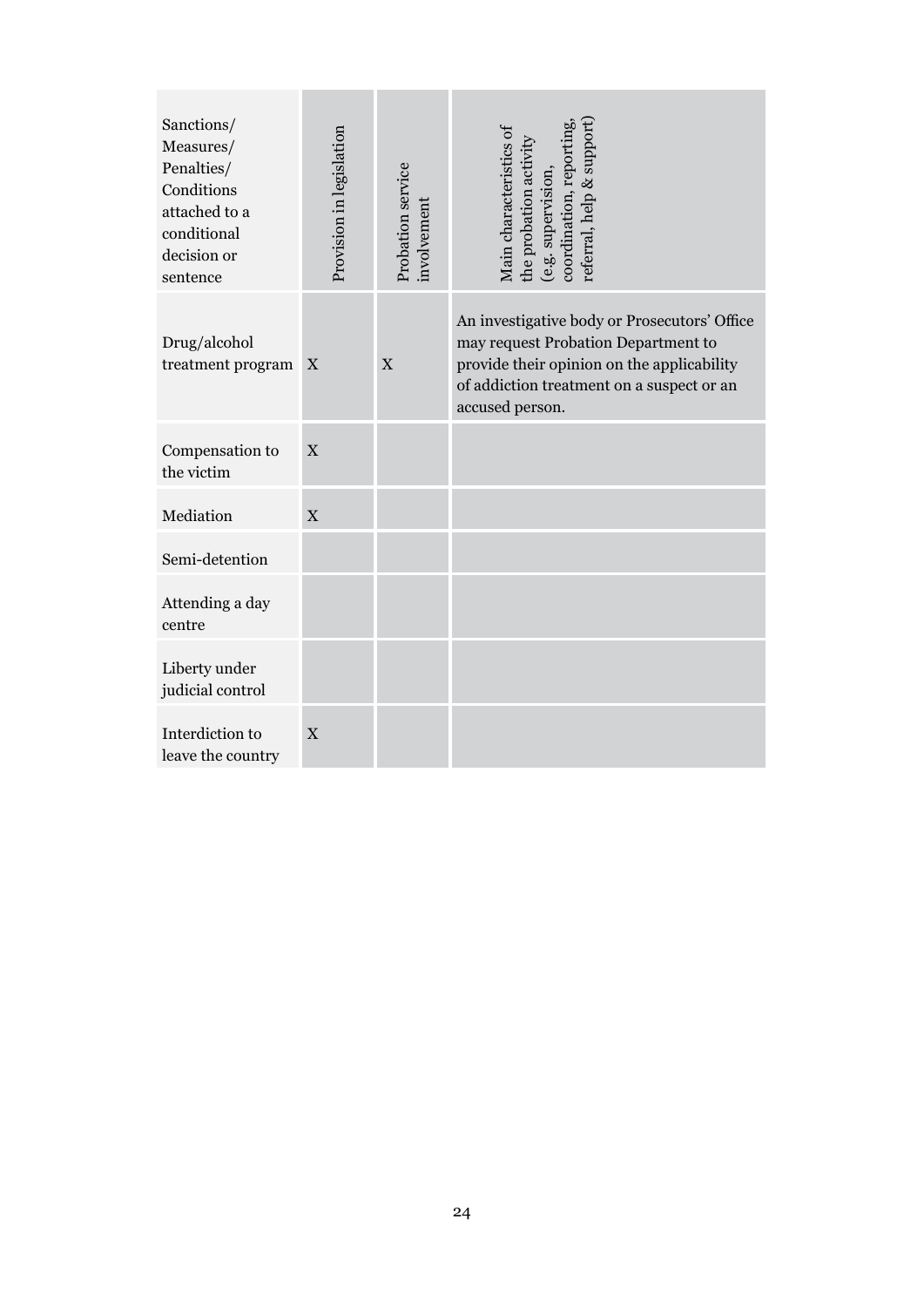| Sanctions/ Measures/ Penalties/ Conditions attached to a conditional decision or sentence | Provision in legislation | Probation service involvement | Main characteristics of the probation activity (e.g. supervision, coordination, reporting, referral, help & support) |
|---|---|---|---|
| Drug/alcohol treatment program | X | X | An investigative body or Prosecutors' Office may request Probation Department to provide their opinion on the applicability of addiction treatment on a suspect or an accused person. |
| Compensation to the victim | X | | |
| Mediation | X | | |
| Semi-detention | | | |
| Attending a day centre | | | |
| Liberty under judicial control | | | |
| Interdiction to leave the country | X | | |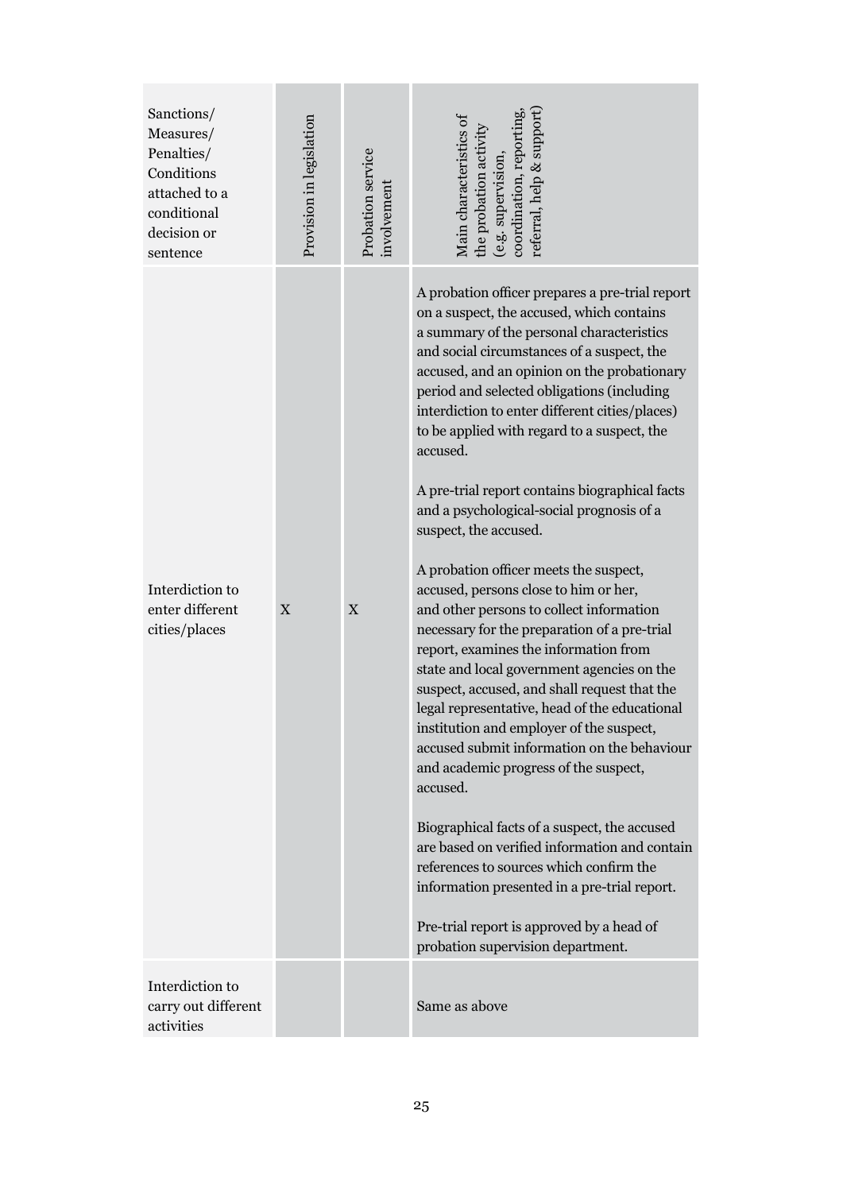| Sanctions/ Measures/ Penalties/ Conditions attached to a conditional decision or sentence | Provision in legislation | Probation service involvement | Main characteristics of the probation activity (e.g. supervision, coordination, reporting, referral, help & support) |
|---|---|---|---|
| Interdiction to enter different cities/places | X | X | A probation officer prepares a pre-trial report on a suspect, the accused, which contains a summary of the personal characteristics and social circumstances of a suspect, the accused, and an opinion on the probationary period and selected obligations (including interdiction to enter different cities/places) to be applied with regard to a suspect, the accused.<br><br>A pre-trial report contains biographical facts and a psychological-social prognosis of a suspect, the accused.<br><br>A probation officer meets the suspect, accused, persons close to him or her, and other persons to collect information necessary for the preparation of a pre-trial report, examines the information from state and local government agencies on the suspect, accused, and shall request that the legal representative, head of the educational institution and employer of the suspect, accused submit information on the behaviour and academic progress of the suspect, accused.<br><br>Biographical facts of a suspect, the accused are based on verified information and contain references to sources which confirm the information presented in a pre-trial report.<br><br>Pre-trial report is approved by a head of probation supervision department. |
| Interdiction to carry out different activities | | | Same as above |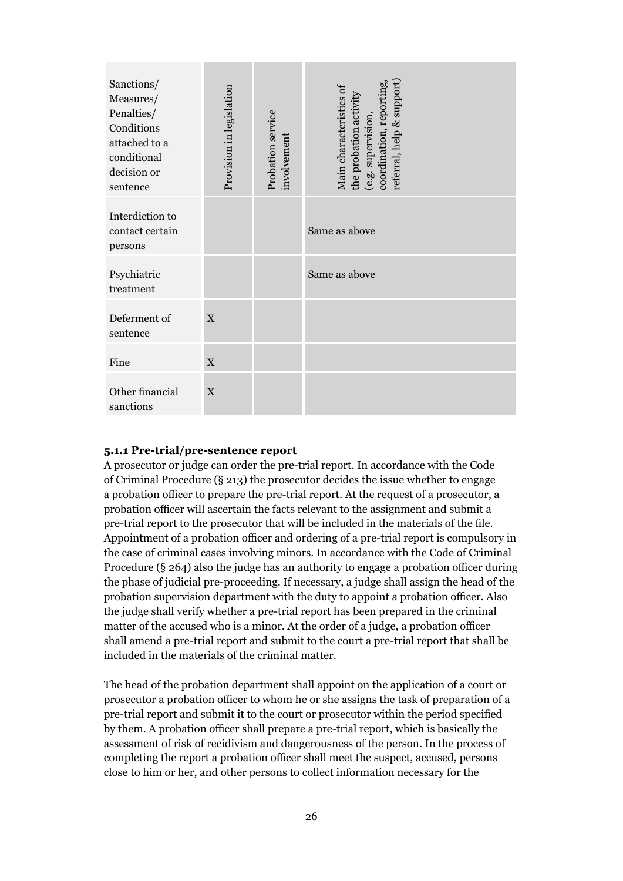| Sanctions/ Measures/ Penalties/ Conditions attached to a conditional decision or sentence | Provision in legislation | Probation service involvement | Main characteristics of the probation activity (e.g. supervision, coordination, reporting, referral, help & support) |
|---|---|---|---|
| Interdiction to contact certain persons | | | Same as above |
| Psychiatric treatment | | | Same as above |
| Deferment of sentence | X | | |
| Fine | X | | |
| Other financial sanctions | X | | |

### 5.1.1 Pre-trial/pre-sentence report

A prosecutor or judge can order the pre-trial report. In accordance with the Code of Criminal Procedure (§ 213) the prosecutor decides the issue whether to engage a probation officer to prepare the pre-trial report. At the request of a prosecutor, a probation officer will ascertain the facts relevant to the assignment and submit a pre-trial report to the prosecutor that will be included in the materials of the file. Appointment of a probation officer and ordering of a pre-trial report is compulsory in the case of criminal cases involving minors. In accordance with the Code of Criminal Procedure (§ 264) also the judge has an authority to engage a probation officer during the phase of judicial pre-proceeding. If necessary, a judge shall assign the head of the probation supervision department with the duty to appoint a probation officer. Also the judge shall verify whether a pre-trial report has been prepared in the criminal matter of the accused who is a minor. At the order of a judge, a probation officer shall amend a pre-trial report and submit to the court a pre-trial report that shall be included in the materials of the criminal matter.

The head of the probation department shall appoint on the application of a court or prosecutor a probation officer to whom he or she assigns the task of preparation of a pre-trial report and submit it to the court or prosecutor within the period specified by them. A probation officer shall prepare a pre-trial report, which is basically the assessment of risk of recidivism and dangerousness of the person. In the process of completing the report a probation officer shall meet the suspect, accused, persons close to him or her, and other persons to collect information necessary for the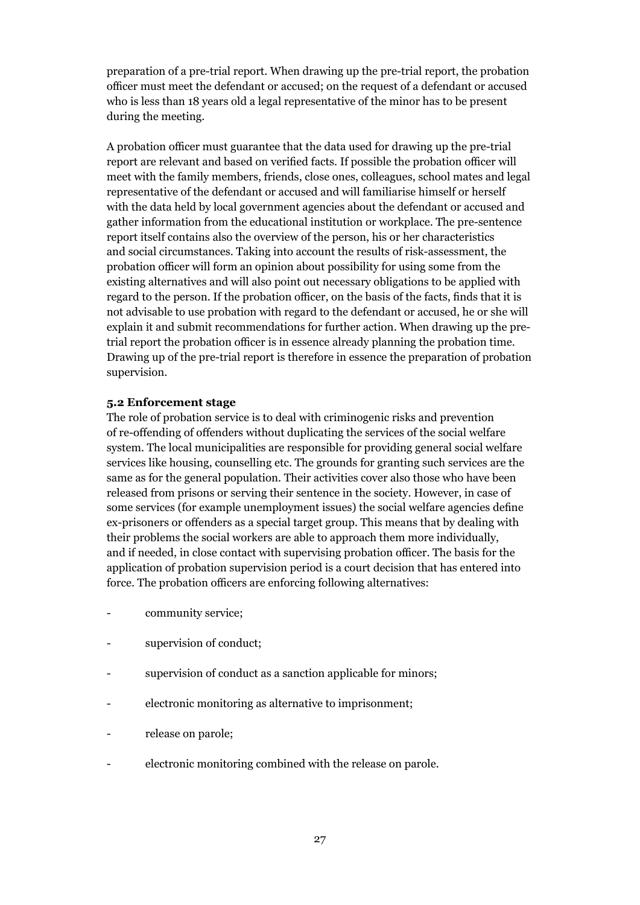preparation of a pre-trial report. When drawing up the pre-trial report, the probation officer must meet the defendant or accused; on the request of a defendant or accused who is less than 18 years old a legal representative of the minor has to be present during the meeting.

A probation officer must guarantee that the data used for drawing up the pre-trial report are relevant and based on verified facts. If possible the probation officer will meet with the family members, friends, close ones, colleagues, school mates and legal representative of the defendant or accused and will familiarise himself or herself with the data held by local government agencies about the defendant or accused and gather information from the educational institution or workplace. The pre-sentence report itself contains also the overview of the person, his or her characteristics and social circumstances. Taking into account the results of risk-assessment, the probation officer will form an opinion about possibility for using some from the existing alternatives and will also point out necessary obligations to be applied with regard to the person. If the probation officer, on the basis of the facts, finds that it is not advisable to use probation with regard to the defendant or accused, he or she will explain it and submit recommendations for further action. When drawing up the pre-trial report the probation officer is in essence already planning the probation time. Drawing up of the pre-trial report is therefore in essence the preparation of probation supervision.

**5.2 Enforcement stage**

The role of probation service is to deal with criminogenic risks and prevention of re-offending of offenders without duplicating the services of the social welfare system. The local municipalities are responsible for providing general social welfare services like housing, counselling etc. The grounds for granting such services are the same as for the general population. Their activities cover also those who have been released from prisons or serving their sentence in the society. However, in case of some services (for example unemployment issues) the social welfare agencies define ex-prisoners or offenders as a special target group. This means that by dealing with their problems the social workers are able to approach them more individually, and if needed, in close contact with supervising probation officer. The basis for the application of probation supervision period is a court decision that has entered into force. The probation officers are enforcing following alternatives:

- community service;
- supervision of conduct;
- supervision of conduct as a sanction applicable for minors;
- electronic monitoring as alternative to imprisonment;
- release on parole;
- electronic monitoring combined with the release on parole.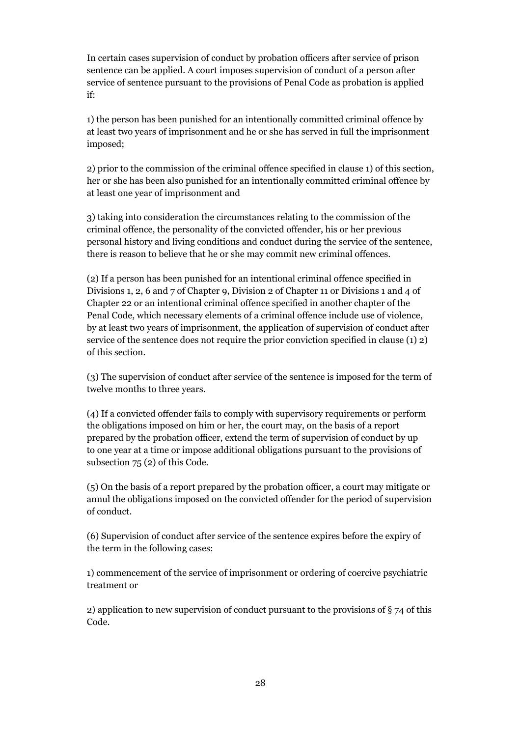In certain cases supervision of conduct by probation officers after service of prison sentence can be applied. A court imposes supervision of conduct of a person after service of sentence pursuant to the provisions of Penal Code as probation is applied if:

1) the person has been punished for an intentionally committed criminal offence by at least two years of imprisonment and he or she has served in full the imprisonment imposed;

2) prior to the commission of the criminal offence specified in clause 1) of this section, her or she has been also punished for an intentionally committed criminal offence by at least one year of imprisonment and

3) taking into consideration the circumstances relating to the commission of the criminal offence, the personality of the convicted offender, his or her previous personal history and living conditions and conduct during the service of the sentence, there is reason to believe that he or she may commit new criminal offences.

(2) If a person has been punished for an intentional criminal offence specified in Divisions 1, 2, 6 and 7 of Chapter 9, Division 2 of Chapter 11 or Divisions 1 and 4 of Chapter 22 or an intentional criminal offence specified in another chapter of the Penal Code, which necessary elements of a criminal offence include use of violence, by at least two years of imprisonment, the application of supervision of conduct after service of the sentence does not require the prior conviction specified in clause (1) 2) of this section.

(3) The supervision of conduct after service of the sentence is imposed for the term of twelve months to three years.

(4) If a convicted offender fails to comply with supervisory requirements or perform the obligations imposed on him or her, the court may, on the basis of a report prepared by the probation officer, extend the term of supervision of conduct by up to one year at a time or impose additional obligations pursuant to the provisions of subsection 75 (2) of this Code.

(5) On the basis of a report prepared by the probation officer, a court may mitigate or annul the obligations imposed on the convicted offender for the period of supervision of conduct.

(6) Supervision of conduct after service of the sentence expires before the expiry of the term in the following cases:

1) commencement of the service of imprisonment or ordering of coercive psychiatric treatment or

2) application to new supervision of conduct pursuant to the provisions of § 74 of this Code.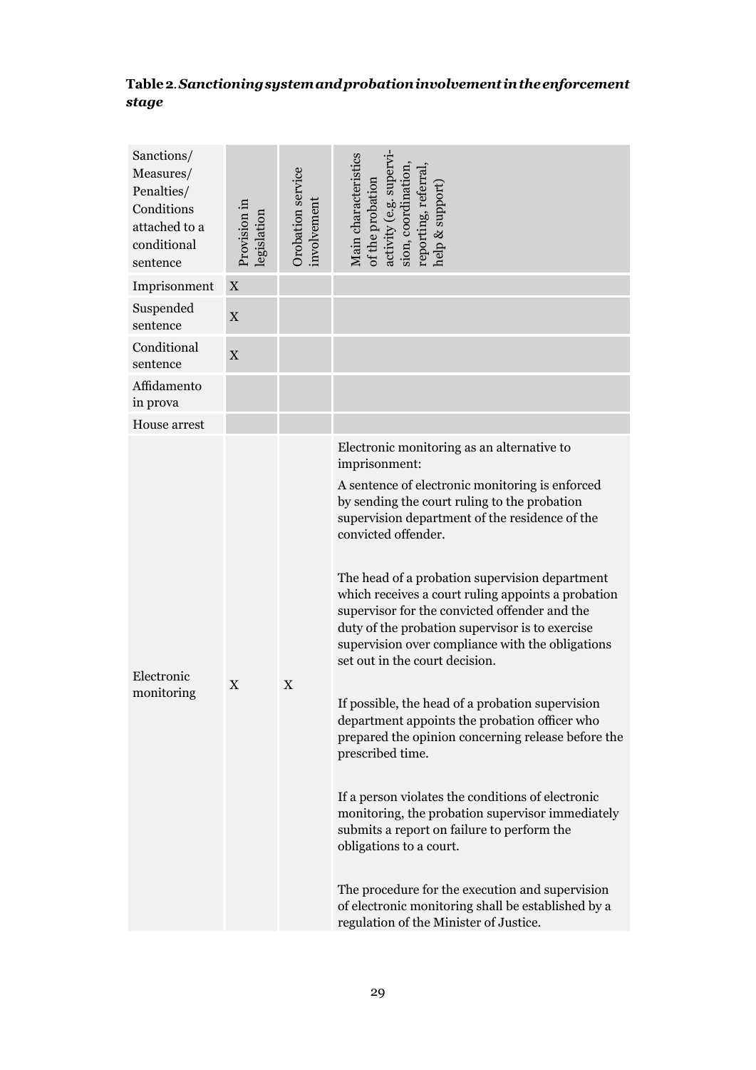**Table 2**. ***Sanctioning system and probation involvement in the enforcement stage***

| Sanctions/ Measures/ Penalties/ Conditions attached to a conditional sentence | Provision in legislation | Orobation service involvement | Main characteristics of the probation activity (e.g. supervision, coordination, reporting, referral, help & support) |
|---|---|---|---|
| Imprisonment | X | | |
| Suspended sentence | X | | |
| Conditional sentence | X | | |
| Affidamento in prova | | | |
| House arrest | | | |
| Electronic monitoring | X | X | Electronic monitoring as an alternative to imprisonment:<br>A sentence of electronic monitoring is enforced by sending the court ruling to the probation supervision department of the residence of the convicted offender.<br><br>The head of a probation supervision department which receives a court ruling appoints a probation supervisor for the convicted offender and the duty of the probation supervisor is to exercise supervision over compliance with the obligations set out in the court decision.<br><br>If possible, the head of a probation supervision department appoints the probation officer who prepared the opinion concerning release before the prescribed time.<br><br>If a person violates the conditions of electronic monitoring, the probation supervisor immediately submits a report on failure to perform the obligations to a court.<br><br>The procedure for the execution and supervision of electronic monitoring shall be established by a regulation of the Minister of Justice. |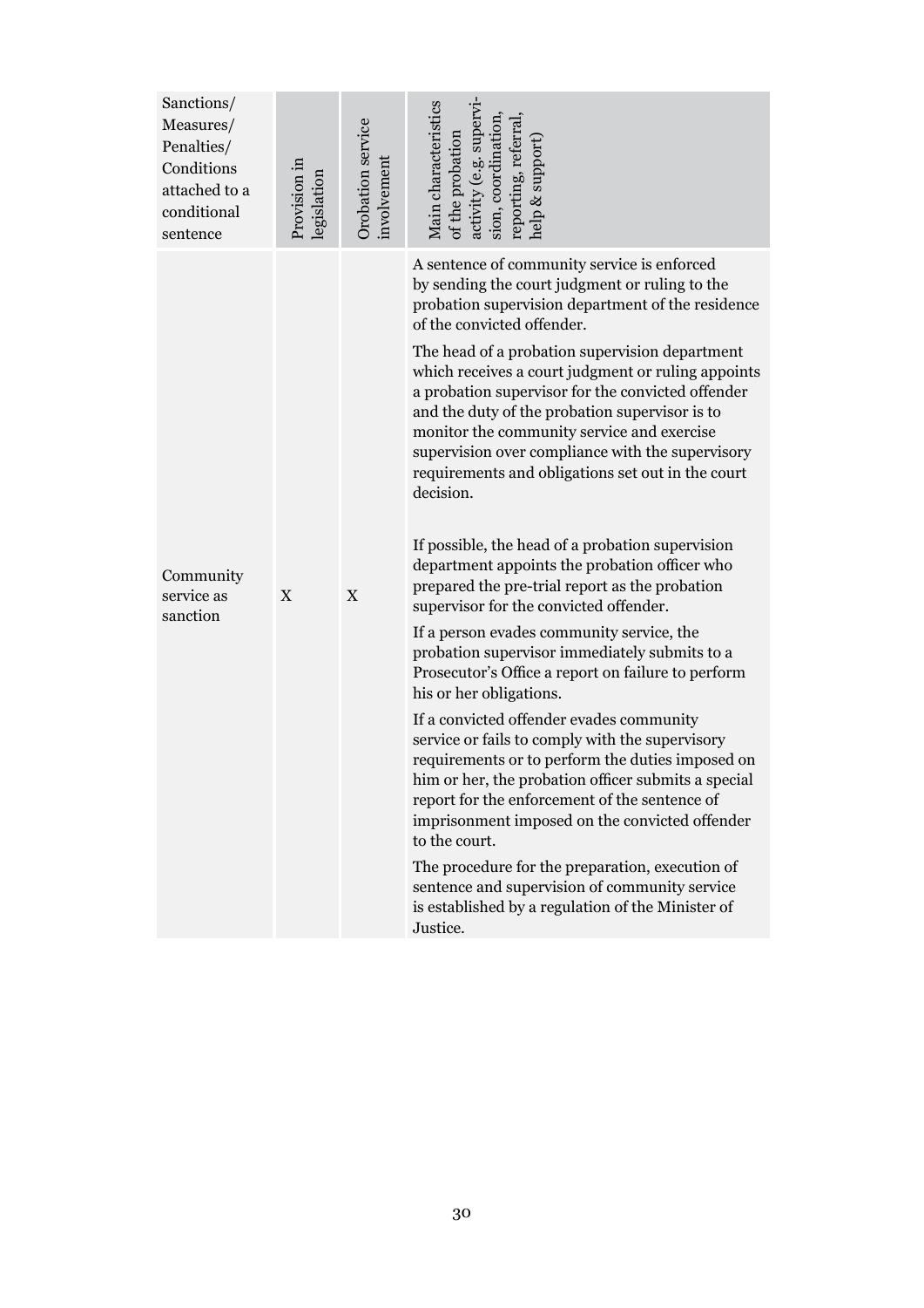| Sanctions/ Measures/ Penalties/ Conditions attached to a conditional sentence | Provision in legislation | Orobation service involvement | Main characteristics of the probation activity (e.g. supervision, coordination, reporting, referral, help & support) |
|---|---|---|---|
| Community service as sanction | X | X | A sentence of community service is enforced by sending the court judgment or ruling to the probation supervision department of the residence of the convicted offender.<br><br>The head of a probation supervision department which receives a court judgment or ruling appoints a probation supervisor for the convicted offender and the duty of the probation supervisor is to monitor the community service and exercise supervision over compliance with the supervisory requirements and obligations set out in the court decision.<br><br>If possible, the head of a probation supervision department appoints the probation officer who prepared the pre-trial report as the probation supervisor for the convicted offender.<br><br>If a person evades community service, the probation supervisor immediately submits to a Prosecutor's Office a report on failure to perform his or her obligations.<br><br>If a convicted offender evades community service or fails to comply with the supervisory requirements or to perform the duties imposed on him or her, the probation officer submits a special report for the enforcement of the sentence of imprisonment imposed on the convicted offender to the court.<br><br>The procedure for the preparation, execution of sentence and supervision of community service is established by a regulation of the Minister of Justice. |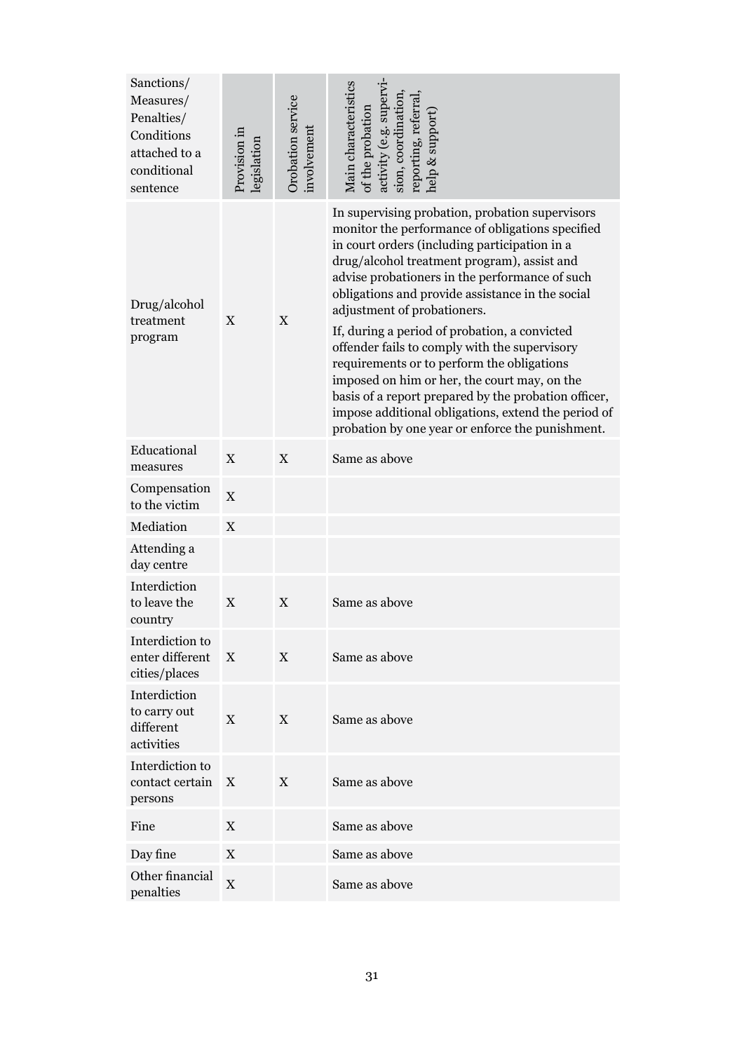| Sanctions/ Measures/ Penalties/ Conditions attached to a conditional sentence | Provision in legislation | Orobation service involvement | Main characteristics of the probation activity (e.g. supervision, coordination, reporting, referral, help & support) |
|---|---|---|---|
| Drug/alcohol treatment program | X | X | In supervising probation, probation supervisors monitor the performance of obligations specified in court orders (including participation in a drug/alcohol treatment program), assist and advise probationers in the performance of such obligations and provide assistance in the social adjustment of probationers. If, during a period of probation, a convicted offender fails to comply with the supervisory requirements or to perform the obligations imposed on him or her, the court may, on the basis of a report prepared by the probation officer, impose additional obligations, extend the period of probation by one year or enforce the punishment. |
| Educational measures | X | X | Same as above |
| Compensation to the victim | X | | |
| Mediation | X | | |
| Attending a day centre | | | |
| Interdiction to leave the country | X | X | Same as above |
| Interdiction to enter different cities/places | X | X | Same as above |
| Interdiction to carry out different activities | X | X | Same as above |
| Interdiction to contact certain persons | X | X | Same as above |
| Fine | X | | Same as above |
| Day fine | X | | Same as above |
| Other financial penalties | X | | Same as above |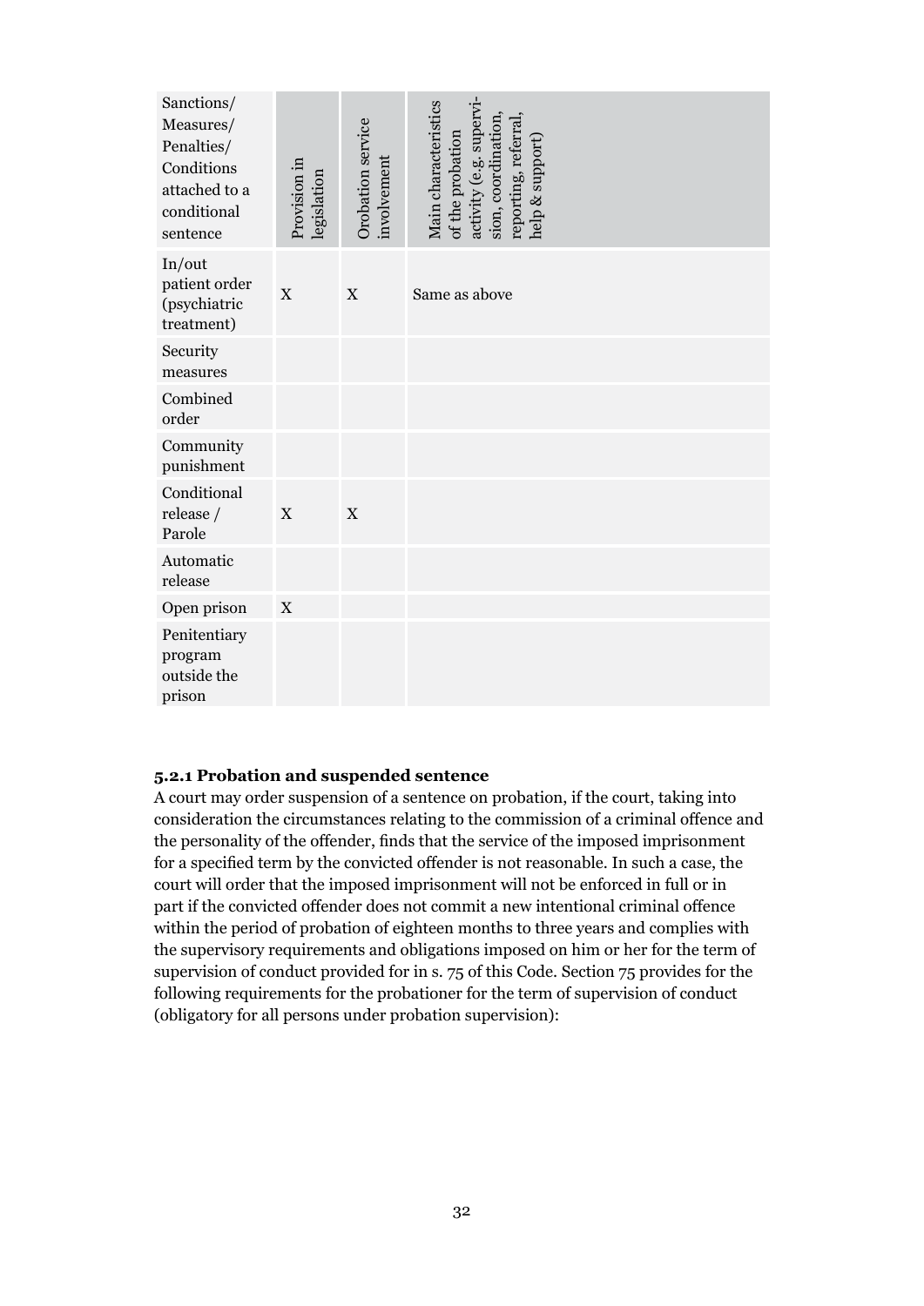| Sanctions/ Measures/ Penalties/ Conditions attached to a conditional sentence | Provision in legislation | Orobation service involvement | Main characteristics of the probation activity (e.g. supervision, coordination, reporting, referral, help & support) |
|---|---|---|---|
| In/out patient order (psychiatric treatment) | X | X | Same as above |
| Security measures | | | |
| Combined order | | | |
| Community punishment | | | |
| Conditional release / Parole | X | X | |
| Automatic release | | | |
| Open prison | X | | |
| Penitentiary program outside the prison | | | |

### 5.2.1 Probation and suspended sentence

A court may order suspension of a sentence on probation, if the court, taking into consideration the circumstances relating to the commission of a criminal offence and the personality of the offender, finds that the service of the imposed imprisonment for a specified term by the convicted offender is not reasonable. In such a case, the court will order that the imposed imprisonment will not be enforced in full or in part if the convicted offender does not commit a new intentional criminal offence within the period of probation of eighteen months to three years and complies with the supervisory requirements and obligations imposed on him or her for the term of supervision of conduct provided for in s. 75 of this Code. Section 75 provides for the following requirements for the probationer for the term of supervision of conduct (obligatory for all persons under probation supervision):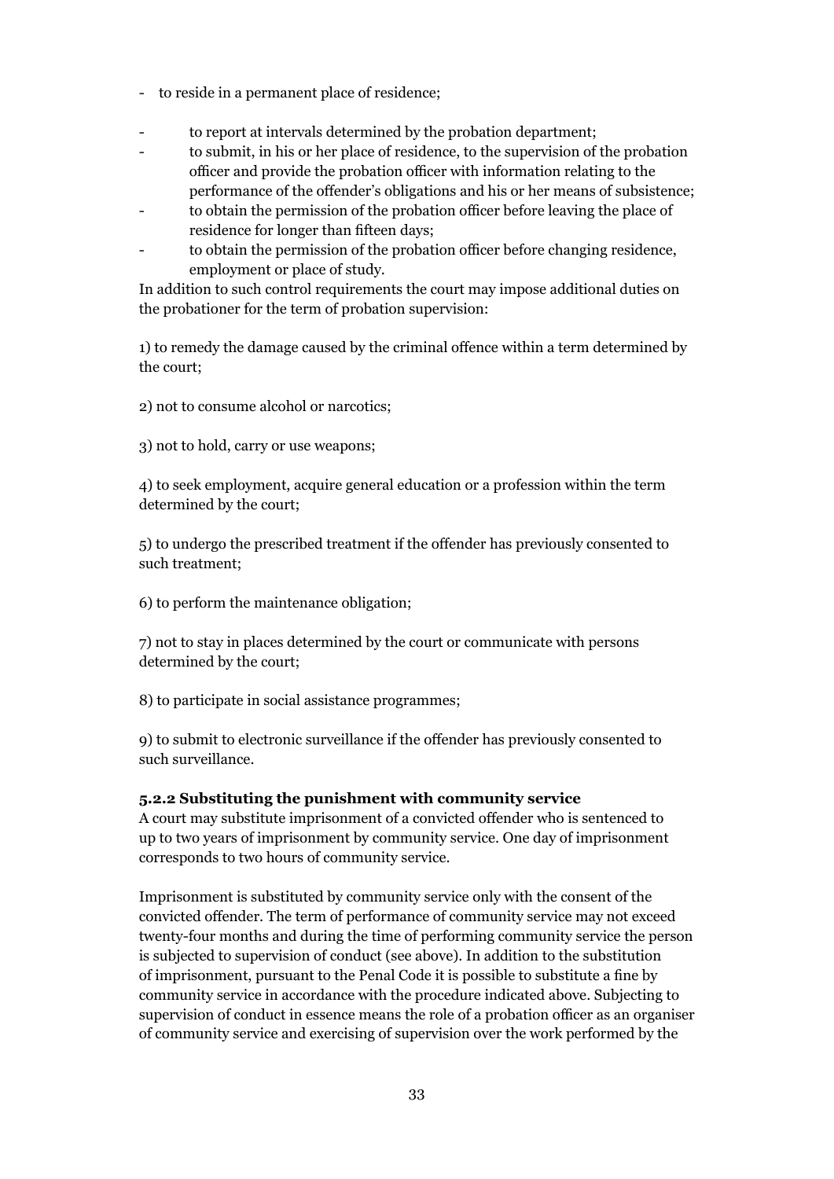- to reside in a permanent place of residence;
- to report at intervals determined by the probation department;
- to submit, in his or her place of residence, to the supervision of the probation officer and provide the probation officer with information relating to the performance of the offender's obligations and his or her means of subsistence;
- to obtain the permission of the probation officer before leaving the place of residence for longer than fifteen days;
- to obtain the permission of the probation officer before changing residence, employment or place of study.

In addition to such control requirements the court may impose additional duties on the probationer for the term of probation supervision:

1) to remedy the damage caused by the criminal offence within a term determined by the court;

2) not to consume alcohol or narcotics;

3) not to hold, carry or use weapons;

4) to seek employment, acquire general education or a profession within the term determined by the court;

5) to undergo the prescribed treatment if the offender has previously consented to such treatment;

6) to perform the maintenance obligation;

7) not to stay in places determined by the court or communicate with persons determined by the court;

8) to participate in social assistance programmes;

9) to submit to electronic surveillance if the offender has previously consented to such surveillance.

#### 5.2.2 Substituting the punishment with community service

A court may substitute imprisonment of a convicted offender who is sentenced to up to two years of imprisonment by community service. One day of imprisonment corresponds to two hours of community service.

Imprisonment is substituted by community service only with the consent of the convicted offender. The term of performance of community service may not exceed twenty-four months and during the time of performing community service the person is subjected to supervision of conduct (see above). In addition to the substitution of imprisonment, pursuant to the Penal Code it is possible to substitute a fine by community service in accordance with the procedure indicated above. Subjecting to supervision of conduct in essence means the role of a probation officer as an organiser of community service and exercising of supervision over the work performed by the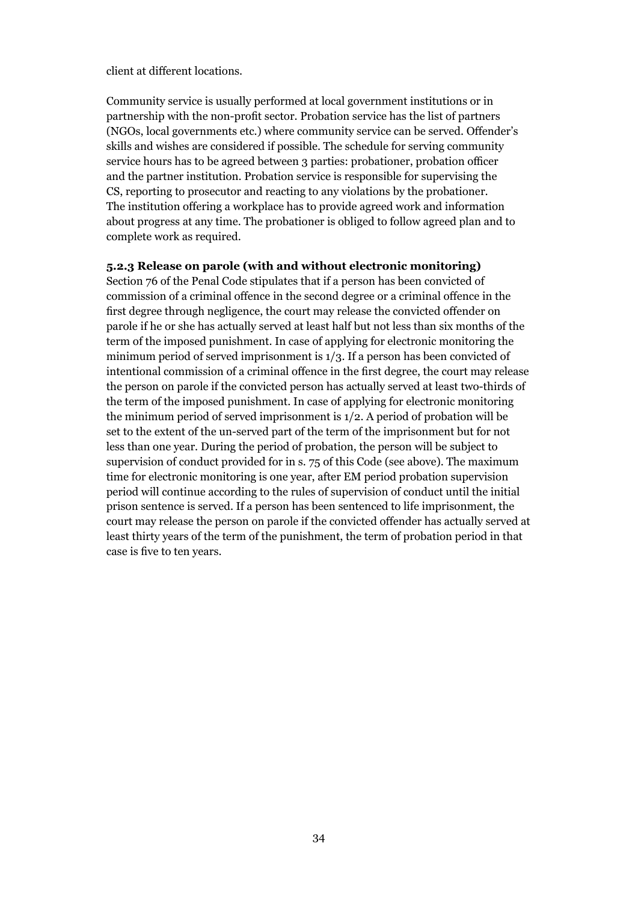client at different locations.

Community service is usually performed at local government institutions or in partnership with the non-profit sector. Probation service has the list of partners (NGOs, local governments etc.) where community service can be served. Offender's skills and wishes are considered if possible. The schedule for serving community service hours has to be agreed between 3 parties: probationer, probation officer and the partner institution. Probation service is responsible for supervising the CS, reporting to prosecutor and reacting to any violations by the probationer. The institution offering a workplace has to provide agreed work and information about progress at any time. The probationer is obliged to follow agreed plan and to complete work as required.

### 5.2.3 Release on parole (with and without electronic monitoring)

Section 76 of the Penal Code stipulates that if a person has been convicted of commission of a criminal offence in the second degree or a criminal offence in the first degree through negligence, the court may release the convicted offender on parole if he or she has actually served at least half but not less than six months of the term of the imposed punishment. In case of applying for electronic monitoring the minimum period of served imprisonment is 1/3. If a person has been convicted of intentional commission of a criminal offence in the first degree, the court may release the person on parole if the convicted person has actually served at least two-thirds of the term of the imposed punishment. In case of applying for electronic monitoring the minimum period of served imprisonment is 1/2. A period of probation will be set to the extent of the un-served part of the term of the imprisonment but for not less than one year. During the period of probation, the person will be subject to supervision of conduct provided for in s. 75 of this Code (see above). The maximum time for electronic monitoring is one year, after EM period probation supervision period will continue according to the rules of supervision of conduct until the initial prison sentence is served. If a person has been sentenced to life imprisonment, the court may release the person on parole if the convicted offender has actually served at least thirty years of the term of the punishment, the term of probation period in that case is five to ten years.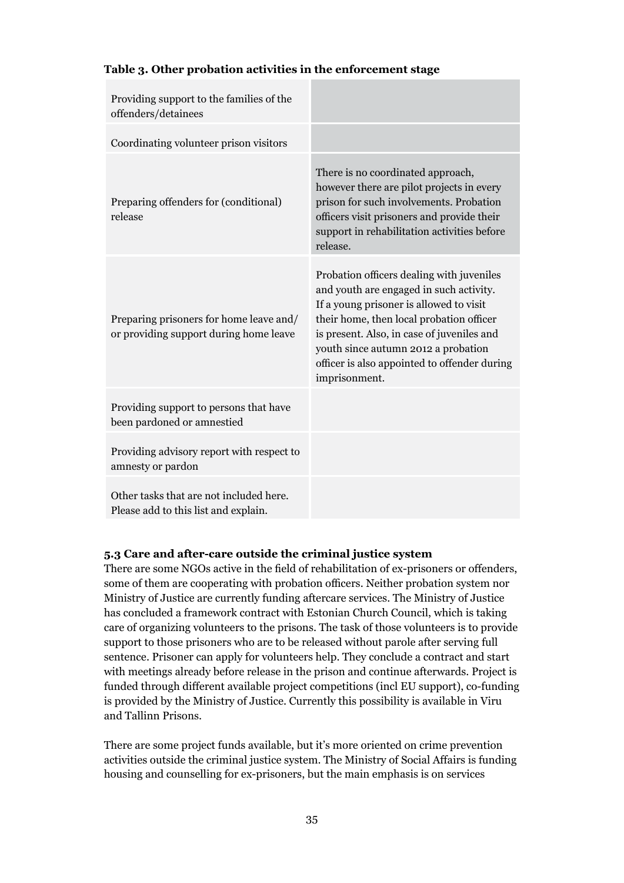**Table 3. Other probation activities in the enforcement stage**

| | |
|---|---|
| Providing support to the families of the offenders/detainees | |
| Coordinating volunteer prison visitors | |
| Preparing offenders for (conditional) release | There is no coordinated approach, however there are pilot projects in every prison for such involvements. Probation officers visit prisoners and provide their support in rehabilitation activities before release. |
| Preparing prisoners for home leave and/ or providing support during home leave | Probation officers dealing with juveniles and youth are engaged in such activity. If a young prisoner is allowed to visit their home, then local probation officer is present. Also, in case of juveniles and youth since autumn 2012 a probation officer is also appointed to offender during imprisonment. |
| Providing support to persons that have been pardoned or amnestied | |
| Providing advisory report with respect to amnesty or pardon | |
| Other tasks that are not included here. Please add to this list and explain. | |

### 5.3 Care and after-care outside the criminal justice system

There are some NGOs active in the field of rehabilitation of ex-prisoners or offenders, some of them are cooperating with probation officers. Neither probation system nor Ministry of Justice are currently funding aftercare services. The Ministry of Justice has concluded a framework contract with Estonian Church Council, which is taking care of organizing volunteers to the prisons. The task of those volunteers is to provide support to those prisoners who are to be released without parole after serving full sentence. Prisoner can apply for volunteers help. They conclude a contract and start with meetings already before release in the prison and continue afterwards. Project is funded through different available project competitions (incl EU support), co-funding is provided by the Ministry of Justice. Currently this possibility is available in Viru and Tallinn Prisons.

There are some project funds available, but it's more oriented on crime prevention activities outside the criminal justice system. The Ministry of Social Affairs is funding housing and counselling for ex-prisoners, but the main emphasis is on services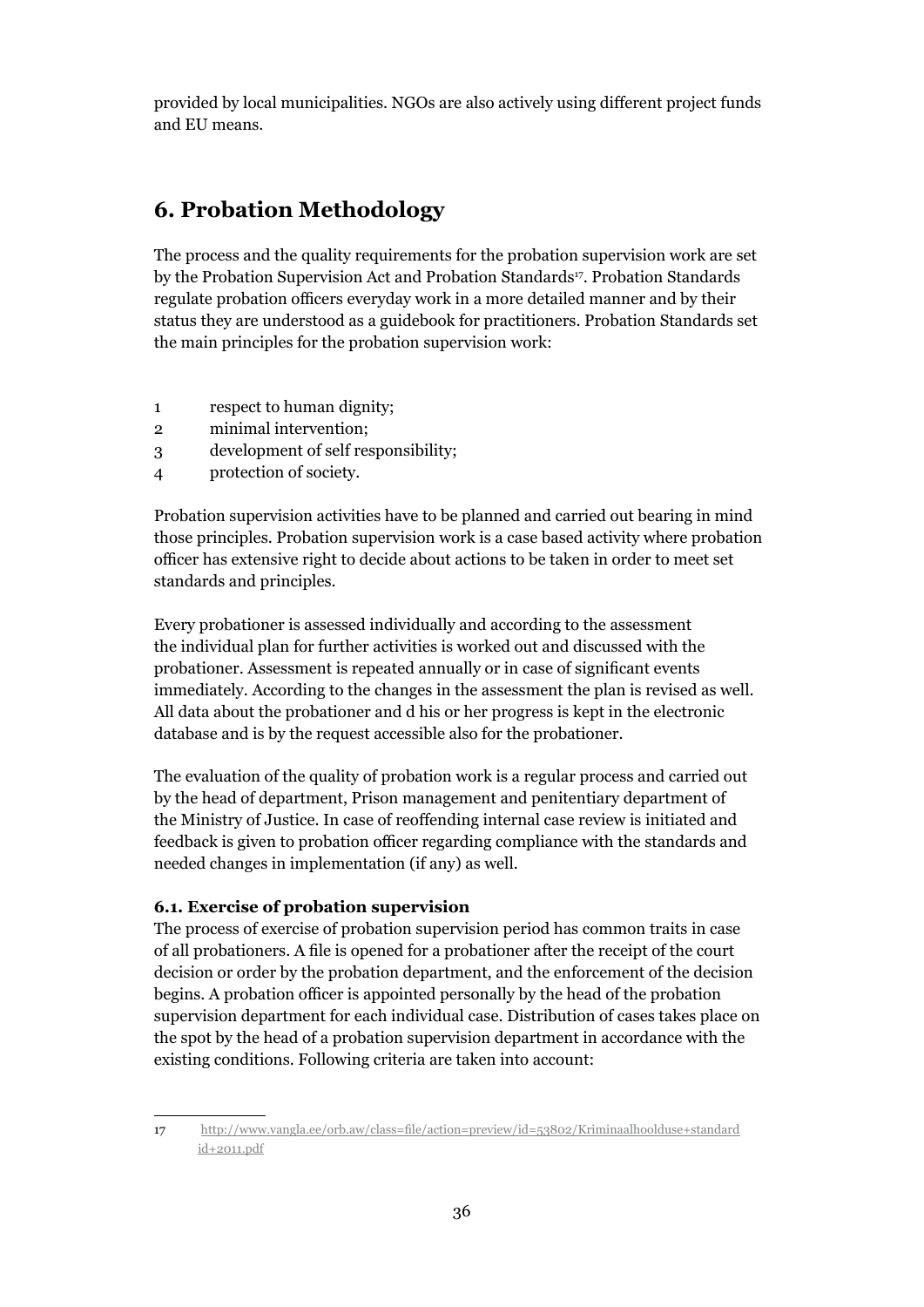provided by local municipalities. NGOs are also actively using different project funds and EU means.

## 6. Probation Methodology

The process and the quality requirements for the probation supervision work are set by the Probation Supervision Act and Probation Standards[17]. Probation Standards regulate probation officers everyday work in a more detailed manner and by their status they are understood as a guidebook for practitioners. Probation Standards set the main principles for the probation supervision work:

1. respect to human dignity;
2. minimal intervention;
3. development of self responsibility;
4. protection of society.

Probation supervision activities have to be planned and carried out bearing in mind those principles. Probation supervision work is a case based activity where probation officer has extensive right to decide about actions to be taken in order to meet set standards and principles.

Every probationer is assessed individually and according to the assessment the individual plan for further activities is worked out and discussed with the probationer. Assessment is repeated annually or in case of significant events immediately. According to the changes in the assessment the plan is revised as well. All data about the probationer and d his or her progress is kept in the electronic database and is by the request accessible also for the probationer.

The evaluation of the quality of probation work is a regular process and carried out by the head of department, Prison management and penitentiary department of the Ministry of Justice. In case of reoffending internal case review is initiated and feedback is given to probation officer regarding compliance with the standards and needed changes in implementation (if any) as well.

### 6.1. Exercise of probation supervision

The process of exercise of probation supervision period has common traits in case of all probationers. A file is opened for a probationer after the receipt of the court decision or order by the probation department, and the enforcement of the decision begins. A probation officer is appointed personally by the head of the probation supervision department for each individual case. Distribution of cases takes place on the spot by the head of a probation supervision department in accordance with the existing conditions. Following criteria are taken into account:

---

17 http://www.vangla.ee/orb.aw/class=file/action=preview/id=53802/Kriminaalhoolduse+standardid+2011.pdf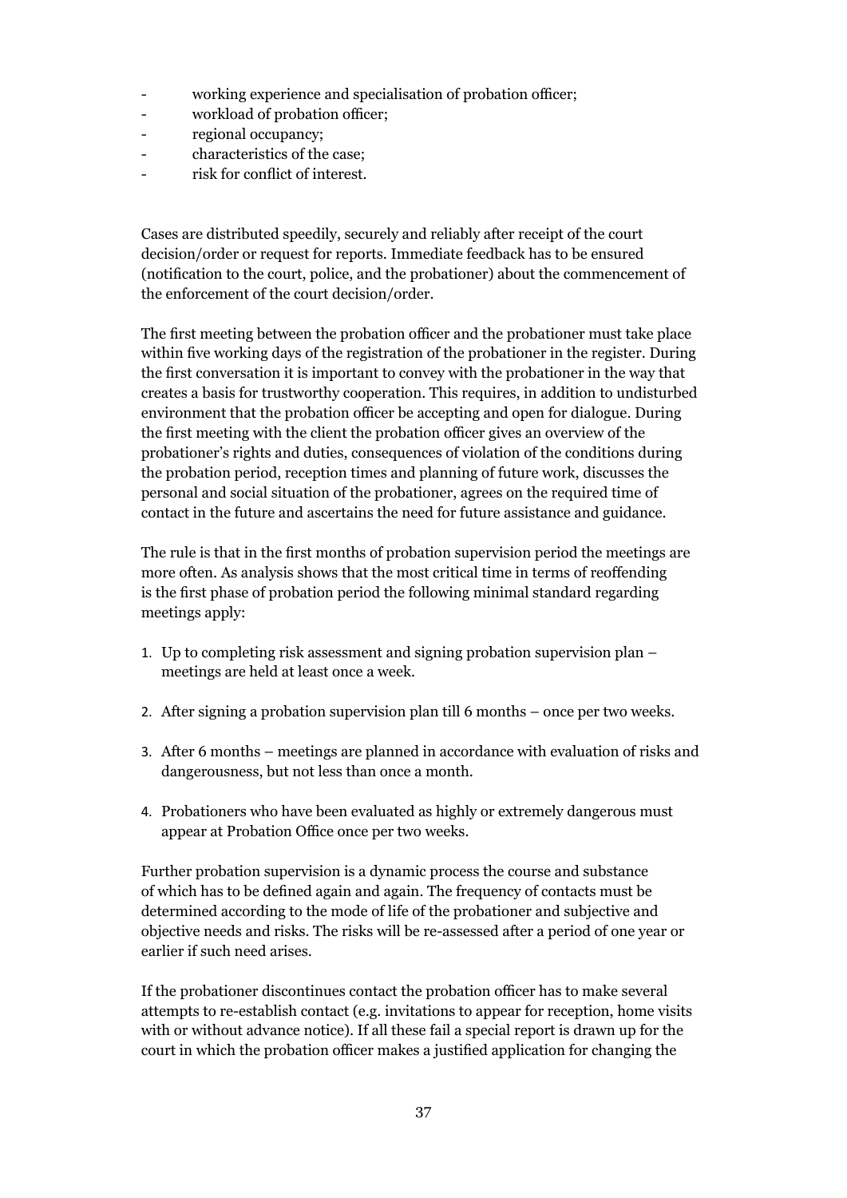- working experience and specialisation of probation officer;
- workload of probation officer;
- regional occupancy;
- characteristics of the case;
- risk for conflict of interest.

Cases are distributed speedily, securely and reliably after receipt of the court decision/order or request for reports. Immediate feedback has to be ensured (notification to the court, police, and the probationer) about the commencement of the enforcement of the court decision/order.

The first meeting between the probation officer and the probationer must take place within five working days of the registration of the probationer in the register. During the first conversation it is important to convey with the probationer in the way that creates a basis for trustworthy cooperation. This requires, in addition to undisturbed environment that the probation officer be accepting and open for dialogue. During the first meeting with the client the probation officer gives an overview of the probationer's rights and duties, consequences of violation of the conditions during the probation period, reception times and planning of future work, discusses the personal and social situation of the probationer, agrees on the required time of contact in the future and ascertains the need for future assistance and guidance.

The rule is that in the first months of probation supervision period the meetings are more often. As analysis shows that the most critical time in terms of reoffending is the first phase of probation period the following minimal standard regarding meetings apply:

1. Up to completing risk assessment and signing probation supervision plan – meetings are held at least once a week.
2. After signing a probation supervision plan till 6 months – once per two weeks.
3. After 6 months – meetings are planned in accordance with evaluation of risks and dangerousness, but not less than once a month.
4. Probationers who have been evaluated as highly or extremely dangerous must appear at Probation Office once per two weeks.

Further probation supervision is a dynamic process the course and substance of which has to be defined again and again. The frequency of contacts must be determined according to the mode of life of the probationer and subjective and objective needs and risks. The risks will be re-assessed after a period of one year or earlier if such need arises.

If the probationer discontinues contact the probation officer has to make several attempts to re-establish contact (e.g. invitations to appear for reception, home visits with or without advance notice). If all these fail a special report is drawn up for the court in which the probation officer makes a justified application for changing the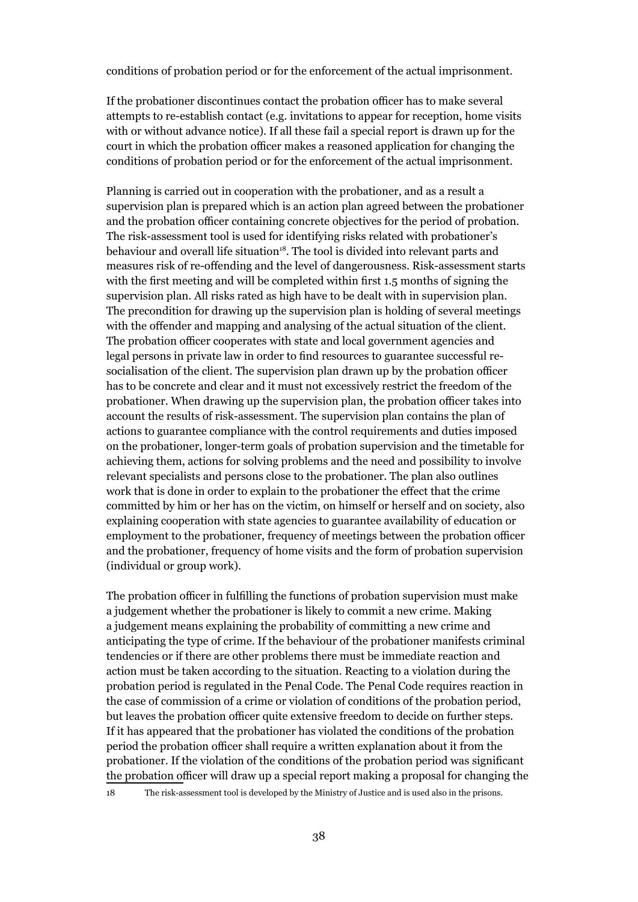conditions of probation period or for the enforcement of the actual imprisonment.

If the probationer discontinues contact the probation officer has to make several attempts to re-establish contact (e.g. invitations to appear for reception, home visits with or without advance notice). If all these fail a special report is drawn up for the court in which the probation officer makes a reasoned application for changing the conditions of probation period or for the enforcement of the actual imprisonment.

Planning is carried out in cooperation with the probationer, and as a result a supervision plan is prepared which is an action plan agreed between the probationer and the probation officer containing concrete objectives for the period of probation. The risk-assessment tool is used for identifying risks related with probationer's behaviour and overall life situation[18]. The tool is divided into relevant parts and measures risk of re-offending and the level of dangerousness. Risk-assessment starts with the first meeting and will be completed within first 1.5 months of signing the supervision plan. All risks rated as high have to be dealt with in supervision plan. The precondition for drawing up the supervision plan is holding of several meetings with the offender and mapping and analysing of the actual situation of the client. The probation officer cooperates with state and local government agencies and legal persons in private law in order to find resources to guarantee successful re-socialisation of the client. The supervision plan drawn up by the probation officer has to be concrete and clear and it must not excessively restrict the freedom of the probationer. When drawing up the supervision plan, the probation officer takes into account the results of risk-assessment. The supervision plan contains the plan of actions to guarantee compliance with the control requirements and duties imposed on the probationer, longer-term goals of probation supervision and the timetable for achieving them, actions for solving problems and the need and possibility to involve relevant specialists and persons close to the probationer. The plan also outlines work that is done in order to explain to the probationer the effect that the crime committed by him or her has on the victim, on himself or herself and on society, also explaining cooperation with state agencies to guarantee availability of education or employment to the probationer, frequency of meetings between the probation officer and the probationer, frequency of home visits and the form of probation supervision (individual or group work).

The probation officer in fulfilling the functions of probation supervision must make a judgement whether the probationer is likely to commit a new crime. Making a judgement means explaining the probability of committing a new crime and anticipating the type of crime. If the behaviour of the probationer manifests criminal tendencies or if there are other problems there must be immediate reaction and action must be taken according to the situation. Reacting to a violation during the probation period is regulated in the Penal Code. The Penal Code requires reaction in the case of commission of a crime or violation of conditions of the probation period, but leaves the probation officer quite extensive freedom to decide on further steps. If it has appeared that the probationer has violated the conditions of the probation period the probation officer shall require a written explanation about it from the probationer. If the violation of the conditions of the probation period was significant the probation officer will draw up a special report making a proposal for changing the

18 The risk-assessment tool is developed by the Ministry of Justice and is used also in the prisons.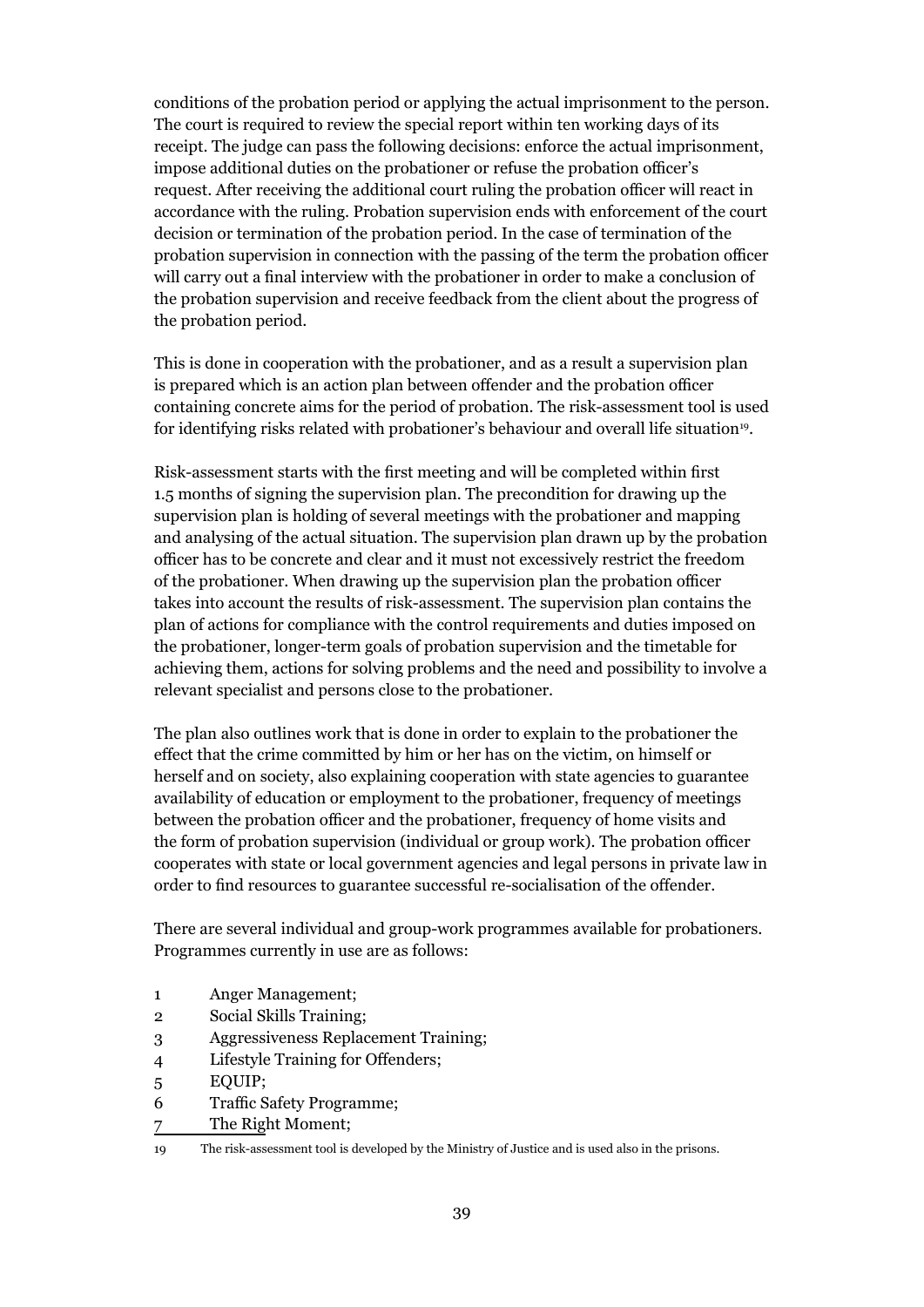conditions of the probation period or applying the actual imprisonment to the person. The court is required to review the special report within ten working days of its receipt. The judge can pass the following decisions: enforce the actual imprisonment, impose additional duties on the probationer or refuse the probation officer's request. After receiving the additional court ruling the probation officer will react in accordance with the ruling. Probation supervision ends with enforcement of the court decision or termination of the probation period. In the case of termination of the probation supervision in connection with the passing of the term the probation officer will carry out a final interview with the probationer in order to make a conclusion of the probation supervision and receive feedback from the client about the progress of the probation period.

This is done in cooperation with the probationer, and as a result a supervision plan is prepared which is an action plan between offender and the probation officer containing concrete aims for the period of probation. The risk-assessment tool is used for identifying risks related with probationer's behaviour and overall life situation[19].

Risk-assessment starts with the first meeting and will be completed within first 1.5 months of signing the supervision plan. The precondition for drawing up the supervision plan is holding of several meetings with the probationer and mapping and analysing of the actual situation. The supervision plan drawn up by the probation officer has to be concrete and clear and it must not excessively restrict the freedom of the probationer. When drawing up the supervision plan the probation officer takes into account the results of risk-assessment. The supervision plan contains the plan of actions for compliance with the control requirements and duties imposed on the probationer, longer-term goals of probation supervision and the timetable for achieving them, actions for solving problems and the need and possibility to involve a relevant specialist and persons close to the probationer.

The plan also outlines work that is done in order to explain to the probationer the effect that the crime committed by him or her has on the victim, on himself or herself and on society, also explaining cooperation with state agencies to guarantee availability of education or employment to the probationer, frequency of meetings between the probation officer and the probationer, frequency of home visits and the form of probation supervision (individual or group work). The probation officer cooperates with state or local government agencies and legal persons in private law in order to find resources to guarantee successful re-socialisation of the offender.

There are several individual and group-work programmes available for probationers. Programmes currently in use are as follows:

1. Anger Management;
2. Social Skills Training;
3. Aggressiveness Replacement Training;
4. Lifestyle Training for Offenders;
5. EQUIP;
6. Traffic Safety Programme;
7. The Right Moment;

19 The risk-assessment tool is developed by the Ministry of Justice and is used also in the prisons.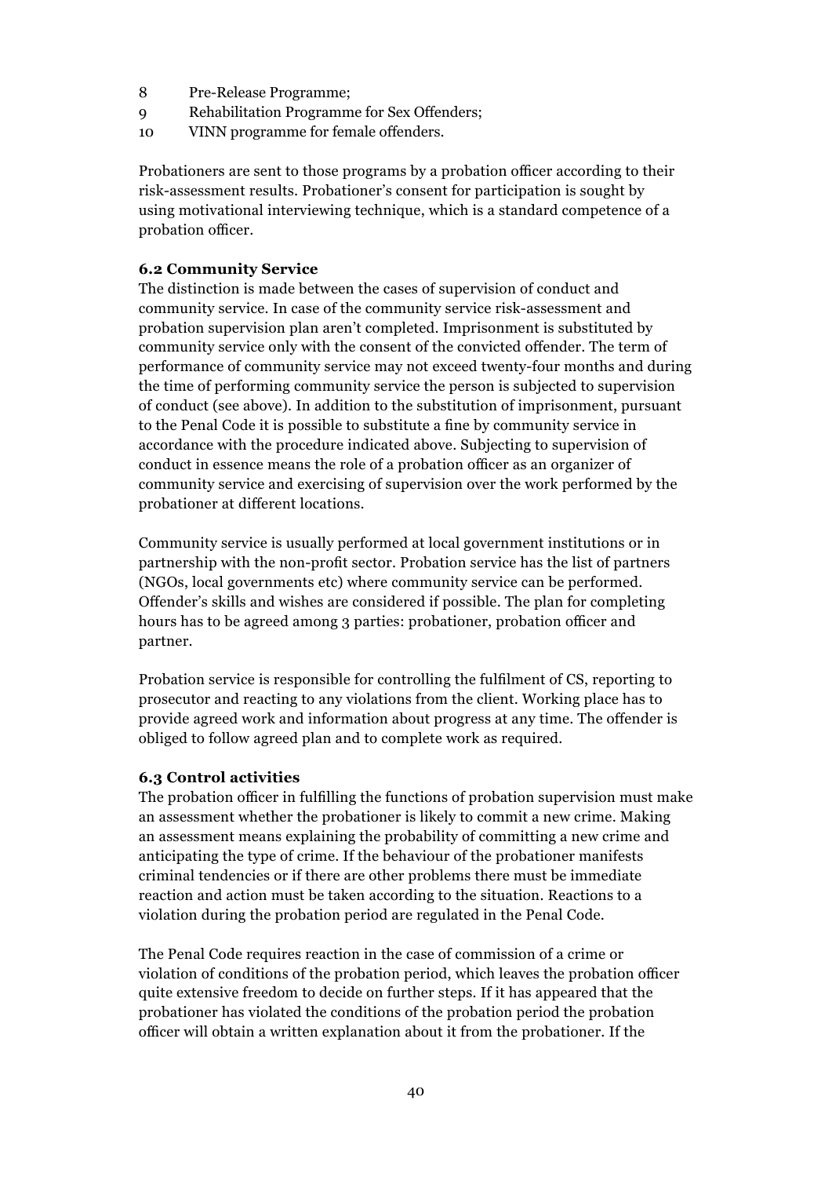8. Pre-Release Programme;
9. Rehabilitation Programme for Sex Offenders;
10. VINN programme for female offenders.

Probationers are sent to those programs by a probation officer according to their risk-assessment results. Probationer's consent for participation is sought by using motivational interviewing technique, which is a standard competence of a probation officer.

### 6.2 Community Service

The distinction is made between the cases of supervision of conduct and community service. In case of the community service risk-assessment and probation supervision plan aren't completed. Imprisonment is substituted by community service only with the consent of the convicted offender. The term of performance of community service may not exceed twenty-four months and during the time of performing community service the person is subjected to supervision of conduct (see above). In addition to the substitution of imprisonment, pursuant to the Penal Code it is possible to substitute a fine by community service in accordance with the procedure indicated above. Subjecting to supervision of conduct in essence means the role of a probation officer as an organizer of community service and exercising of supervision over the work performed by the probationer at different locations.

Community service is usually performed at local government institutions or in partnership with the non-profit sector. Probation service has the list of partners (NGOs, local governments etc) where community service can be performed. Offender's skills and wishes are considered if possible. The plan for completing hours has to be agreed among 3 parties: probationer, probation officer and partner.

Probation service is responsible for controlling the fulfilment of CS, reporting to prosecutor and reacting to any violations from the client. Working place has to provide agreed work and information about progress at any time. The offender is obliged to follow agreed plan and to complete work as required.

### 6.3 Control activities

The probation officer in fulfilling the functions of probation supervision must make an assessment whether the probationer is likely to commit a new crime. Making an assessment means explaining the probability of committing a new crime and anticipating the type of crime. If the behaviour of the probationer manifests criminal tendencies or if there are other problems there must be immediate reaction and action must be taken according to the situation. Reactions to a violation during the probation period are regulated in the Penal Code.

The Penal Code requires reaction in the case of commission of a crime or violation of conditions of the probation period, which leaves the probation officer quite extensive freedom to decide on further steps. If it has appeared that the probationer has violated the conditions of the probation period the probation officer will obtain a written explanation about it from the probationer. If the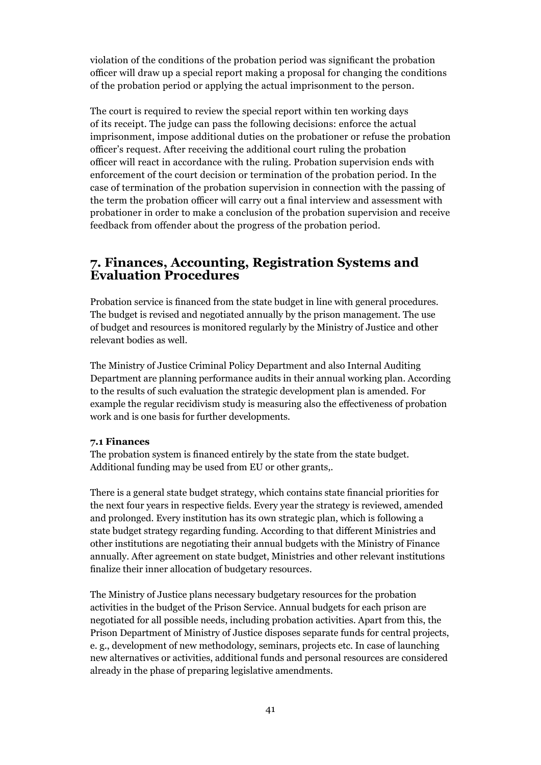violation of the conditions of the probation period was significant the probation officer will draw up a special report making a proposal for changing the conditions of the probation period or applying the actual imprisonment to the person.

The court is required to review the special report within ten working days of its receipt. The judge can pass the following decisions: enforce the actual imprisonment, impose additional duties on the probationer or refuse the probation officer's request. After receiving the additional court ruling the probation officer will react in accordance with the ruling. Probation supervision ends with enforcement of the court decision or termination of the probation period. In the case of termination of the probation supervision in connection with the passing of the term the probation officer will carry out a final interview and assessment with probationer in order to make a conclusion of the probation supervision and receive feedback from offender about the progress of the probation period.

## 7. Finances, Accounting, Registration Systems and Evaluation Procedures

Probation service is financed from the state budget in line with general procedures. The budget is revised and negotiated annually by the prison management. The use of budget and resources is monitored regularly by the Ministry of Justice and other relevant bodies as well.

The Ministry of Justice Criminal Policy Department and also Internal Auditing Department are planning performance audits in their annual working plan. According to the results of such evaluation the strategic development plan is amended. For example the regular recidivism study is measuring also the effectiveness of probation work and is one basis for further developments.

### 7.1 Finances

The probation system is financed entirely by the state from the state budget. Additional funding may be used from EU or other grants,.

There is a general state budget strategy, which contains state financial priorities for the next four years in respective fields. Every year the strategy is reviewed, amended and prolonged. Every institution has its own strategic plan, which is following a state budget strategy regarding funding. According to that different Ministries and other institutions are negotiating their annual budgets with the Ministry of Finance annually. After agreement on state budget, Ministries and other relevant institutions finalize their inner allocation of budgetary resources.

The Ministry of Justice plans necessary budgetary resources for the probation activities in the budget of the Prison Service. Annual budgets for each prison are negotiated for all possible needs, including probation activities. Apart from this, the Prison Department of Ministry of Justice disposes separate funds for central projects, e. g., development of new methodology, seminars, projects etc. In case of launching new alternatives or activities, additional funds and personal resources are considered already in the phase of preparing legislative amendments.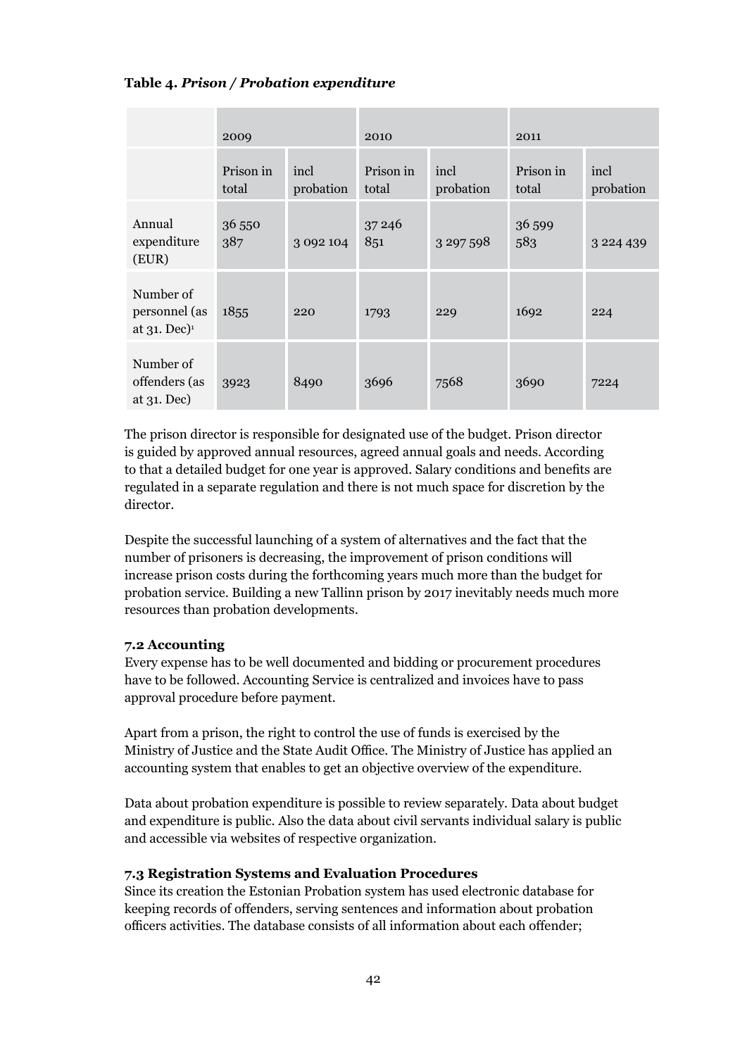**Table 4.** ***Prison / Probation expenditure***

| | 2009 | | 2010 | | 2011 | |
|---|---|---|---|---|---|---|
| | Prison in total | incl probation | Prison in total | incl probation | Prison in total | incl probation |
| Annual expenditure (EUR) | 36 550 387 | 3 092 104 | 37 246 851 | 3 297 598 | 36 599 583 | 3 224 439 |
| Number of personnel (as at 31. Dec)[1] | 1855 | 220 | 1793 | 229 | 1692 | 224 |
| Number of offenders (as at 31. Dec) | 3923 | 8490 | 3696 | 7568 | 3690 | 7224 |

The prison director is responsible for designated use of the budget. Prison director is guided by approved annual resources, agreed annual goals and needs. According to that a detailed budget for one year is approved. Salary conditions and benefits are regulated in a separate regulation and there is not much space for discretion by the director.

Despite the successful launching of a system of alternatives and the fact that the number of prisoners is decreasing, the improvement of prison conditions will increase prison costs during the forthcoming years much more than the budget for probation service. Building a new Tallinn prison by 2017 inevitably needs much more resources than probation developments.

**7.2 Accounting**

Every expense has to be well documented and bidding or procurement procedures have to be followed. Accounting Service is centralized and invoices have to pass approval procedure before payment.

Apart from a prison, the right to control the use of funds is exercised by the Ministry of Justice and the State Audit Office. The Ministry of Justice has applied an accounting system that enables to get an objective overview of the expenditure.

Data about probation expenditure is possible to review separately. Data about budget and expenditure is public. Also the data about civil servants individual salary is public and accessible via websites of respective organization.

**7.3 Registration Systems and Evaluation Procedures**

Since its creation the Estonian Probation system has used electronic database for keeping records of offenders, serving sentences and information about probation officers activities. The database consists of all information about each offender;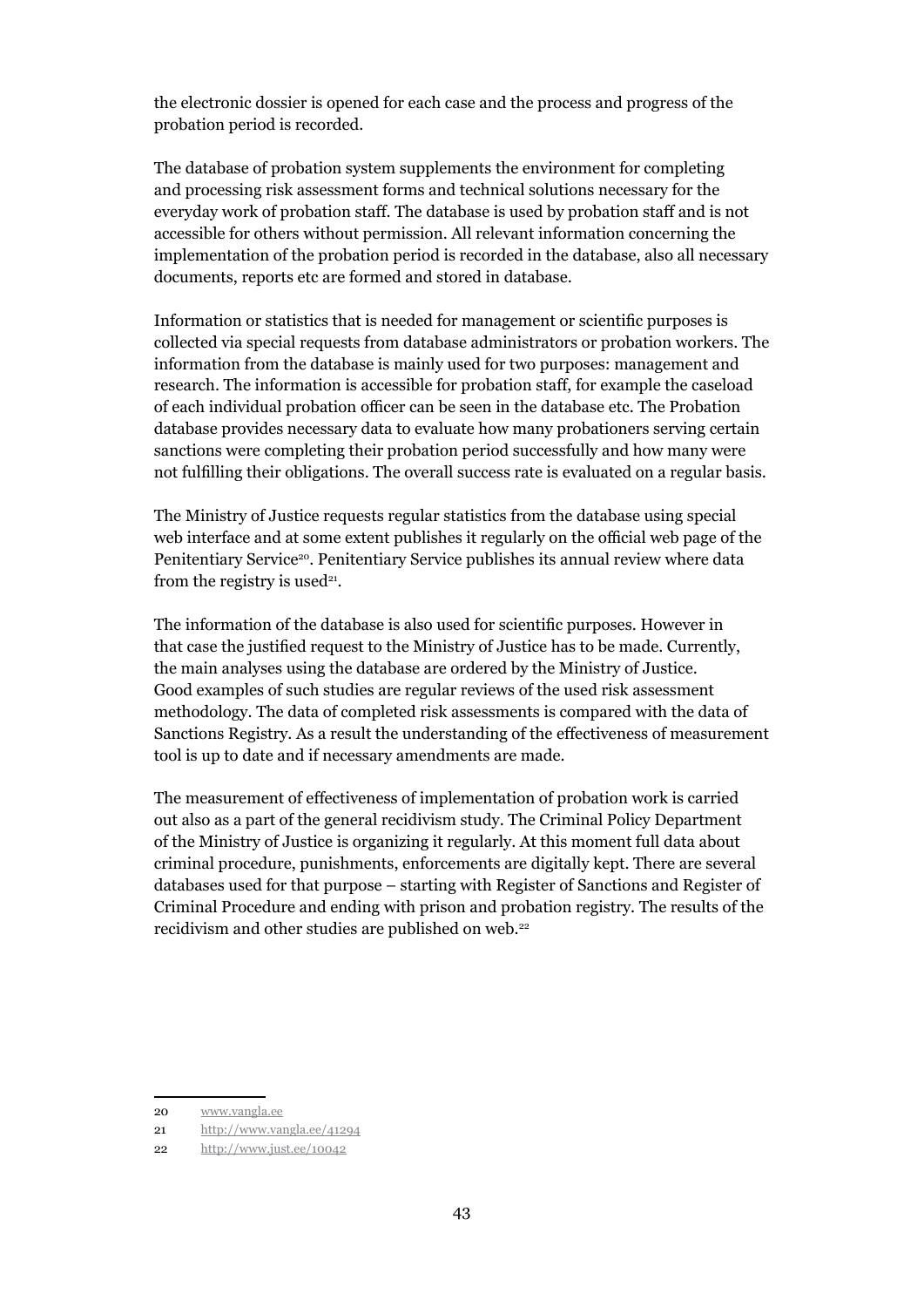the electronic dossier is opened for each case and the process and progress of the probation period is recorded.

The database of probation system supplements the environment for completing and processing risk assessment forms and technical solutions necessary for the everyday work of probation staff. The database is used by probation staff and is not accessible for others without permission. All relevant information concerning the implementation of the probation period is recorded in the database, also all necessary documents, reports etc are formed and stored in database.

Information or statistics that is needed for management or scientific purposes is collected via special requests from database administrators or probation workers. The information from the database is mainly used for two purposes: management and research. The information is accessible for probation staff, for example the caseload of each individual probation officer can be seen in the database etc. The Probation database provides necessary data to evaluate how many probationers serving certain sanctions were completing their probation period successfully and how many were not fulfilling their obligations. The overall success rate is evaluated on a regular basis.

The Ministry of Justice requests regular statistics from the database using special web interface and at some extent publishes it regularly on the official web page of the Penitentiary Service[20]. Penitentiary Service publishes its annual review where data from the registry is used[21].

The information of the database is also used for scientific purposes. However in that case the justified request to the Ministry of Justice has to be made. Currently, the main analyses using the database are ordered by the Ministry of Justice. Good examples of such studies are regular reviews of the used risk assessment methodology. The data of completed risk assessments is compared with the data of Sanctions Registry. As a result the understanding of the effectiveness of measurement tool is up to date and if necessary amendments are made.

The measurement of effectiveness of implementation of probation work is carried out also as a part of the general recidivism study. The Criminal Policy Department of the Ministry of Justice is organizing it regularly. At this moment full data about criminal procedure, punishments, enforcements are digitally kept. There are several databases used for that purpose – starting with Register of Sanctions and Register of Criminal Procedure and ending with prison and probation registry. The results of the recidivism and other studies are published on web.[22]

---

20 www.vangla.ee

21 http://www.vangla.ee/41294

22 http://www.just.ee/10042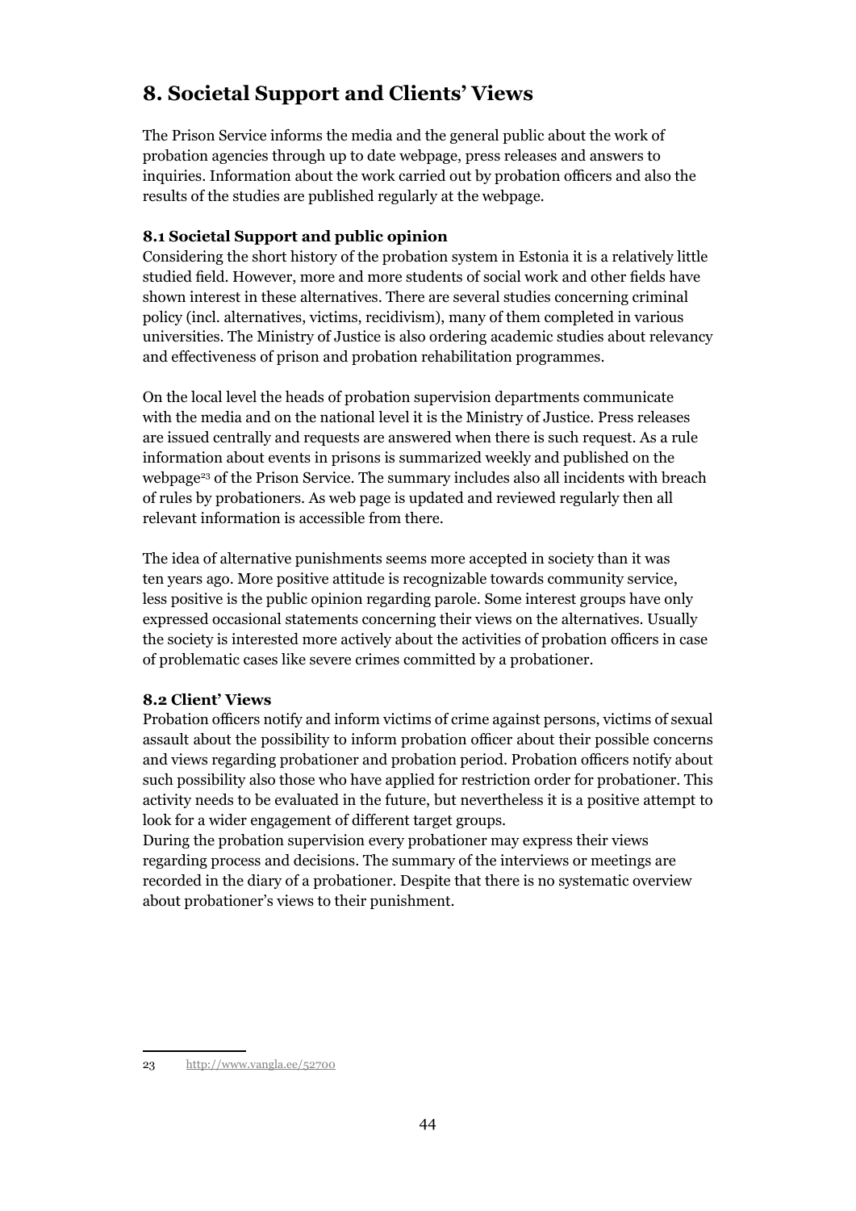# 8. Societal Support and Clients' Views

The Prison Service informs the media and the general public about the work of probation agencies through up to date webpage, press releases and answers to inquiries. Information about the work carried out by probation officers and also the results of the studies are published regularly at the webpage.

### 8.1 Societal Support and public opinion

Considering the short history of the probation system in Estonia it is a relatively little studied field. However, more and more students of social work and other fields have shown interest in these alternatives. There are several studies concerning criminal policy (incl. alternatives, victims, recidivism), many of them completed in various universities. The Ministry of Justice is also ordering academic studies about relevancy and effectiveness of prison and probation rehabilitation programmes.

On the local level the heads of probation supervision departments communicate with the media and on the national level it is the Ministry of Justice. Press releases are issued centrally and requests are answered when there is such request. As a rule information about events in prisons is summarized weekly and published on the webpage[23] of the Prison Service. The summary includes also all incidents with breach of rules by probationers. As web page is updated and reviewed regularly then all relevant information is accessible from there.

The idea of alternative punishments seems more accepted in society than it was ten years ago. More positive attitude is recognizable towards community service, less positive is the public opinion regarding parole. Some interest groups have only expressed occasional statements concerning their views on the alternatives. Usually the society is interested more actively about the activities of probation officers in case of problematic cases like severe crimes committed by a probationer.

### 8.2 Client' Views

Probation officers notify and inform victims of crime against persons, victims of sexual assault about the possibility to inform probation officer about their possible concerns and views regarding probationer and probation period. Probation officers notify about such possibility also those who have applied for restriction order for probationer. This activity needs to be evaluated in the future, but nevertheless it is a positive attempt to look for a wider engagement of different target groups.

During the probation supervision every probationer may express their views regarding process and decisions. The summary of the interviews or meetings are recorded in the diary of a probationer. Despite that there is no systematic overview about probationer's views to their punishment.

---

23 http://www.vangla.ee/52700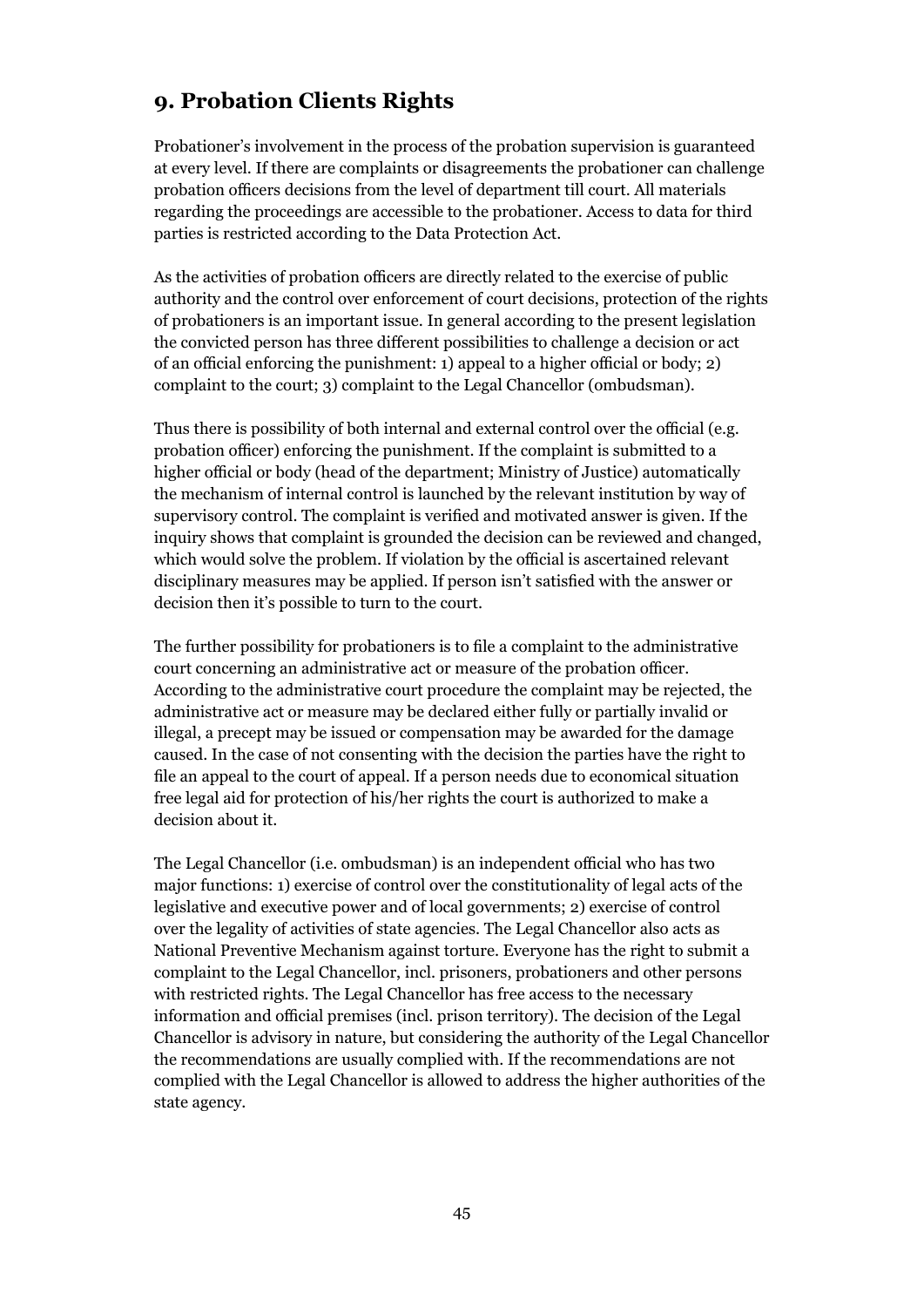## 9. Probation Clients Rights

Probationer's involvement in the process of the probation supervision is guaranteed at every level. If there are complaints or disagreements the probationer can challenge probation officers decisions from the level of department till court. All materials regarding the proceedings are accessible to the probationer. Access to data for third parties is restricted according to the Data Protection Act.

As the activities of probation officers are directly related to the exercise of public authority and the control over enforcement of court decisions, protection of the rights of probationers is an important issue. In general according to the present legislation the convicted person has three different possibilities to challenge a decision or act of an official enforcing the punishment: 1) appeal to a higher official or body; 2) complaint to the court; 3) complaint to the Legal Chancellor (ombudsman).

Thus there is possibility of both internal and external control over the official (e.g. probation officer) enforcing the punishment. If the complaint is submitted to a higher official or body (head of the department; Ministry of Justice) automatically the mechanism of internal control is launched by the relevant institution by way of supervisory control. The complaint is verified and motivated answer is given. If the inquiry shows that complaint is grounded the decision can be reviewed and changed, which would solve the problem. If violation by the official is ascertained relevant disciplinary measures may be applied. If person isn't satisfied with the answer or decision then it's possible to turn to the court.

The further possibility for probationers is to file a complaint to the administrative court concerning an administrative act or measure of the probation officer. According to the administrative court procedure the complaint may be rejected, the administrative act or measure may be declared either fully or partially invalid or illegal, a precept may be issued or compensation may be awarded for the damage caused. In the case of not consenting with the decision the parties have the right to file an appeal to the court of appeal. If a person needs due to economical situation free legal aid for protection of his/her rights the court is authorized to make a decision about it.

The Legal Chancellor (i.e. ombudsman) is an independent official who has two major functions: 1) exercise of control over the constitutionality of legal acts of the legislative and executive power and of local governments; 2) exercise of control over the legality of activities of state agencies. The Legal Chancellor also acts as National Preventive Mechanism against torture. Everyone has the right to submit a complaint to the Legal Chancellor, incl. prisoners, probationers and other persons with restricted rights. The Legal Chancellor has free access to the necessary information and official premises (incl. prison territory). The decision of the Legal Chancellor is advisory in nature, but considering the authority of the Legal Chancellor the recommendations are usually complied with. If the recommendations are not complied with the Legal Chancellor is allowed to address the higher authorities of the state agency.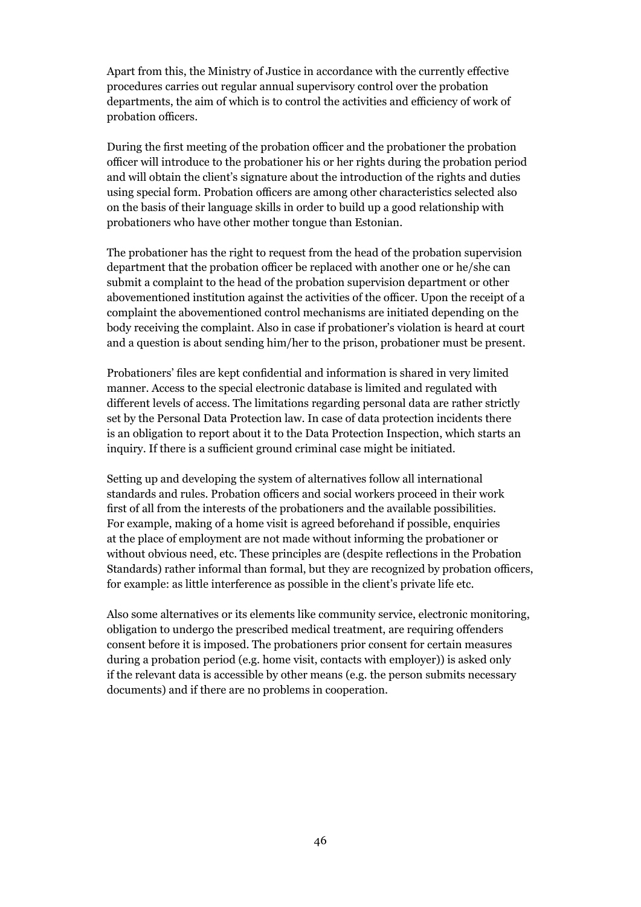Apart from this, the Ministry of Justice in accordance with the currently effective procedures carries out regular annual supervisory control over the probation departments, the aim of which is to control the activities and efficiency of work of probation officers.

During the first meeting of the probation officer and the probationer the probation officer will introduce to the probationer his or her rights during the probation period and will obtain the client's signature about the introduction of the rights and duties using special form. Probation officers are among other characteristics selected also on the basis of their language skills in order to build up a good relationship with probationers who have other mother tongue than Estonian.

The probationer has the right to request from the head of the probation supervision department that the probation officer be replaced with another one or he/she can submit a complaint to the head of the probation supervision department or other abovementioned institution against the activities of the officer. Upon the receipt of a complaint the abovementioned control mechanisms are initiated depending on the body receiving the complaint. Also in case if probationer's violation is heard at court and a question is about sending him/her to the prison, probationer must be present.

Probationers' files are kept confidential and information is shared in very limited manner. Access to the special electronic database is limited and regulated with different levels of access. The limitations regarding personal data are rather strictly set by the Personal Data Protection law. In case of data protection incidents there is an obligation to report about it to the Data Protection Inspection, which starts an inquiry. If there is a sufficient ground criminal case might be initiated.

Setting up and developing the system of alternatives follow all international standards and rules. Probation officers and social workers proceed in their work first of all from the interests of the probationers and the available possibilities. For example, making of a home visit is agreed beforehand if possible, enquiries at the place of employment are not made without informing the probationer or without obvious need, etc. These principles are (despite reflections in the Probation Standards) rather informal than formal, but they are recognized by probation officers, for example: as little interference as possible in the client's private life etc.

Also some alternatives or its elements like community service, electronic monitoring, obligation to undergo the prescribed medical treatment, are requiring offenders consent before it is imposed. The probationers prior consent for certain measures during a probation period (e.g. home visit, contacts with employer)) is asked only if the relevant data is accessible by other means (e.g. the person submits necessary documents) and if there are no problems in cooperation.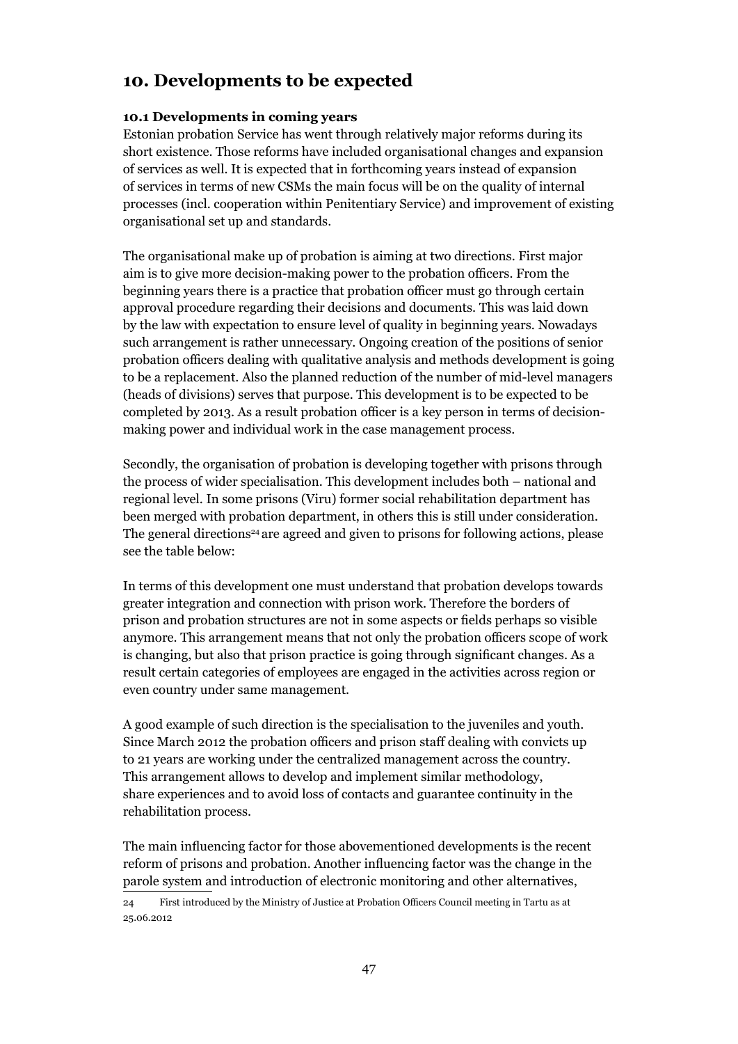# 10. Developments to be expected

### 10.1 Developments in coming years

Estonian probation Service has went through relatively major reforms during its short existence. Those reforms have included organisational changes and expansion of services as well. It is expected that in forthcoming years instead of expansion of services in terms of new CSMs the main focus will be on the quality of internal processes (incl. cooperation within Penitentiary Service) and improvement of existing organisational set up and standards.

The organisational make up of probation is aiming at two directions. First major aim is to give more decision-making power to the probation officers. From the beginning years there is a practice that probation officer must go through certain approval procedure regarding their decisions and documents. This was laid down by the law with expectation to ensure level of quality in beginning years. Nowadays such arrangement is rather unnecessary. Ongoing creation of the positions of senior probation officers dealing with qualitative analysis and methods development is going to be a replacement. Also the planned reduction of the number of mid-level managers (heads of divisions) serves that purpose. This development is to be expected to be completed by 2013. As a result probation officer is a key person in terms of decision-making power and individual work in the case management process.

Secondly, the organisation of probation is developing together with prisons through the process of wider specialisation. This development includes both – national and regional level. In some prisons (Viru) former social rehabilitation department has been merged with probation department, in others this is still under consideration. The general directions[24] are agreed and given to prisons for following actions, please see the table below:

In terms of this development one must understand that probation develops towards greater integration and connection with prison work. Therefore the borders of prison and probation structures are not in some aspects or fields perhaps so visible anymore. This arrangement means that not only the probation officers scope of work is changing, but also that prison practice is going through significant changes. As a result certain categories of employees are engaged in the activities across region or even country under same management.

A good example of such direction is the specialisation to the juveniles and youth. Since March 2012 the probation officers and prison staff dealing with convicts up to 21 years are working under the centralized management across the country. This arrangement allows to develop and implement similar methodology, share experiences and to avoid loss of contacts and guarantee continuity in the rehabilitation process.

The main influencing factor for those abovementioned developments is the recent reform of prisons and probation. Another influencing factor was the change in the parole system and introduction of electronic monitoring and other alternatives,

24 First introduced by the Ministry of Justice at Probation Officers Council meeting in Tartu as at 25.06.2012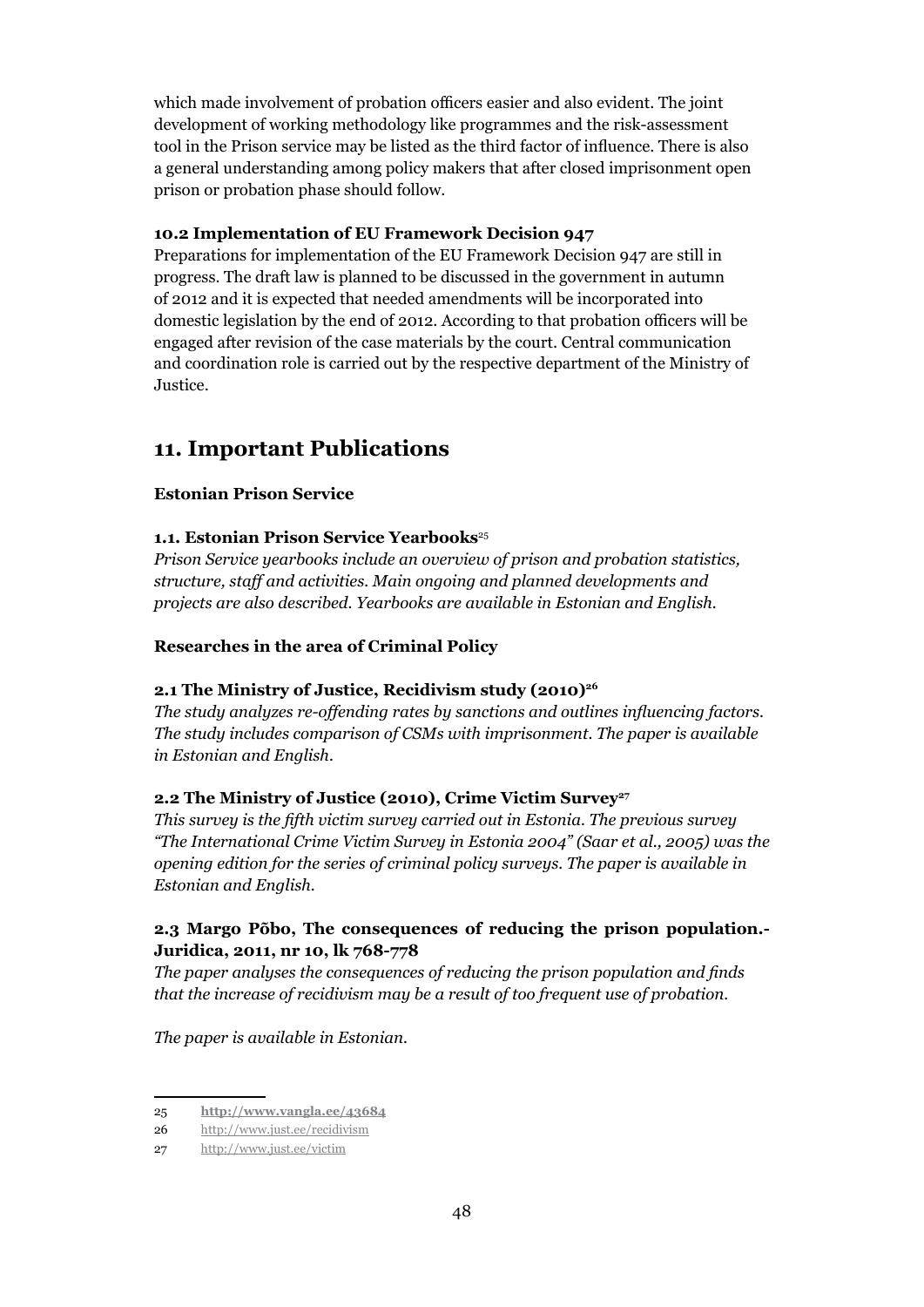which made involvement of probation officers easier and also evident. The joint development of working methodology like programmes and the risk-assessment tool in the Prison service may be listed as the third factor of influence. There is also a general understanding among policy makers that after closed imprisonment open prison or probation phase should follow.

### 10.2 Implementation of EU Framework Decision 947

Preparations for implementation of the EU Framework Decision 947 are still in progress. The draft law is planned to be discussed in the government in autumn of 2012 and it is expected that needed amendments will be incorporated into domestic legislation by the end of 2012. According to that probation officers will be engaged after revision of the case materials by the court. Central communication and coordination role is carried out by the respective department of the Ministry of Justice.

## 11. Important Publications

**Estonian Prison Service**

### 1.1. Estonian Prison Service Yearbooks[25]

*Prison Service yearbooks include an overview of prison and probation statistics, structure, staff and activities. Main ongoing and planned developments and projects are also described. Yearbooks are available in Estonian and English.*

**Researches in the area of Criminal Policy**

### 2.1 The Ministry of Justice, Recidivism study (2010)[26]

*The study analyzes re-offending rates by sanctions and outlines influencing factors. The study includes comparison of CSMs with imprisonment. The paper is available in Estonian and English.*

### 2.2 The Ministry of Justice (2010), Crime Victim Survey[27]

*This survey is the fifth victim survey carried out in Estonia. The previous survey "The International Crime Victim Survey in Estonia 2004" (Saar et al., 2005) was the opening edition for the series of criminal policy surveys. The paper is available in Estonian and English.*

### 2.3 Margo Põbo, The consequences of reducing the prison population.- Juridica, 2011, nr 10, lk 768-778

*The paper analyses the consequences of reducing the prison population and finds that the increase of recidivism may be a result of too frequent use of probation.*

*The paper is available in Estonian.*

---

25 **http://www.vangla.ee/43684**

26 http://www.just.ee/recidivism

27 http://www.just.ee/victim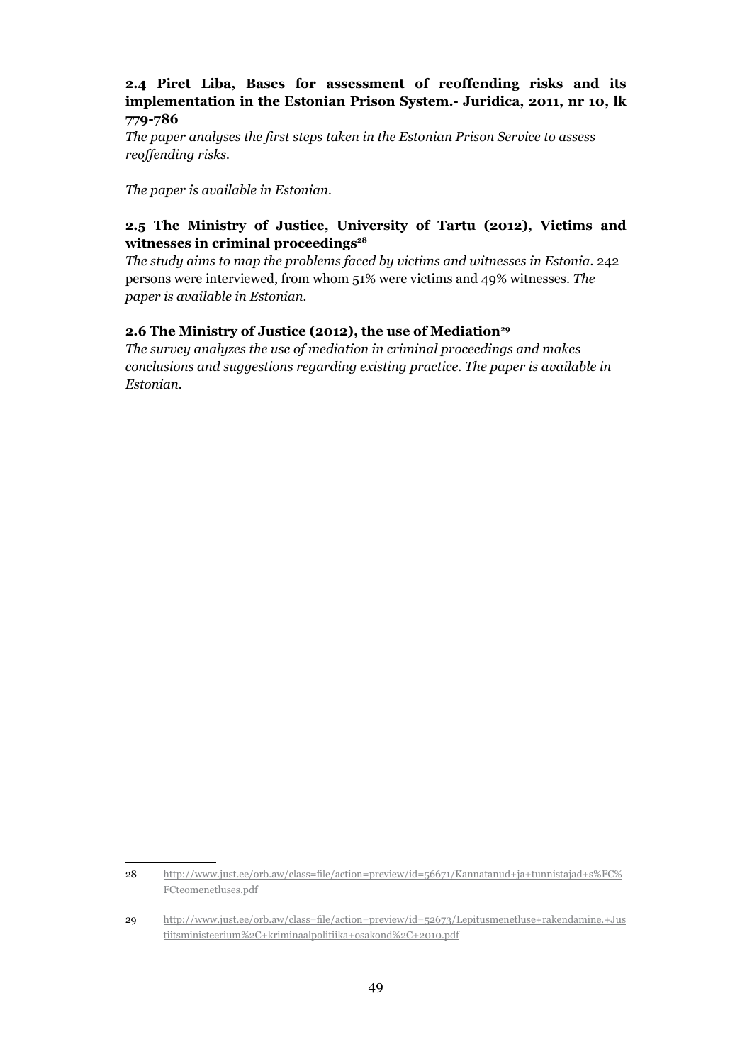### 2.4 Piret Liba, Bases for assessment of reoffending risks and its implementation in the Estonian Prison System.- Juridica, 2011, nr 10, lk 779-786

*The paper analyses the first steps taken in the Estonian Prison Service to assess reoffending risks.*

*The paper is available in Estonian.*

### 2.5 The Ministry of Justice, University of Tartu (2012), Victims and witnesses in criminal proceedings[28]

*The study aims to map the problems faced by victims and witnesses in Estonia.* 242 persons were interviewed, from whom 51% were victims and 49% witnesses. *The paper is available in Estonian.*

### 2.6 The Ministry of Justice (2012), the use of Mediation[29]

*The survey analyzes the use of mediation in criminal proceedings and makes conclusions and suggestions regarding existing practice. The paper is available in Estonian.*

---

28 http://www.just.ee/orb.aw/class=file/action=preview/id=56671/Kannatanud+ja+tunnistajad+s%FC%FCteomenetluses.pdf

29 http://www.just.ee/orb.aw/class=file/action=preview/id=52673/Lepitusmenetluse+rakendamine.+Justiitsministeerium%2C+kriminaalpolitiika+osakond%2C+2010.pdf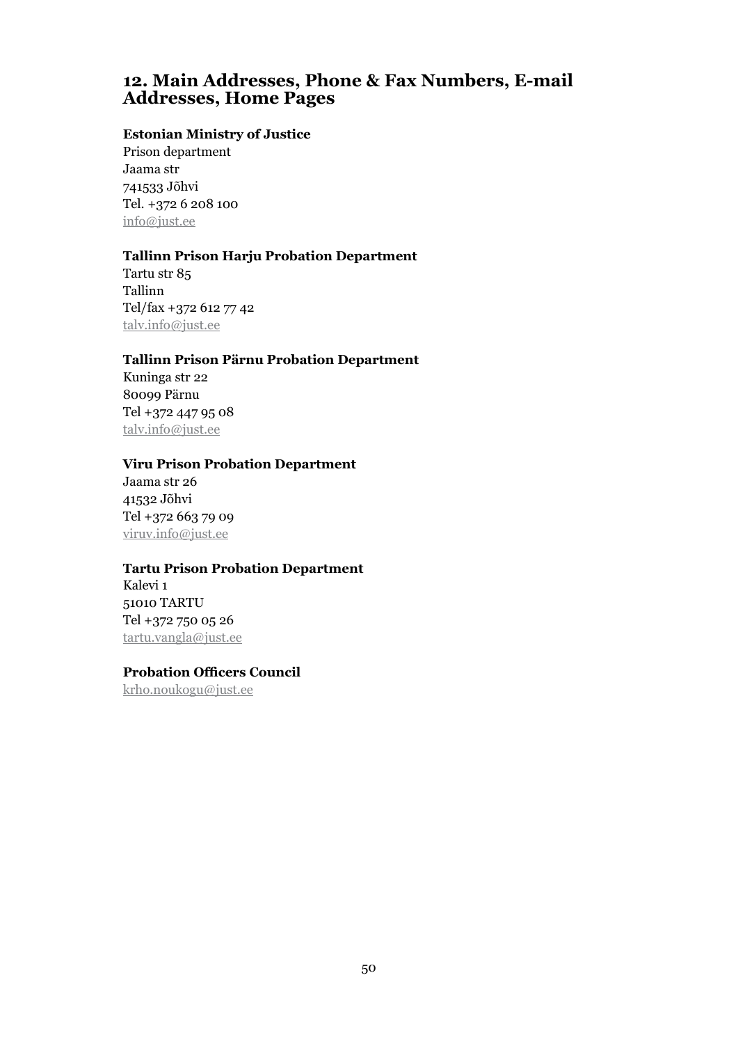## 12. Main Addresses, Phone & Fax Numbers, E-mail Addresses, Home Pages

**Estonian Ministry of Justice**
Prison department
Jaama str
741533 Jõhvi
Tel. +372 6 208 100
info@just.ee

**Tallinn Prison Harju Probation Department**
Tartu str 85
Tallinn
Tel/fax +372 612 77 42
talv.info@just.ee

**Tallinn Prison Pärnu Probation Department**
Kuninga str 22
80099 Pärnu
Tel +372 447 95 08
talv.info@just.ee

**Viru Prison Probation Department**
Jaama str 26
41532 Jõhvi
Tel +372 663 79 09
viruv.info@just.ee

**Tartu Prison Probation Department**
Kalevi 1
51010 TARTU
Tel +372 750 05 26
tartu.vangla@just.ee

**Probation Officers Council**
krho.noukogu@just.ee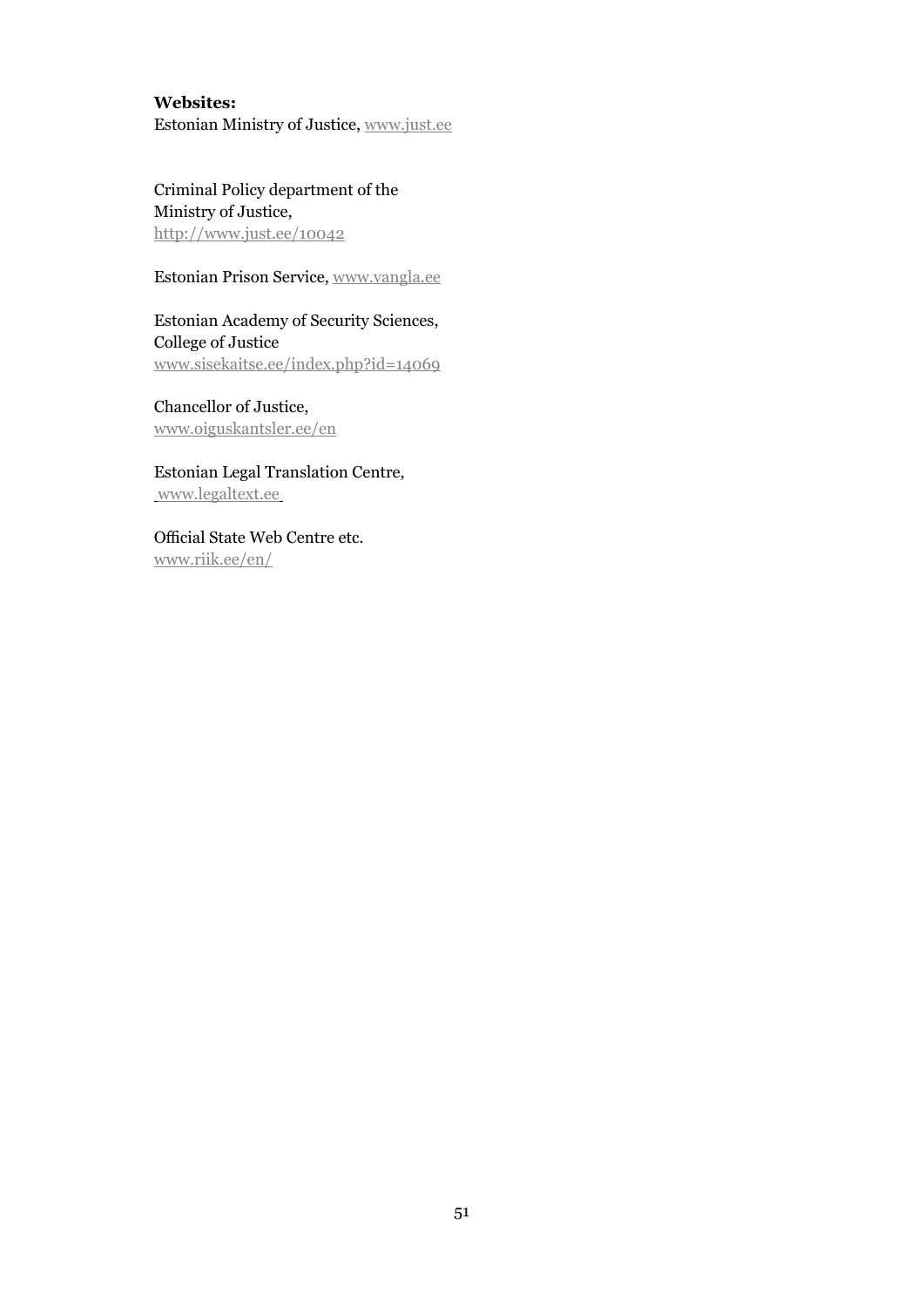**Websites:**

Estonian Ministry of Justice, www.just.ee

Criminal Policy department of the Ministry of Justice, http://www.just.ee/10042

Estonian Prison Service, www.vangla.ee

Estonian Academy of Security Sciences, College of Justice www.sisekaitse.ee/index.php?id=14069

Chancellor of Justice, www.oiguskantsler.ee/en

Estonian Legal Translation Centre, www.legaltext.ee

Official State Web Centre etc. www.riik.ee/en/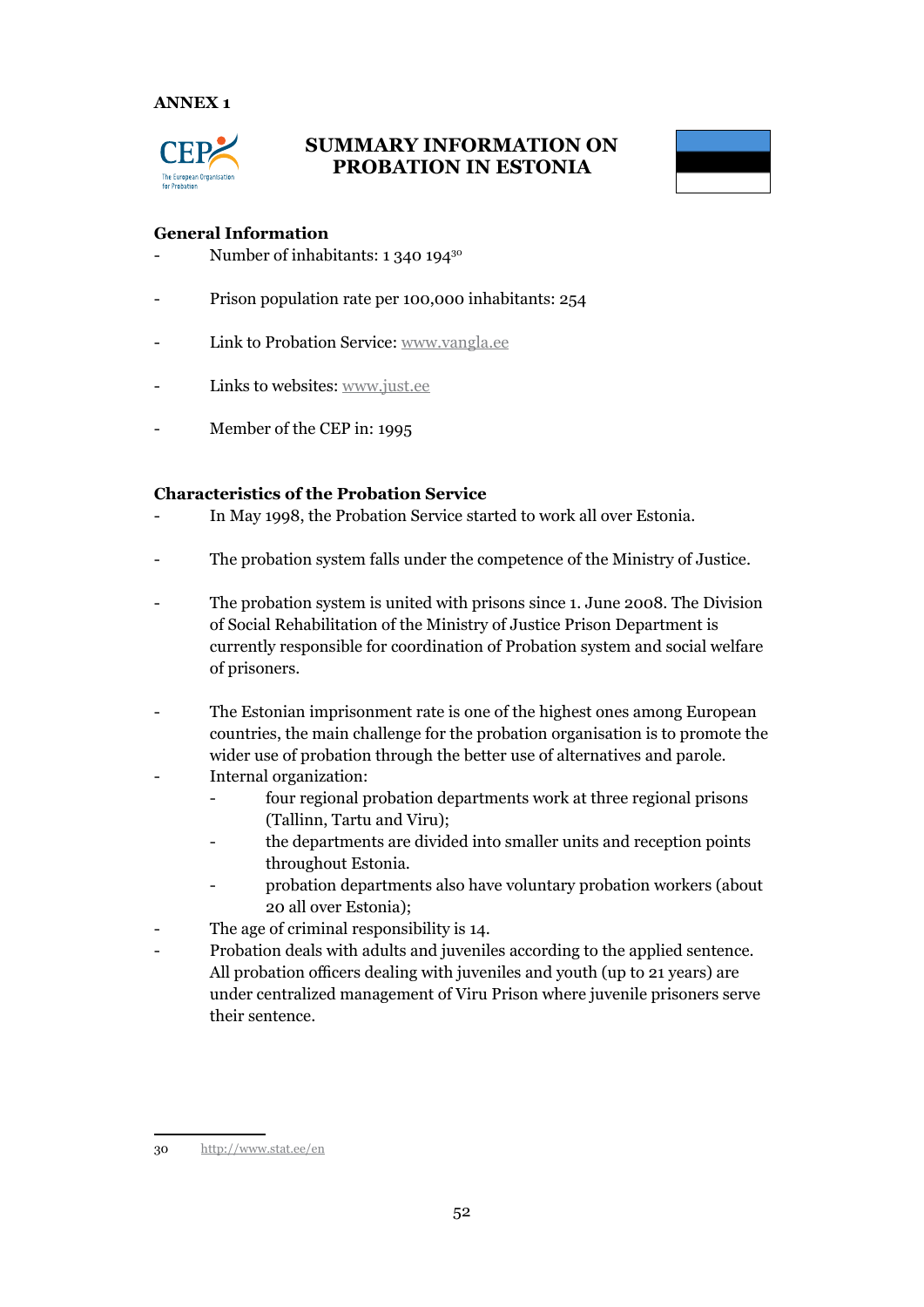ANNEX 1

# SUMMARY INFORMATION ON PROBATION IN ESTONIA

## General Information

- Number of inhabitants: 1 340 194[30]
- Prison population rate per 100,000 inhabitants: 254
- Link to Probation Service: www.vangla.ee
- Links to websites: www.just.ee
- Member of the CEP in: 1995

## Characteristics of the Probation Service

- In May 1998, the Probation Service started to work all over Estonia.
- The probation system falls under the competence of the Ministry of Justice.
- The probation system is united with prisons since 1. June 2008. The Division of Social Rehabilitation of the Ministry of Justice Prison Department is currently responsible for coordination of Probation system and social welfare of prisoners.
- The Estonian imprisonment rate is one of the highest ones among European countries, the main challenge for the probation organisation is to promote the wider use of probation through the better use of alternatives and parole.
- Internal organization:
  - four regional probation departments work at three regional prisons (Tallinn, Tartu and Viru);
  - the departments are divided into smaller units and reception points throughout Estonia.
  - probation departments also have voluntary probation workers (about 20 all over Estonia);
- The age of criminal responsibility is 14.
- Probation deals with adults and juveniles according to the applied sentence. All probation officers dealing with juveniles and youth (up to 21 years) are under centralized management of Viru Prison where juvenile prisoners serve their sentence.

---

30 http://www.stat.ee/en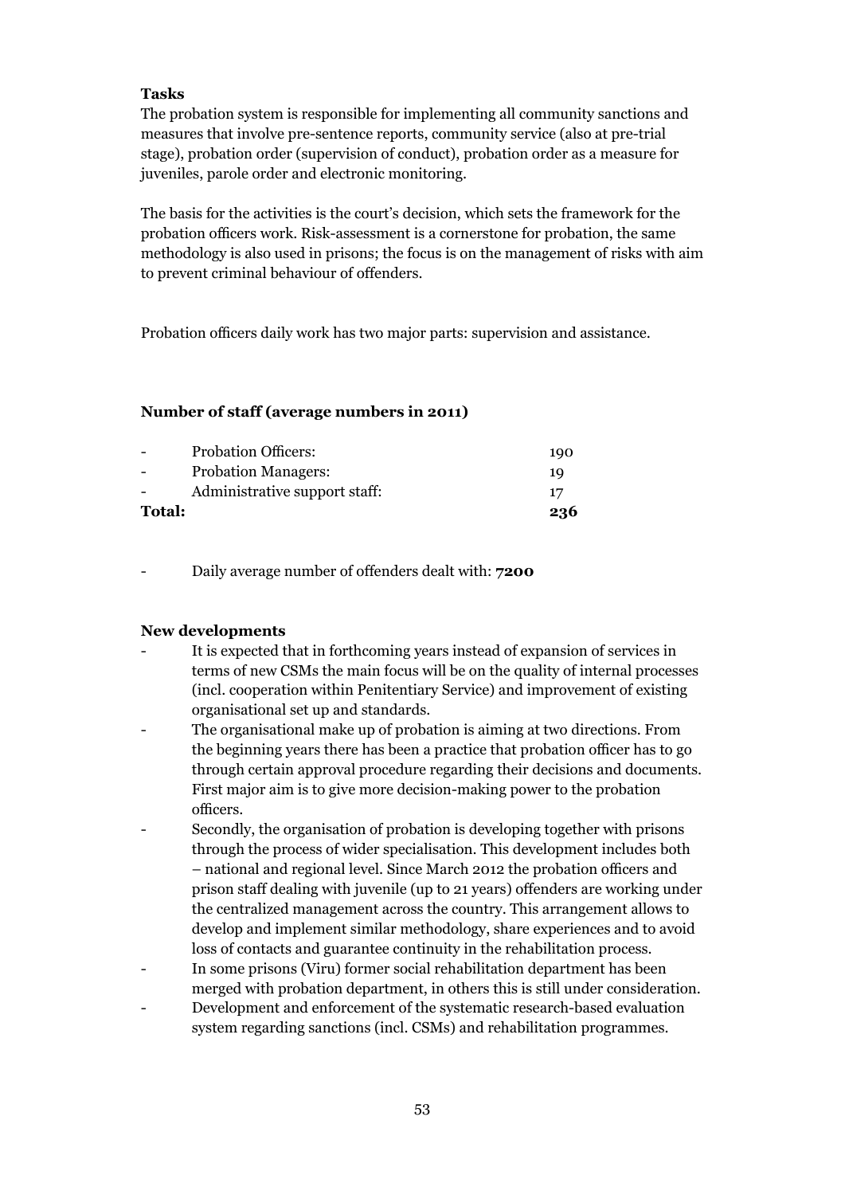**Tasks**

The probation system is responsible for implementing all community sanctions and measures that involve pre-sentence reports, community service (also at pre-trial stage), probation order (supervision of conduct), probation order as a measure for juveniles, parole order and electronic monitoring.

The basis for the activities is the court's decision, which sets the framework for the probation officers work. Risk-assessment is a cornerstone for probation, the same methodology is also used in prisons; the focus is on the management of risks with aim to prevent criminal behaviour of offenders.

Probation officers daily work has two major parts: supervision and assistance.

**Number of staff (average numbers in 2011)**

| | | |
|---|---|---|
| - | Probation Officers: | 190 |
| - | Probation Managers: | 19 |
| - | Administrative support staff: | 17 |
| **Total:** | | **236** |

- Daily average number of offenders dealt with: **7200**

**New developments**

- It is expected that in forthcoming years instead of expansion of services in terms of new CSMs the main focus will be on the quality of internal processes (incl. cooperation within Penitentiary Service) and improvement of existing organisational set up and standards.
- The organisational make up of probation is aiming at two directions. From the beginning years there has been a practice that probation officer has to go through certain approval procedure regarding their decisions and documents. First major aim is to give more decision-making power to the probation officers.
- Secondly, the organisation of probation is developing together with prisons through the process of wider specialisation. This development includes both – national and regional level. Since March 2012 the probation officers and prison staff dealing with juvenile (up to 21 years) offenders are working under the centralized management across the country. This arrangement allows to develop and implement similar methodology, share experiences and to avoid loss of contacts and guarantee continuity in the rehabilitation process.
- In some prisons (Viru) former social rehabilitation department has been merged with probation department, in others this is still under consideration.
- Development and enforcement of the systematic research-based evaluation system regarding sanctions (incl. CSMs) and rehabilitation programmes.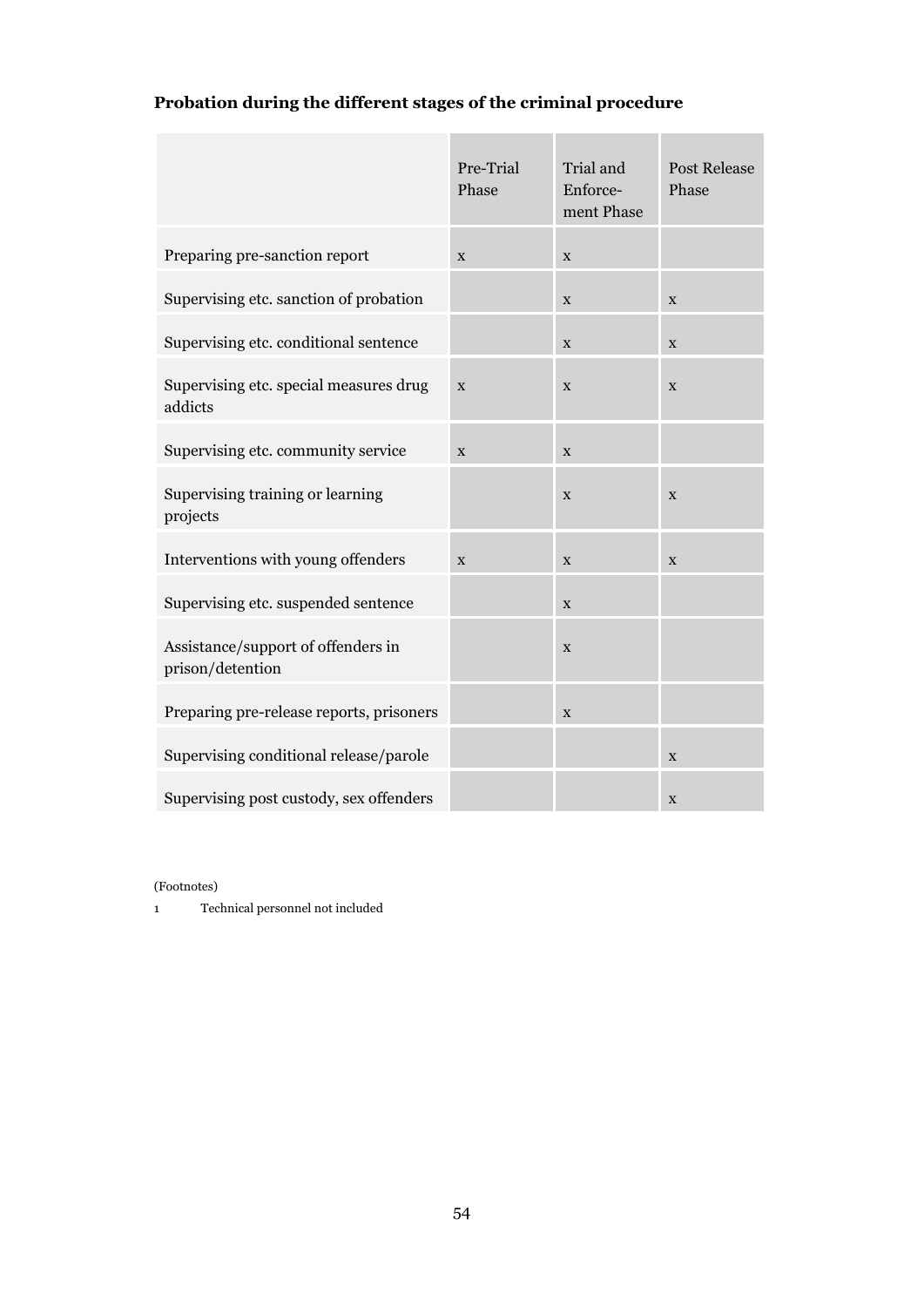**Probation during the different stages of the criminal procedure**

| | Pre-Trial Phase | Trial and Enforce-ment Phase | Post Release Phase |
|---|---|---|---|
| Preparing pre-sanction report | x | x | |
| Supervising etc. sanction of probation | | x | x |
| Supervising etc. conditional sentence | | x | x |
| Supervising etc. special measures drug addicts | x | x | x |
| Supervising etc. community service | x | x | |
| Supervising training or learning projects | | x | x |
| Interventions with young offenders | x | x | x |
| Supervising etc. suspended sentence | | x | |
| Assistance/support of offenders in prison/detention | | x | |
| Preparing pre-release reports, prisoners | | x | |
| Supervising conditional release/parole | | | x |
| Supervising post custody, sex offenders | | | x |

(Footnotes)

1 Technical personnel not included